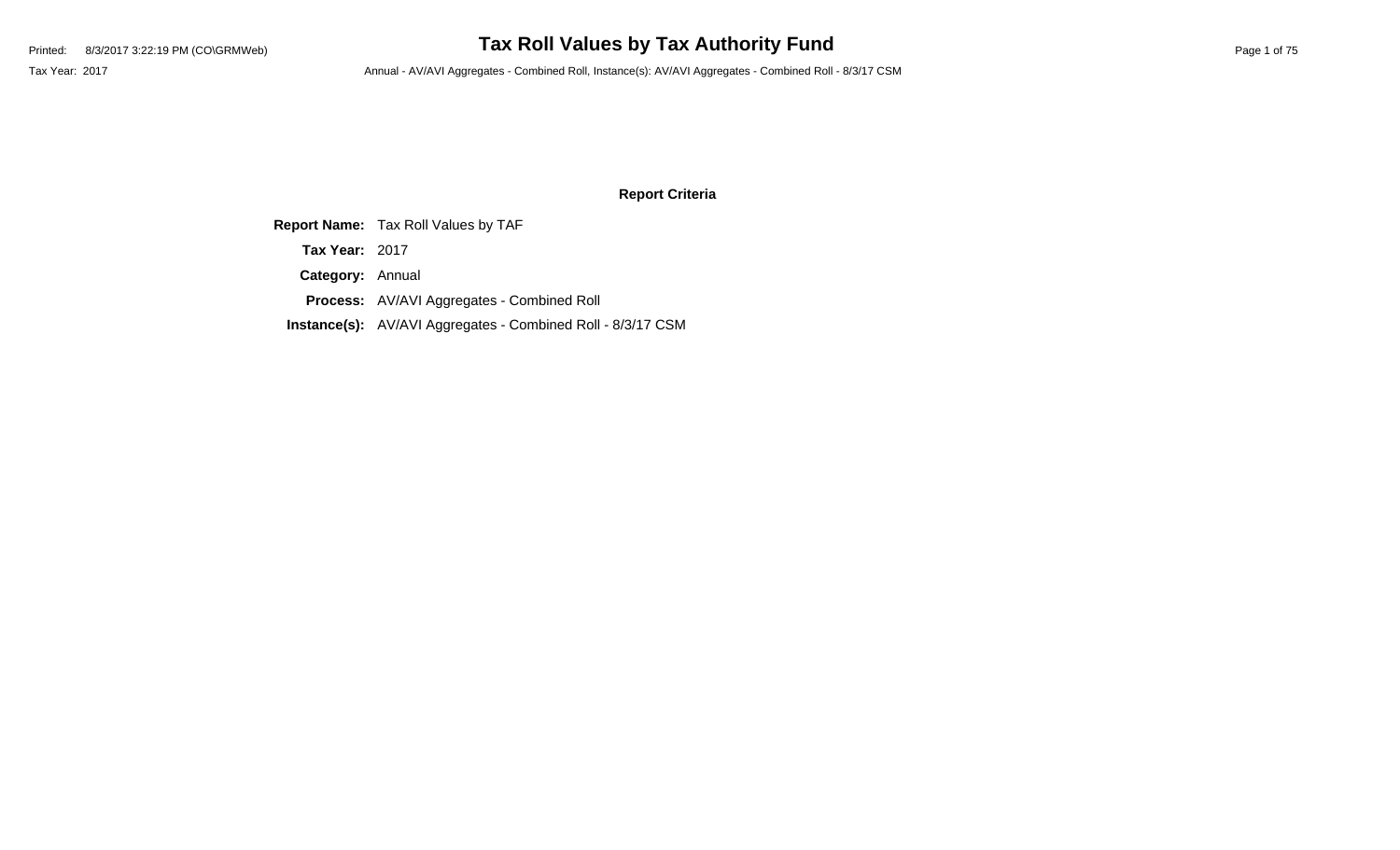# Tax Roll Values by Tax Authority Fund

Tax Year: 2017

Annual - AV/AVI Aggregates - Combined Roll, Instance(s): AV/AVI Aggregates - Combined Roll - 8/3/17 CSM

## Report Criteria

**Report Name:** Tax Roll Values by TAF

**Tax Year:** 2017

**Category:** Annual

**Process:** AV/AVI Aggregates - Combined Roll

**Instance(s):** AV/AVI Aggregates - Combined Roll - 8/3/17 CSM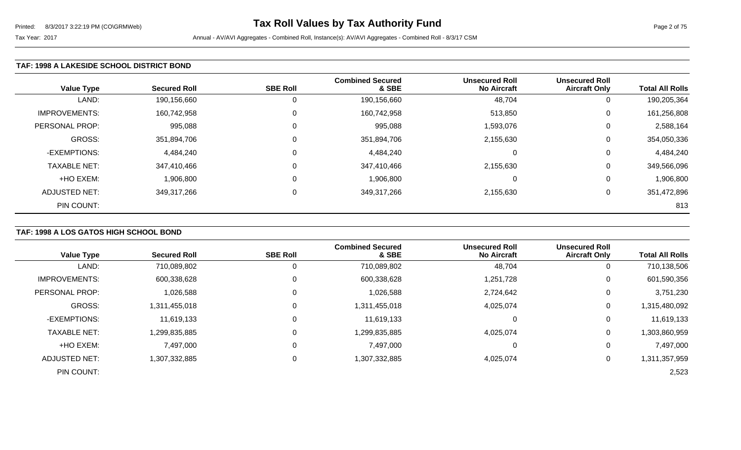# Tax Roll Values by Tax Authority Fund

Tax Year: 2017

Annual - AV/AVI Aggregates - Combined Roll, Instance(s): AV/AVI Aggregates - Combined Roll - 8/3/17 CSM

### TAF: 1998 A LAKESIDE SCHOOL DISTRICT BOND

| Value Type | Secured Roll | SBE Roll | Combined Secured & SBE | Unsecured Roll No Aircraft | Unsecured Roll Aircraft Only | Total All Rolls |
|---|---|---|---|---|---|---|
| LAND: | 190,156,660 | 0 | 190,156,660 | 48,704 | 0 | 190,205,364 |
| IMPROVEMENTS: | 160,742,958 | 0 | 160,742,958 | 513,850 | 0 | 161,256,808 |
| PERSONAL PROP: | 995,088 | 0 | 995,088 | 1,593,076 | 0 | 2,588,164 |
| GROSS: | 351,894,706 | 0 | 351,894,706 | 2,155,630 | 0 | 354,050,336 |
| -EXEMPTIONS: | 4,484,240 | 0 | 4,484,240 | 0 | 0 | 4,484,240 |
| TAXABLE NET: | 347,410,466 | 0 | 347,410,466 | 2,155,630 | 0 | 349,566,096 |
| +HO EXEM: | 1,906,800 | 0 | 1,906,800 | 0 | 0 | 1,906,800 |
| ADJUSTED NET: | 349,317,266 | 0 | 349,317,266 | 2,155,630 | 0 | 351,472,896 |
| PIN COUNT: | | | | | | 813 |

### TAF: 1998 A LOS GATOS HIGH SCHOOL BOND

| Value Type | Secured Roll | SBE Roll | Combined Secured & SBE | Unsecured Roll No Aircraft | Unsecured Roll Aircraft Only | Total All Rolls |
|---|---|---|---|---|---|---|
| LAND: | 710,089,802 | 0 | 710,089,802 | 48,704 | 0 | 710,138,506 |
| IMPROVEMENTS: | 600,338,628 | 0 | 600,338,628 | 1,251,728 | 0 | 601,590,356 |
| PERSONAL PROP: | 1,026,588 | 0 | 1,026,588 | 2,724,642 | 0 | 3,751,230 |
| GROSS: | 1,311,455,018 | 0 | 1,311,455,018 | 4,025,074 | 0 | 1,315,480,092 |
| -EXEMPTIONS: | 11,619,133 | 0 | 11,619,133 | 0 | 0 | 11,619,133 |
| TAXABLE NET: | 1,299,835,885 | 0 | 1,299,835,885 | 4,025,074 | 0 | 1,303,860,959 |
| +HO EXEM: | 7,497,000 | 0 | 7,497,000 | 0 | 0 | 7,497,000 |
| ADJUSTED NET: | 1,307,332,885 | 0 | 1,307,332,885 | 4,025,074 | 0 | 1,311,357,959 |
| PIN COUNT: | | | | | | 2,523 |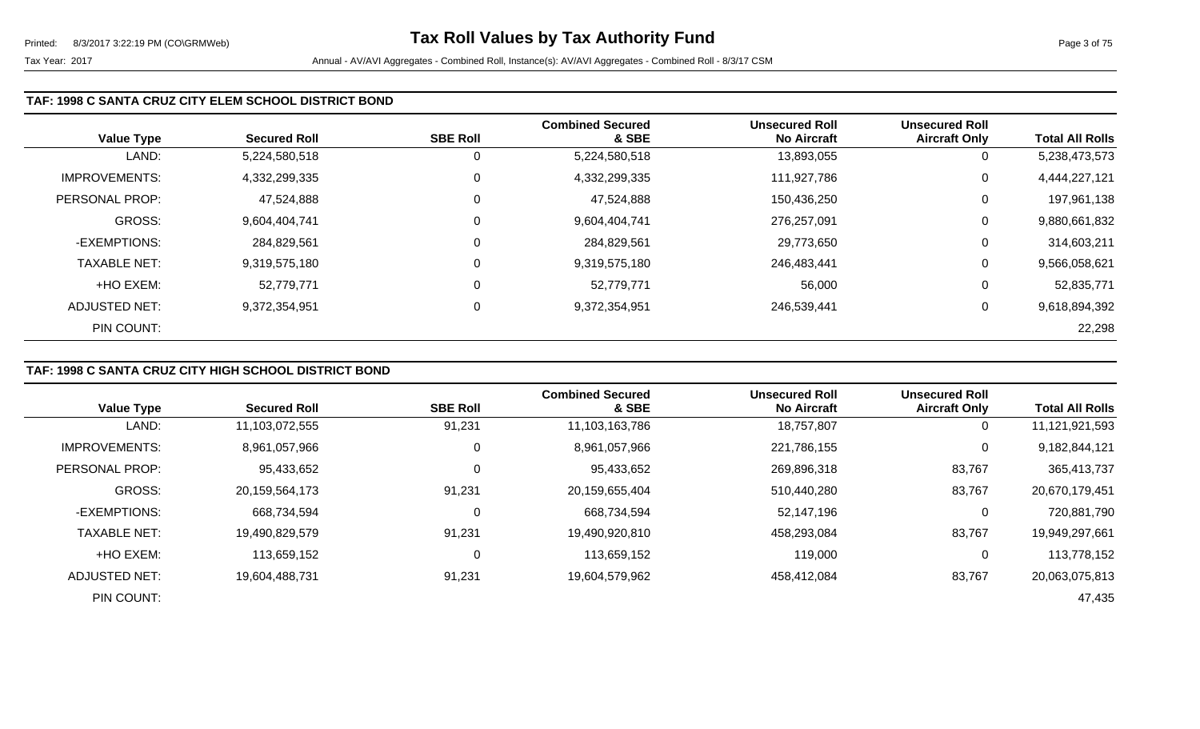### TAF: 1998 C SANTA CRUZ CITY ELEM SCHOOL DISTRICT BOND

| Value Type | Secured Roll | SBE Roll | Combined Secured & SBE | Unsecured Roll No Aircraft | Unsecured Roll Aircraft Only | Total All Rolls |
|---|---|---|---|---|---|---|
| LAND: | 5,224,580,518 | 0 | 5,224,580,518 | 13,893,055 | 0 | 5,238,473,573 |
| IMPROVEMENTS: | 4,332,299,335 | 0 | 4,332,299,335 | 111,927,786 | 0 | 4,444,227,121 |
| PERSONAL PROP: | 47,524,888 | 0 | 47,524,888 | 150,436,250 | 0 | 197,961,138 |
| GROSS: | 9,604,404,741 | 0 | 9,604,404,741 | 276,257,091 | 0 | 9,880,661,832 |
| -EXEMPTIONS: | 284,829,561 | 0 | 284,829,561 | 29,773,650 | 0 | 314,603,211 |
| TAXABLE NET: | 9,319,575,180 | 0 | 9,319,575,180 | 246,483,441 | 0 | 9,566,058,621 |
| +HO EXEM: | 52,779,771 | 0 | 52,779,771 | 56,000 | 0 | 52,835,771 |
| ADJUSTED NET: | 9,372,354,951 | 0 | 9,372,354,951 | 246,539,441 | 0 | 9,618,894,392 |
| PIN COUNT: | | | | | | 22,298 |

### TAF: 1998 C SANTA CRUZ CITY HIGH SCHOOL DISTRICT BOND

| Value Type | Secured Roll | SBE Roll | Combined Secured & SBE | Unsecured Roll No Aircraft | Unsecured Roll Aircraft Only | Total All Rolls |
|---|---|---|---|---|---|---|
| LAND: | 11,103,072,555 | 91,231 | 11,103,163,786 | 18,757,807 | 0 | 11,121,921,593 |
| IMPROVEMENTS: | 8,961,057,966 | 0 | 8,961,057,966 | 221,786,155 | 0 | 9,182,844,121 |
| PERSONAL PROP: | 95,433,652 | 0 | 95,433,652 | 269,896,318 | 83,767 | 365,413,737 |
| GROSS: | 20,159,564,173 | 91,231 | 20,159,655,404 | 510,440,280 | 83,767 | 20,670,179,451 |
| -EXEMPTIONS: | 668,734,594 | 0 | 668,734,594 | 52,147,196 | 0 | 720,881,790 |
| TAXABLE NET: | 19,490,829,579 | 91,231 | 19,490,920,810 | 458,293,084 | 83,767 | 19,949,297,661 |
| +HO EXEM: | 113,659,152 | 0 | 113,659,152 | 119,000 | 0 | 113,778,152 |
| ADJUSTED NET: | 19,604,488,731 | 91,231 | 19,604,579,962 | 458,412,084 | 83,767 | 20,063,075,813 |
| PIN COUNT: | | | | | | 47,435 |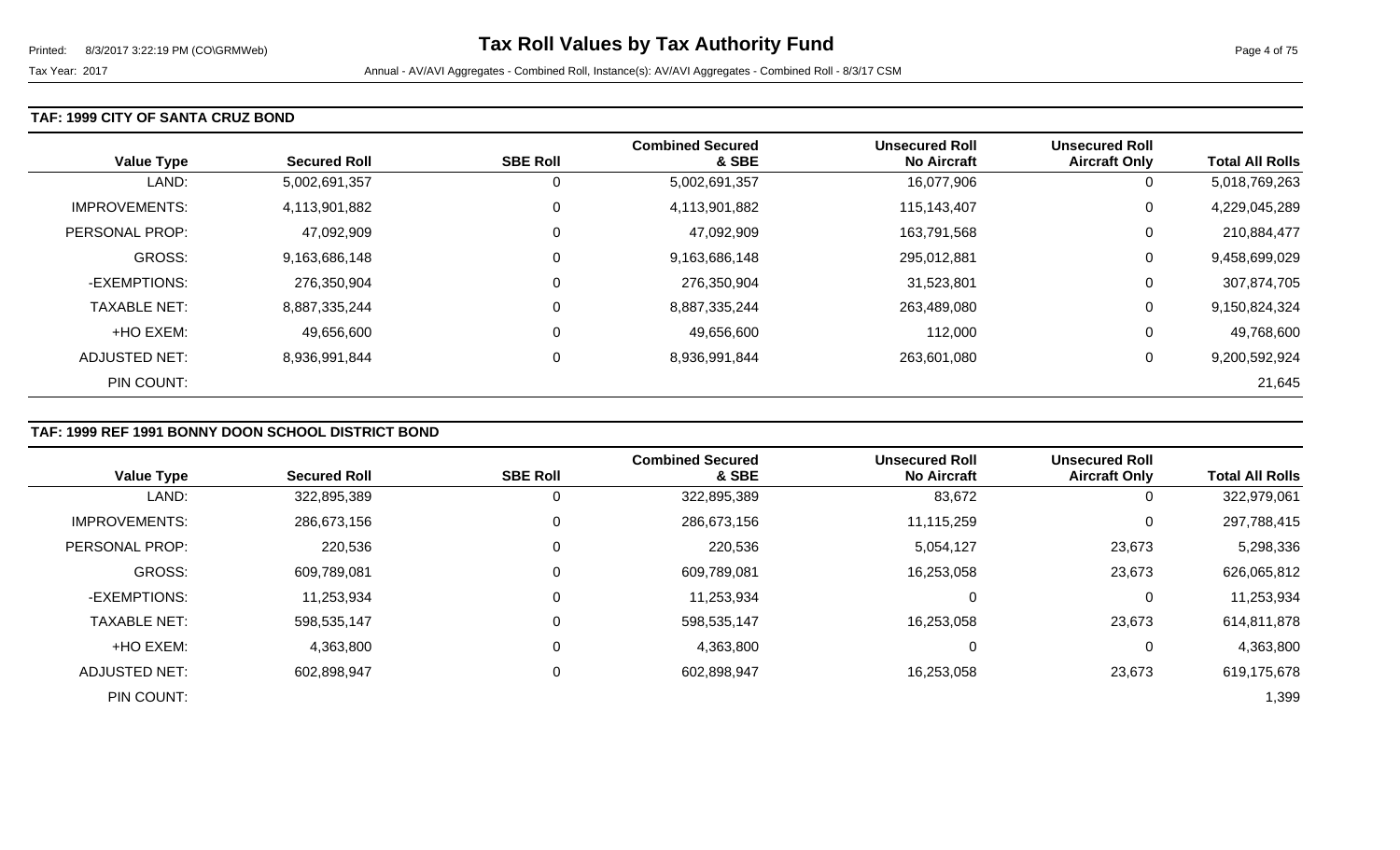# Tax Roll Values by Tax Authority Fund

Tax Year: 2017

Annual - AV/AVI Aggregates - Combined Roll, Instance(s): AV/AVI Aggregates - Combined Roll - 8/3/17 CSM

## TAF: 1999 CITY OF SANTA CRUZ BOND

| Value Type | Secured Roll | SBE Roll | Combined Secured & SBE | Unsecured Roll No Aircraft | Unsecured Roll Aircraft Only | Total All Rolls |
|---|---|---|---|---|---|---|
| LAND: | 5,002,691,357 | 0 | 5,002,691,357 | 16,077,906 | 0 | 5,018,769,263 |
| IMPROVEMENTS: | 4,113,901,882 | 0 | 4,113,901,882 | 115,143,407 | 0 | 4,229,045,289 |
| PERSONAL PROP: | 47,092,909 | 0 | 47,092,909 | 163,791,568 | 0 | 210,884,477 |
| GROSS: | 9,163,686,148 | 0 | 9,163,686,148 | 295,012,881 | 0 | 9,458,699,029 |
| -EXEMPTIONS: | 276,350,904 | 0 | 276,350,904 | 31,523,801 | 0 | 307,874,705 |
| TAXABLE NET: | 8,887,335,244 | 0 | 8,887,335,244 | 263,489,080 | 0 | 9,150,824,324 |
| +HO EXEM: | 49,656,600 | 0 | 49,656,600 | 112,000 | 0 | 49,768,600 |
| ADJUSTED NET: | 8,936,991,844 | 0 | 8,936,991,844 | 263,601,080 | 0 | 9,200,592,924 |
| PIN COUNT: | | | | | | 21,645 |

## TAF: 1999 REF 1991 BONNY DOON SCHOOL DISTRICT BOND

| Value Type | Secured Roll | SBE Roll | Combined Secured & SBE | Unsecured Roll No Aircraft | Unsecured Roll Aircraft Only | Total All Rolls |
|---|---|---|---|---|---|---|
| LAND: | 322,895,389 | 0 | 322,895,389 | 83,672 | 0 | 322,979,061 |
| IMPROVEMENTS: | 286,673,156 | 0 | 286,673,156 | 11,115,259 | 0 | 297,788,415 |
| PERSONAL PROP: | 220,536 | 0 | 220,536 | 5,054,127 | 23,673 | 5,298,336 |
| GROSS: | 609,789,081 | 0 | 609,789,081 | 16,253,058 | 23,673 | 626,065,812 |
| -EXEMPTIONS: | 11,253,934 | 0 | 11,253,934 | 0 | 0 | 11,253,934 |
| TAXABLE NET: | 598,535,147 | 0 | 598,535,147 | 16,253,058 | 23,673 | 614,811,878 |
| +HO EXEM: | 4,363,800 | 0 | 4,363,800 | 0 | 0 | 4,363,800 |
| ADJUSTED NET: | 602,898,947 | 0 | 602,898,947 | 16,253,058 | 23,673 | 619,175,678 |
| PIN COUNT: | | | | | | 1,399 |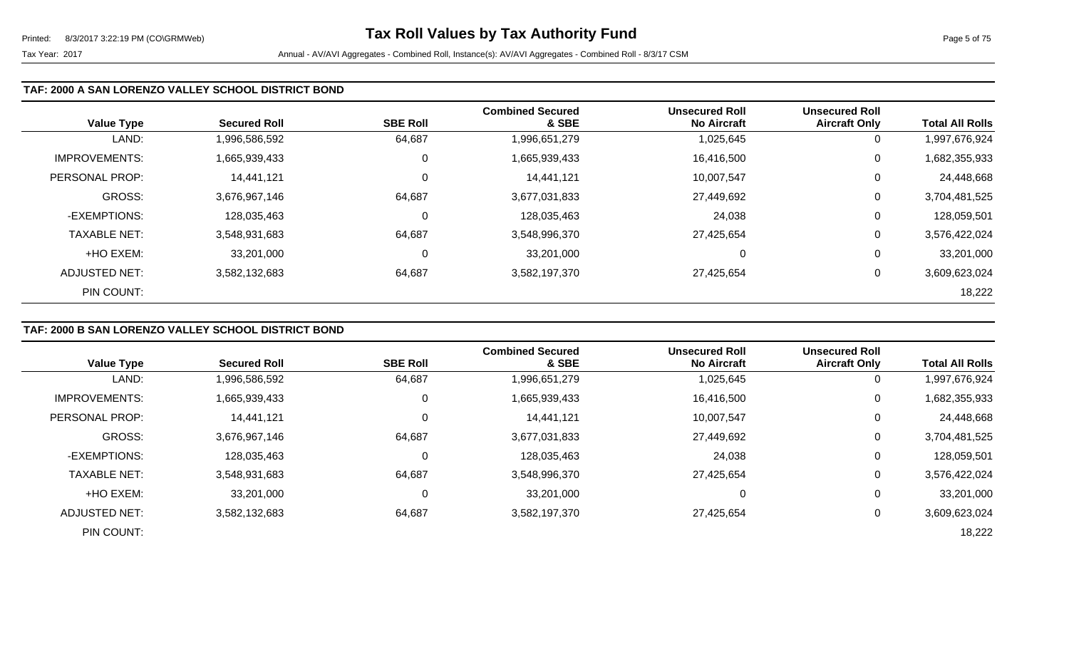# Tax Roll Values by Tax Authority Fund

Tax Year: 2017

Annual - AV/AVI Aggregates - Combined Roll, Instance(s): AV/AVI Aggregates - Combined Roll - 8/3/17 CSM

### TAF: 2000 A SAN LORENZO VALLEY SCHOOL DISTRICT BOND

| Value Type | Secured Roll | SBE Roll | Combined Secured & SBE | Unsecured Roll No Aircraft | Unsecured Roll Aircraft Only | Total All Rolls |
|---|---|---|---|---|---|---|
| LAND: | 1,996,586,592 | 64,687 | 1,996,651,279 | 1,025,645 | 0 | 1,997,676,924 |
| IMPROVEMENTS: | 1,665,939,433 | 0 | 1,665,939,433 | 16,416,500 | 0 | 1,682,355,933 |
| PERSONAL PROP: | 14,441,121 | 0 | 14,441,121 | 10,007,547 | 0 | 24,448,668 |
| GROSS: | 3,676,967,146 | 64,687 | 3,677,031,833 | 27,449,692 | 0 | 3,704,481,525 |
| -EXEMPTIONS: | 128,035,463 | 0 | 128,035,463 | 24,038 | 0 | 128,059,501 |
| TAXABLE NET: | 3,548,931,683 | 64,687 | 3,548,996,370 | 27,425,654 | 0 | 3,576,422,024 |
| +HO EXEM: | 33,201,000 | 0 | 33,201,000 | 0 | 0 | 33,201,000 |
| ADJUSTED NET: | 3,582,132,683 | 64,687 | 3,582,197,370 | 27,425,654 | 0 | 3,609,623,024 |
| PIN COUNT: | | | | | | 18,222 |

### TAF: 2000 B SAN LORENZO VALLEY SCHOOL DISTRICT BOND

| Value Type | Secured Roll | SBE Roll | Combined Secured & SBE | Unsecured Roll No Aircraft | Unsecured Roll Aircraft Only | Total All Rolls |
|---|---|---|---|---|---|---|
| LAND: | 1,996,586,592 | 64,687 | 1,996,651,279 | 1,025,645 | 0 | 1,997,676,924 |
| IMPROVEMENTS: | 1,665,939,433 | 0 | 1,665,939,433 | 16,416,500 | 0 | 1,682,355,933 |
| PERSONAL PROP: | 14,441,121 | 0 | 14,441,121 | 10,007,547 | 0 | 24,448,668 |
| GROSS: | 3,676,967,146 | 64,687 | 3,677,031,833 | 27,449,692 | 0 | 3,704,481,525 |
| -EXEMPTIONS: | 128,035,463 | 0 | 128,035,463 | 24,038 | 0 | 128,059,501 |
| TAXABLE NET: | 3,548,931,683 | 64,687 | 3,548,996,370 | 27,425,654 | 0 | 3,576,422,024 |
| +HO EXEM: | 33,201,000 | 0 | 33,201,000 | 0 | 0 | 33,201,000 |
| ADJUSTED NET: | 3,582,132,683 | 64,687 | 3,582,197,370 | 27,425,654 | 0 | 3,609,623,024 |
| PIN COUNT: | | | | | | 18,222 |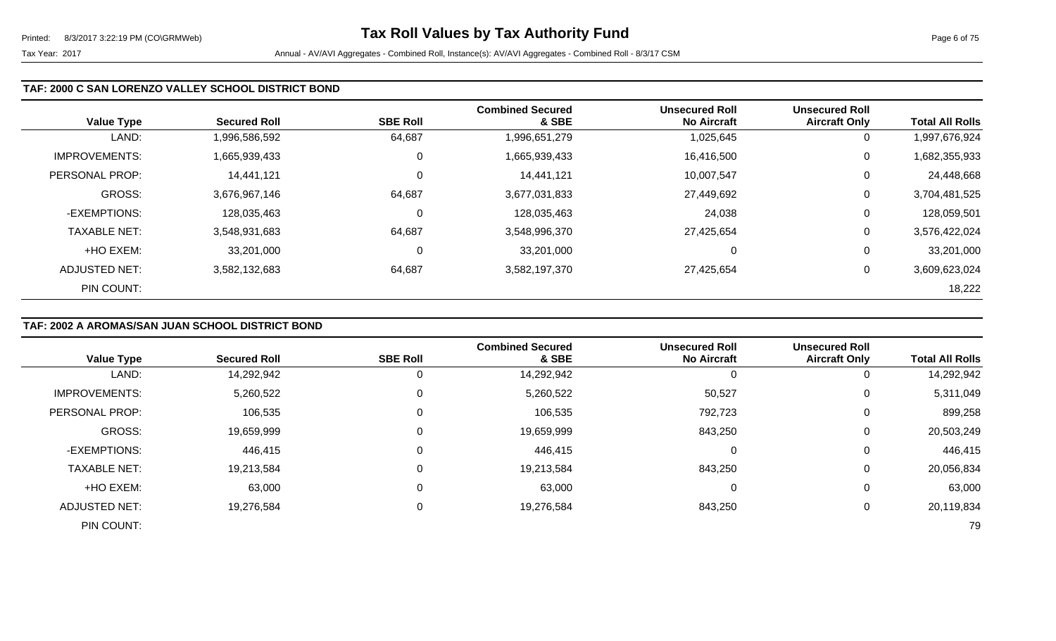### TAF: 2000 C SAN LORENZO VALLEY SCHOOL DISTRICT BOND

| Value Type | Secured Roll | SBE Roll | Combined Secured & SBE | Unsecured Roll No Aircraft | Unsecured Roll Aircraft Only | Total All Rolls |
|---|---|---|---|---|---|---|
| LAND: | 1,996,586,592 | 64,687 | 1,996,651,279 | 1,025,645 | 0 | 1,997,676,924 |
| IMPROVEMENTS: | 1,665,939,433 | 0 | 1,665,939,433 | 16,416,500 | 0 | 1,682,355,933 |
| PERSONAL PROP: | 14,441,121 | 0 | 14,441,121 | 10,007,547 | 0 | 24,448,668 |
| GROSS: | 3,676,967,146 | 64,687 | 3,677,031,833 | 27,449,692 | 0 | 3,704,481,525 |
| -EXEMPTIONS: | 128,035,463 | 0 | 128,035,463 | 24,038 | 0 | 128,059,501 |
| TAXABLE NET: | 3,548,931,683 | 64,687 | 3,548,996,370 | 27,425,654 | 0 | 3,576,422,024 |
| +HO EXEM: | 33,201,000 | 0 | 33,201,000 | 0 | 0 | 33,201,000 |
| ADJUSTED NET: | 3,582,132,683 | 64,687 | 3,582,197,370 | 27,425,654 | 0 | 3,609,623,024 |
| PIN COUNT: | | | | | | 18,222 |

### TAF: 2002 A AROMAS/SAN JUAN SCHOOL DISTRICT BOND

| Value Type | Secured Roll | SBE Roll | Combined Secured & SBE | Unsecured Roll No Aircraft | Unsecured Roll Aircraft Only | Total All Rolls |
|---|---|---|---|---|---|---|
| LAND: | 14,292,942 | 0 | 14,292,942 | 0 | 0 | 14,292,942 |
| IMPROVEMENTS: | 5,260,522 | 0 | 5,260,522 | 50,527 | 0 | 5,311,049 |
| PERSONAL PROP: | 106,535 | 0 | 106,535 | 792,723 | 0 | 899,258 |
| GROSS: | 19,659,999 | 0 | 19,659,999 | 843,250 | 0 | 20,503,249 |
| -EXEMPTIONS: | 446,415 | 0 | 446,415 | 0 | 0 | 446,415 |
| TAXABLE NET: | 19,213,584 | 0 | 19,213,584 | 843,250 | 0 | 20,056,834 |
| +HO EXEM: | 63,000 | 0 | 63,000 | 0 | 0 | 63,000 |
| ADJUSTED NET: | 19,276,584 | 0 | 19,276,584 | 843,250 | 0 | 20,119,834 |
| PIN COUNT: | | | | | | 79 |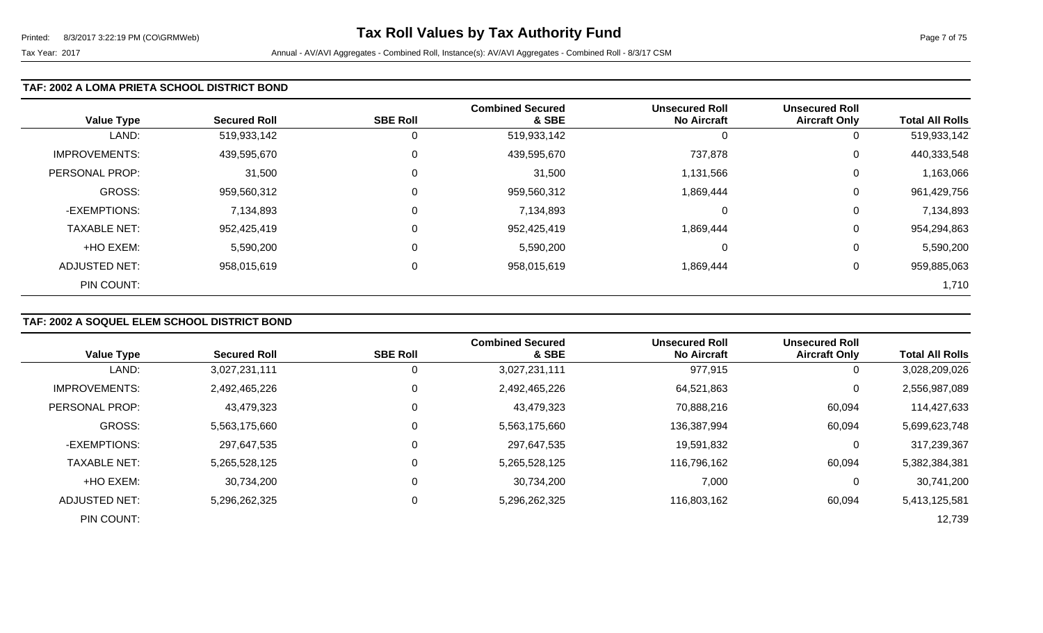# Tax Roll Values by Tax Authority Fund

Printed: 8/3/2017 3:22:19 PM (CO\GRMWeb)

Tax Year: 2017 — Annual - AV/AVI Aggregates - Combined Roll, Instance(s): AV/AVI Aggregates - Combined Roll - 8/3/17 CSM

## TAF: 2002 A LOMA PRIETA SCHOOL DISTRICT BOND

| Value Type | Secured Roll | SBE Roll | Combined Secured & SBE | Unsecured Roll No Aircraft | Unsecured Roll Aircraft Only | Total All Rolls |
|---|---|---|---|---|---|---|
| LAND: | 519,933,142 | 0 | 519,933,142 | 0 | 0 | 519,933,142 |
| IMPROVEMENTS: | 439,595,670 | 0 | 439,595,670 | 737,878 | 0 | 440,333,548 |
| PERSONAL PROP: | 31,500 | 0 | 31,500 | 1,131,566 | 0 | 1,163,066 |
| GROSS: | 959,560,312 | 0 | 959,560,312 | 1,869,444 | 0 | 961,429,756 |
| -EXEMPTIONS: | 7,134,893 | 0 | 7,134,893 | 0 | 0 | 7,134,893 |
| TAXABLE NET: | 952,425,419 | 0 | 952,425,419 | 1,869,444 | 0 | 954,294,863 |
| +HO EXEM: | 5,590,200 | 0 | 5,590,200 | 0 | 0 | 5,590,200 |
| ADJUSTED NET: | 958,015,619 | 0 | 958,015,619 | 1,869,444 | 0 | 959,885,063 |
| PIN COUNT: | | | | | | 1,710 |

## TAF: 2002 A SOQUEL ELEM SCHOOL DISTRICT BOND

| Value Type | Secured Roll | SBE Roll | Combined Secured & SBE | Unsecured Roll No Aircraft | Unsecured Roll Aircraft Only | Total All Rolls |
|---|---|---|---|---|---|---|
| LAND: | 3,027,231,111 | 0 | 3,027,231,111 | 977,915 | 0 | 3,028,209,026 |
| IMPROVEMENTS: | 2,492,465,226 | 0 | 2,492,465,226 | 64,521,863 | 0 | 2,556,987,089 |
| PERSONAL PROP: | 43,479,323 | 0 | 43,479,323 | 70,888,216 | 60,094 | 114,427,633 |
| GROSS: | 5,563,175,660 | 0 | 5,563,175,660 | 136,387,994 | 60,094 | 5,699,623,748 |
| -EXEMPTIONS: | 297,647,535 | 0 | 297,647,535 | 19,591,832 | 0 | 317,239,367 |
| TAXABLE NET: | 5,265,528,125 | 0 | 5,265,528,125 | 116,796,162 | 60,094 | 5,382,384,381 |
| +HO EXEM: | 30,734,200 | 0 | 30,734,200 | 7,000 | 0 | 30,741,200 |
| ADJUSTED NET: | 5,296,262,325 | 0 | 5,296,262,325 | 116,803,162 | 60,094 | 5,413,125,581 |
| PIN COUNT: | | | | | | 12,739 |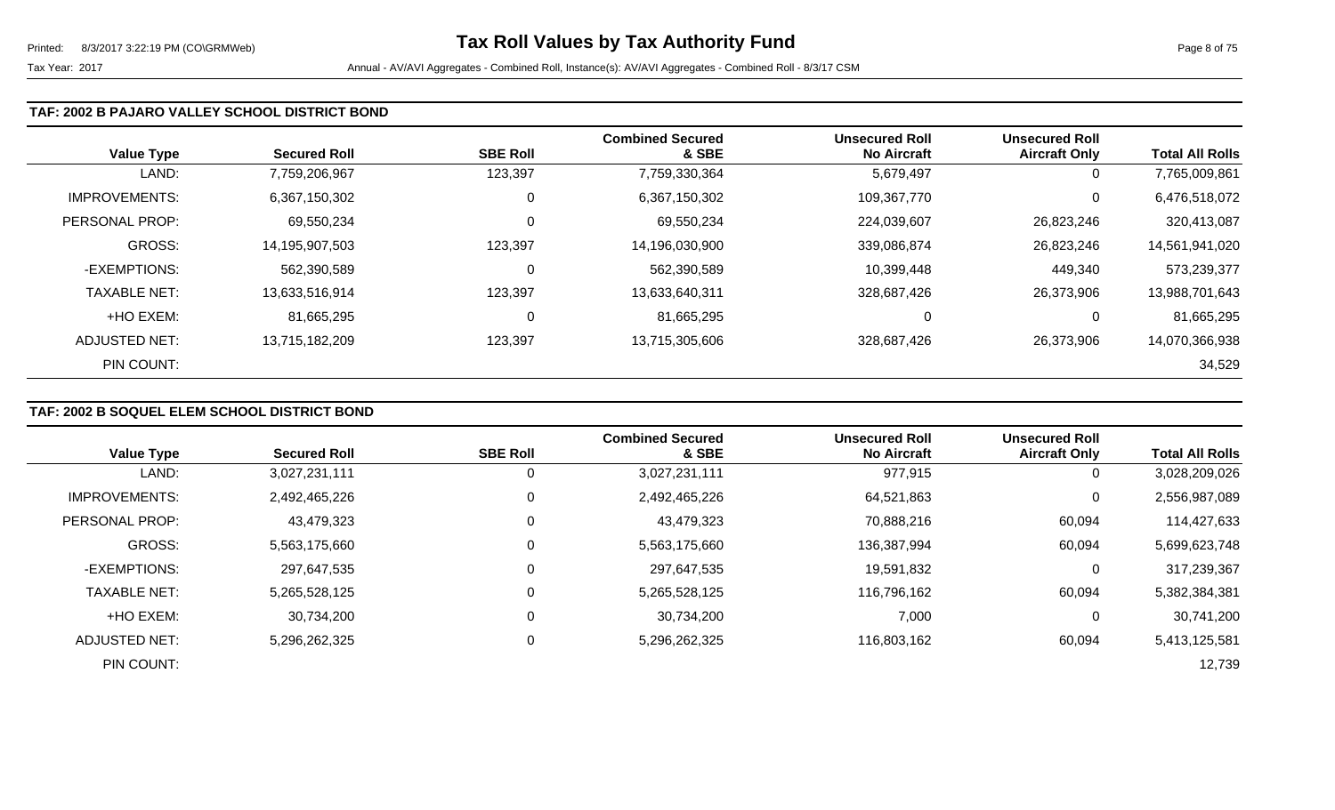### TAF: 2002 B PAJARO VALLEY SCHOOL DISTRICT BOND

| Value Type | Secured Roll | SBE Roll | Combined Secured & SBE | Unsecured Roll No Aircraft | Unsecured Roll Aircraft Only | Total All Rolls |
|---|---|---|---|---|---|---|
| LAND: | 7,759,206,967 | 123,397 | 7,759,330,364 | 5,679,497 | 0 | 7,765,009,861 |
| IMPROVEMENTS: | 6,367,150,302 | 0 | 6,367,150,302 | 109,367,770 | 0 | 6,476,518,072 |
| PERSONAL PROP: | 69,550,234 | 0 | 69,550,234 | 224,039,607 | 26,823,246 | 320,413,087 |
| GROSS: | 14,195,907,503 | 123,397 | 14,196,030,900 | 339,086,874 | 26,823,246 | 14,561,941,020 |
| -EXEMPTIONS: | 562,390,589 | 0 | 562,390,589 | 10,399,448 | 449,340 | 573,239,377 |
| TAXABLE NET: | 13,633,516,914 | 123,397 | 13,633,640,311 | 328,687,426 | 26,373,906 | 13,988,701,643 |
| +HO EXEM: | 81,665,295 | 0 | 81,665,295 | 0 | 0 | 81,665,295 |
| ADJUSTED NET: | 13,715,182,209 | 123,397 | 13,715,305,606 | 328,687,426 | 26,373,906 | 14,070,366,938 |
| PIN COUNT: | | | | | | 34,529 |

### TAF: 2002 B SOQUEL ELEM SCHOOL DISTRICT BOND

| Value Type | Secured Roll | SBE Roll | Combined Secured & SBE | Unsecured Roll No Aircraft | Unsecured Roll Aircraft Only | Total All Rolls |
|---|---|---|---|---|---|---|
| LAND: | 3,027,231,111 | 0 | 3,027,231,111 | 977,915 | 0 | 3,028,209,026 |
| IMPROVEMENTS: | 2,492,465,226 | 0 | 2,492,465,226 | 64,521,863 | 0 | 2,556,987,089 |
| PERSONAL PROP: | 43,479,323 | 0 | 43,479,323 | 70,888,216 | 60,094 | 114,427,633 |
| GROSS: | 5,563,175,660 | 0 | 5,563,175,660 | 136,387,994 | 60,094 | 5,699,623,748 |
| -EXEMPTIONS: | 297,647,535 | 0 | 297,647,535 | 19,591,832 | 0 | 317,239,367 |
| TAXABLE NET: | 5,265,528,125 | 0 | 5,265,528,125 | 116,796,162 | 60,094 | 5,382,384,381 |
| +HO EXEM: | 30,734,200 | 0 | 30,734,200 | 7,000 | 0 | 30,741,200 |
| ADJUSTED NET: | 5,296,262,325 | 0 | 5,296,262,325 | 116,803,162 | 60,094 | 5,413,125,581 |
| PIN COUNT: | | | | | | 12,739 |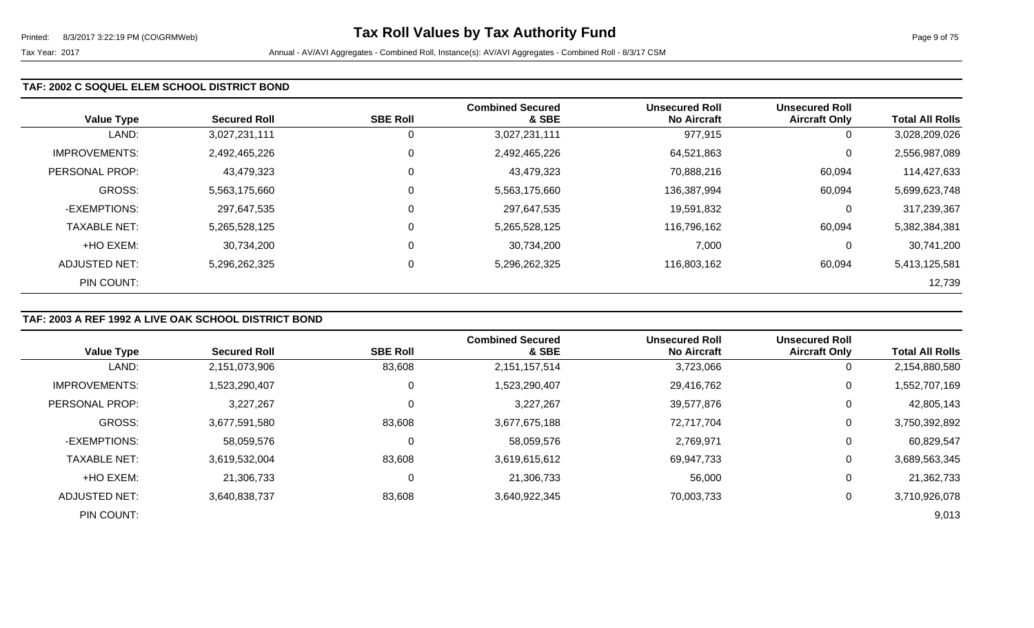### TAF: 2002 C SOQUEL ELEM SCHOOL DISTRICT BOND

| Value Type | Secured Roll | SBE Roll | Combined Secured & SBE | Unsecured Roll No Aircraft | Unsecured Roll Aircraft Only | Total All Rolls |
|---|---|---|---|---|---|---|
| LAND: | 3,027,231,111 | 0 | 3,027,231,111 | 977,915 | 0 | 3,028,209,026 |
| IMPROVEMENTS: | 2,492,465,226 | 0 | 2,492,465,226 | 64,521,863 | 0 | 2,556,987,089 |
| PERSONAL PROP: | 43,479,323 | 0 | 43,479,323 | 70,888,216 | 60,094 | 114,427,633 |
| GROSS: | 5,563,175,660 | 0 | 5,563,175,660 | 136,387,994 | 60,094 | 5,699,623,748 |
| -EXEMPTIONS: | 297,647,535 | 0 | 297,647,535 | 19,591,832 | 0 | 317,239,367 |
| TAXABLE NET: | 5,265,528,125 | 0 | 5,265,528,125 | 116,796,162 | 60,094 | 5,382,384,381 |
| +HO EXEM: | 30,734,200 | 0 | 30,734,200 | 7,000 | 0 | 30,741,200 |
| ADJUSTED NET: | 5,296,262,325 | 0 | 5,296,262,325 | 116,803,162 | 60,094 | 5,413,125,581 |
| PIN COUNT: | | | | | | 12,739 |

### TAF: 2003 A REF 1992 A LIVE OAK SCHOOL DISTRICT BOND

| Value Type | Secured Roll | SBE Roll | Combined Secured & SBE | Unsecured Roll No Aircraft | Unsecured Roll Aircraft Only | Total All Rolls |
|---|---|---|---|---|---|---|
| LAND: | 2,151,073,906 | 83,608 | 2,151,157,514 | 3,723,066 | 0 | 2,154,880,580 |
| IMPROVEMENTS: | 1,523,290,407 | 0 | 1,523,290,407 | 29,416,762 | 0 | 1,552,707,169 |
| PERSONAL PROP: | 3,227,267 | 0 | 3,227,267 | 39,577,876 | 0 | 42,805,143 |
| GROSS: | 3,677,591,580 | 83,608 | 3,677,675,188 | 72,717,704 | 0 | 3,750,392,892 |
| -EXEMPTIONS: | 58,059,576 | 0 | 58,059,576 | 2,769,971 | 0 | 60,829,547 |
| TAXABLE NET: | 3,619,532,004 | 83,608 | 3,619,615,612 | 69,947,733 | 0 | 3,689,563,345 |
| +HO EXEM: | 21,306,733 | 0 | 21,306,733 | 56,000 | 0 | 21,362,733 |
| ADJUSTED NET: | 3,640,838,737 | 83,608 | 3,640,922,345 | 70,003,733 | 0 | 3,710,926,078 |
| PIN COUNT: | | | | | | 9,013 |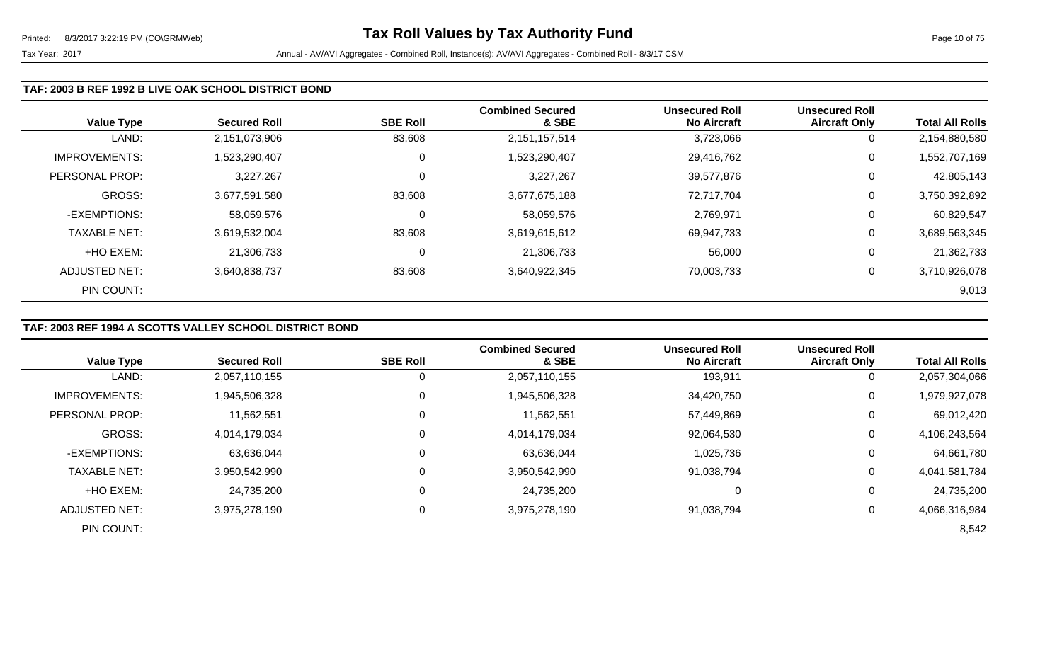### TAF: 2003 B REF 1992 B LIVE OAK SCHOOL DISTRICT BOND

| Value Type | Secured Roll | SBE Roll | Combined Secured & SBE | Unsecured Roll No Aircraft | Unsecured Roll Aircraft Only | Total All Rolls |
|---|---|---|---|---|---|---|
| LAND: | 2,151,073,906 | 83,608 | 2,151,157,514 | 3,723,066 | 0 | 2,154,880,580 |
| IMPROVEMENTS: | 1,523,290,407 | 0 | 1,523,290,407 | 29,416,762 | 0 | 1,552,707,169 |
| PERSONAL PROP: | 3,227,267 | 0 | 3,227,267 | 39,577,876 | 0 | 42,805,143 |
| GROSS: | 3,677,591,580 | 83,608 | 3,677,675,188 | 72,717,704 | 0 | 3,750,392,892 |
| -EXEMPTIONS: | 58,059,576 | 0 | 58,059,576 | 2,769,971 | 0 | 60,829,547 |
| TAXABLE NET: | 3,619,532,004 | 83,608 | 3,619,615,612 | 69,947,733 | 0 | 3,689,563,345 |
| +HO EXEM: | 21,306,733 | 0 | 21,306,733 | 56,000 | 0 | 21,362,733 |
| ADJUSTED NET: | 3,640,838,737 | 83,608 | 3,640,922,345 | 70,003,733 | 0 | 3,710,926,078 |
| PIN COUNT: | | | | | | 9,013 |

### TAF: 2003 REF 1994 A SCOTTS VALLEY SCHOOL DISTRICT BOND

| Value Type | Secured Roll | SBE Roll | Combined Secured & SBE | Unsecured Roll No Aircraft | Unsecured Roll Aircraft Only | Total All Rolls |
|---|---|---|---|---|---|---|
| LAND: | 2,057,110,155 | 0 | 2,057,110,155 | 193,911 | 0 | 2,057,304,066 |
| IMPROVEMENTS: | 1,945,506,328 | 0 | 1,945,506,328 | 34,420,750 | 0 | 1,979,927,078 |
| PERSONAL PROP: | 11,562,551 | 0 | 11,562,551 | 57,449,869 | 0 | 69,012,420 |
| GROSS: | 4,014,179,034 | 0 | 4,014,179,034 | 92,064,530 | 0 | 4,106,243,564 |
| -EXEMPTIONS: | 63,636,044 | 0 | 63,636,044 | 1,025,736 | 0 | 64,661,780 |
| TAXABLE NET: | 3,950,542,990 | 0 | 3,950,542,990 | 91,038,794 | 0 | 4,041,581,784 |
| +HO EXEM: | 24,735,200 | 0 | 24,735,200 | 0 | 0 | 24,735,200 |
| ADJUSTED NET: | 3,975,278,190 | 0 | 3,975,278,190 | 91,038,794 | 0 | 4,066,316,984 |
| PIN COUNT: | | | | | | 8,542 |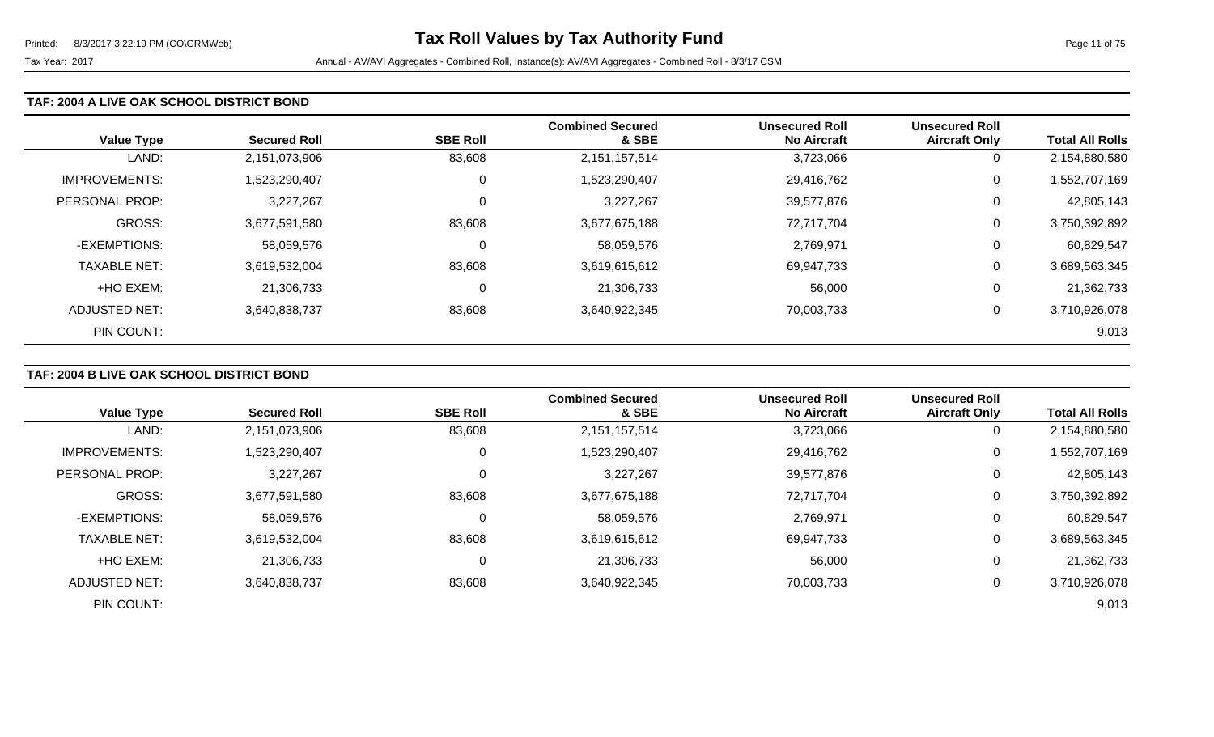# Tax Roll Values by Tax Authority Fund

Tax Year: 2017

Annual - AV/AVI Aggregates - Combined Roll, Instance(s): AV/AVI Aggregates - Combined Roll - 8/3/17 CSM

## TAF: 2004 A LIVE OAK SCHOOL DISTRICT BOND

| Value Type | Secured Roll | SBE Roll | Combined Secured & SBE | Unsecured Roll No Aircraft | Unsecured Roll Aircraft Only | Total All Rolls |
|---|---|---|---|---|---|---|
| LAND: | 2,151,073,906 | 83,608 | 2,151,157,514 | 3,723,066 | 0 | 2,154,880,580 |
| IMPROVEMENTS: | 1,523,290,407 | 0 | 1,523,290,407 | 29,416,762 | 0 | 1,552,707,169 |
| PERSONAL PROP: | 3,227,267 | 0 | 3,227,267 | 39,577,876 | 0 | 42,805,143 |
| GROSS: | 3,677,591,580 | 83,608 | 3,677,675,188 | 72,717,704 | 0 | 3,750,392,892 |
| -EXEMPTIONS: | 58,059,576 | 0 | 58,059,576 | 2,769,971 | 0 | 60,829,547 |
| TAXABLE NET: | 3,619,532,004 | 83,608 | 3,619,615,612 | 69,947,733 | 0 | 3,689,563,345 |
| +HO EXEM: | 21,306,733 | 0 | 21,306,733 | 56,000 | 0 | 21,362,733 |
| ADJUSTED NET: | 3,640,838,737 | 83,608 | 3,640,922,345 | 70,003,733 | 0 | 3,710,926,078 |
| PIN COUNT: | | | | | | 9,013 |

## TAF: 2004 B LIVE OAK SCHOOL DISTRICT BOND

| Value Type | Secured Roll | SBE Roll | Combined Secured & SBE | Unsecured Roll No Aircraft | Unsecured Roll Aircraft Only | Total All Rolls |
|---|---|---|---|---|---|---|
| LAND: | 2,151,073,906 | 83,608 | 2,151,157,514 | 3,723,066 | 0 | 2,154,880,580 |
| IMPROVEMENTS: | 1,523,290,407 | 0 | 1,523,290,407 | 29,416,762 | 0 | 1,552,707,169 |
| PERSONAL PROP: | 3,227,267 | 0 | 3,227,267 | 39,577,876 | 0 | 42,805,143 |
| GROSS: | 3,677,591,580 | 83,608 | 3,677,675,188 | 72,717,704 | 0 | 3,750,392,892 |
| -EXEMPTIONS: | 58,059,576 | 0 | 58,059,576 | 2,769,971 | 0 | 60,829,547 |
| TAXABLE NET: | 3,619,532,004 | 83,608 | 3,619,615,612 | 69,947,733 | 0 | 3,689,563,345 |
| +HO EXEM: | 21,306,733 | 0 | 21,306,733 | 56,000 | 0 | 21,362,733 |
| ADJUSTED NET: | 3,640,838,737 | 83,608 | 3,640,922,345 | 70,003,733 | 0 | 3,710,926,078 |
| PIN COUNT: | | | | | | 9,013 |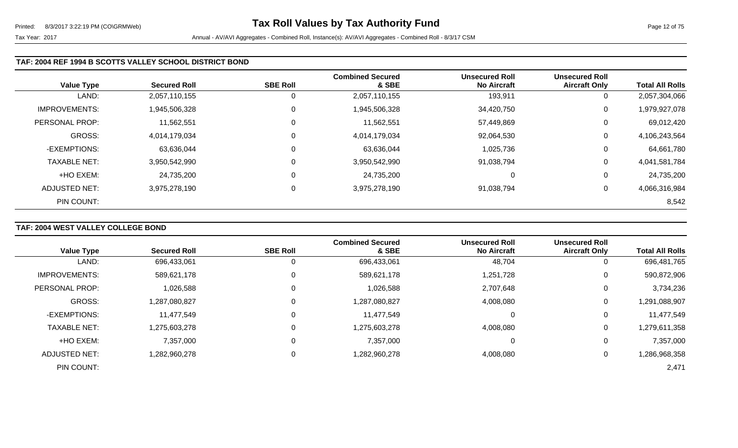Tax Year: 2017 — Annual - AV/AVI Aggregates - Combined Roll, Instance(s): AV/AVI Aggregates - Combined Roll - 8/3/17 CSM

### TAF: 2004 REF 1994 B SCOTTS VALLEY SCHOOL DISTRICT BOND

| Value Type | Secured Roll | SBE Roll | Combined Secured & SBE | Unsecured Roll No Aircraft | Unsecured Roll Aircraft Only | Total All Rolls |
|---|---|---|---|---|---|---|
| LAND: | 2,057,110,155 | 0 | 2,057,110,155 | 193,911 | 0 | 2,057,304,066 |
| IMPROVEMENTS: | 1,945,506,328 | 0 | 1,945,506,328 | 34,420,750 | 0 | 1,979,927,078 |
| PERSONAL PROP: | 11,562,551 | 0 | 11,562,551 | 57,449,869 | 0 | 69,012,420 |
| GROSS: | 4,014,179,034 | 0 | 4,014,179,034 | 92,064,530 | 0 | 4,106,243,564 |
| -EXEMPTIONS: | 63,636,044 | 0 | 63,636,044 | 1,025,736 | 0 | 64,661,780 |
| TAXABLE NET: | 3,950,542,990 | 0 | 3,950,542,990 | 91,038,794 | 0 | 4,041,581,784 |
| +HO EXEM: | 24,735,200 | 0 | 24,735,200 | 0 | 0 | 24,735,200 |
| ADJUSTED NET: | 3,975,278,190 | 0 | 3,975,278,190 | 91,038,794 | 0 | 4,066,316,984 |
| PIN COUNT: | | | | | | 8,542 |

### TAF: 2004 WEST VALLEY COLLEGE BOND

| Value Type | Secured Roll | SBE Roll | Combined Secured & SBE | Unsecured Roll No Aircraft | Unsecured Roll Aircraft Only | Total All Rolls |
|---|---|---|---|---|---|---|
| LAND: | 696,433,061 | 0 | 696,433,061 | 48,704 | 0 | 696,481,765 |
| IMPROVEMENTS: | 589,621,178 | 0 | 589,621,178 | 1,251,728 | 0 | 590,872,906 |
| PERSONAL PROP: | 1,026,588 | 0 | 1,026,588 | 2,707,648 | 0 | 3,734,236 |
| GROSS: | 1,287,080,827 | 0 | 1,287,080,827 | 4,008,080 | 0 | 1,291,088,907 |
| -EXEMPTIONS: | 11,477,549 | 0 | 11,477,549 | 0 | 0 | 11,477,549 |
| TAXABLE NET: | 1,275,603,278 | 0 | 1,275,603,278 | 4,008,080 | 0 | 1,279,611,358 |
| +HO EXEM: | 7,357,000 | 0 | 7,357,000 | 0 | 0 | 7,357,000 |
| ADJUSTED NET: | 1,282,960,278 | 0 | 1,282,960,278 | 4,008,080 | 0 | 1,286,968,358 |
| PIN COUNT: | | | | | | 2,471 |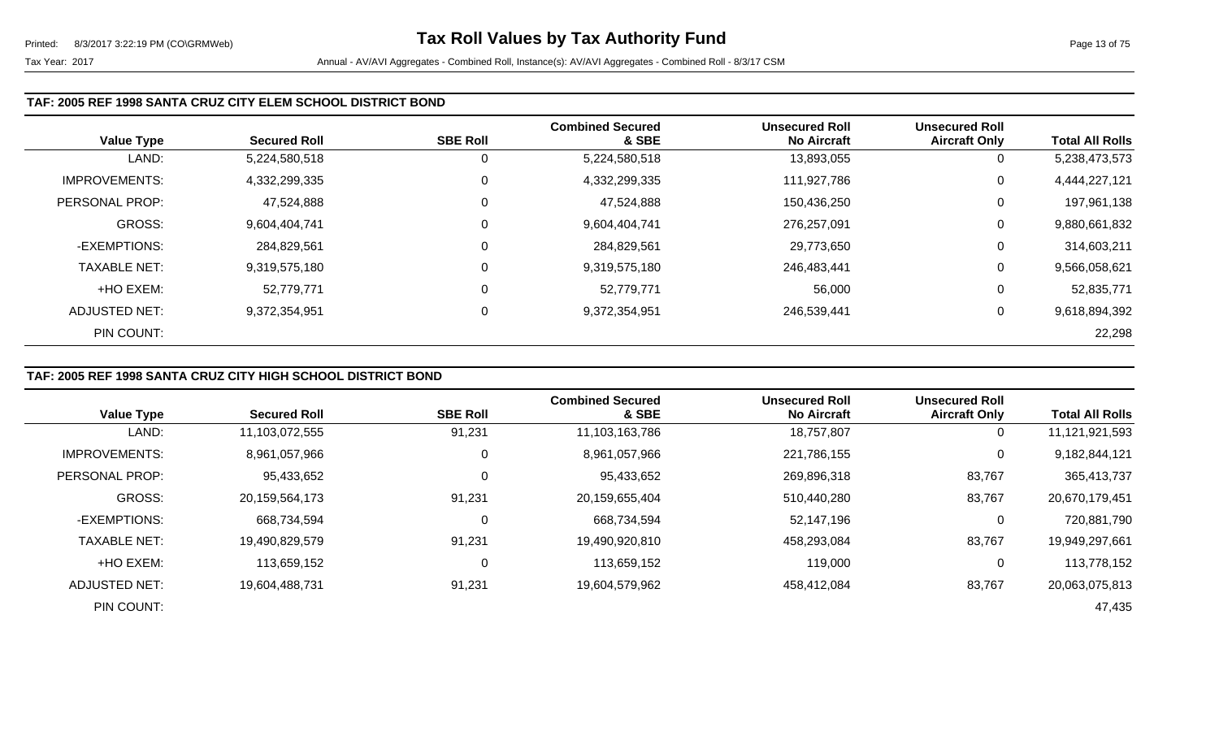### TAF: 2005 REF 1998 SANTA CRUZ CITY ELEM SCHOOL DISTRICT BOND

| Value Type | Secured Roll | SBE Roll | Combined Secured & SBE | Unsecured Roll No Aircraft | Unsecured Roll Aircraft Only | Total All Rolls |
|---|---|---|---|---|---|---|
| LAND: | 5,224,580,518 | 0 | 5,224,580,518 | 13,893,055 | 0 | 5,238,473,573 |
| IMPROVEMENTS: | 4,332,299,335 | 0 | 4,332,299,335 | 111,927,786 | 0 | 4,444,227,121 |
| PERSONAL PROP: | 47,524,888 | 0 | 47,524,888 | 150,436,250 | 0 | 197,961,138 |
| GROSS: | 9,604,404,741 | 0 | 9,604,404,741 | 276,257,091 | 0 | 9,880,661,832 |
| -EXEMPTIONS: | 284,829,561 | 0 | 284,829,561 | 29,773,650 | 0 | 314,603,211 |
| TAXABLE NET: | 9,319,575,180 | 0 | 9,319,575,180 | 246,483,441 | 0 | 9,566,058,621 |
| +HO EXEM: | 52,779,771 | 0 | 52,779,771 | 56,000 | 0 | 52,835,771 |
| ADJUSTED NET: | 9,372,354,951 | 0 | 9,372,354,951 | 246,539,441 | 0 | 9,618,894,392 |
| PIN COUNT: | | | | | | 22,298 |

### TAF: 2005 REF 1998 SANTA CRUZ CITY HIGH SCHOOL DISTRICT BOND

| Value Type | Secured Roll | SBE Roll | Combined Secured & SBE | Unsecured Roll No Aircraft | Unsecured Roll Aircraft Only | Total All Rolls |
|---|---|---|---|---|---|---|
| LAND: | 11,103,072,555 | 91,231 | 11,103,163,786 | 18,757,807 | 0 | 11,121,921,593 |
| IMPROVEMENTS: | 8,961,057,966 | 0 | 8,961,057,966 | 221,786,155 | 0 | 9,182,844,121 |
| PERSONAL PROP: | 95,433,652 | 0 | 95,433,652 | 269,896,318 | 83,767 | 365,413,737 |
| GROSS: | 20,159,564,173 | 91,231 | 20,159,655,404 | 510,440,280 | 83,767 | 20,670,179,451 |
| -EXEMPTIONS: | 668,734,594 | 0 | 668,734,594 | 52,147,196 | 0 | 720,881,790 |
| TAXABLE NET: | 19,490,829,579 | 91,231 | 19,490,920,810 | 458,293,084 | 83,767 | 19,949,297,661 |
| +HO EXEM: | 113,659,152 | 0 | 113,659,152 | 119,000 | 0 | 113,778,152 |
| ADJUSTED NET: | 19,604,488,731 | 91,231 | 19,604,579,962 | 458,412,084 | 83,767 | 20,063,075,813 |
| PIN COUNT: | | | | | | 47,435 |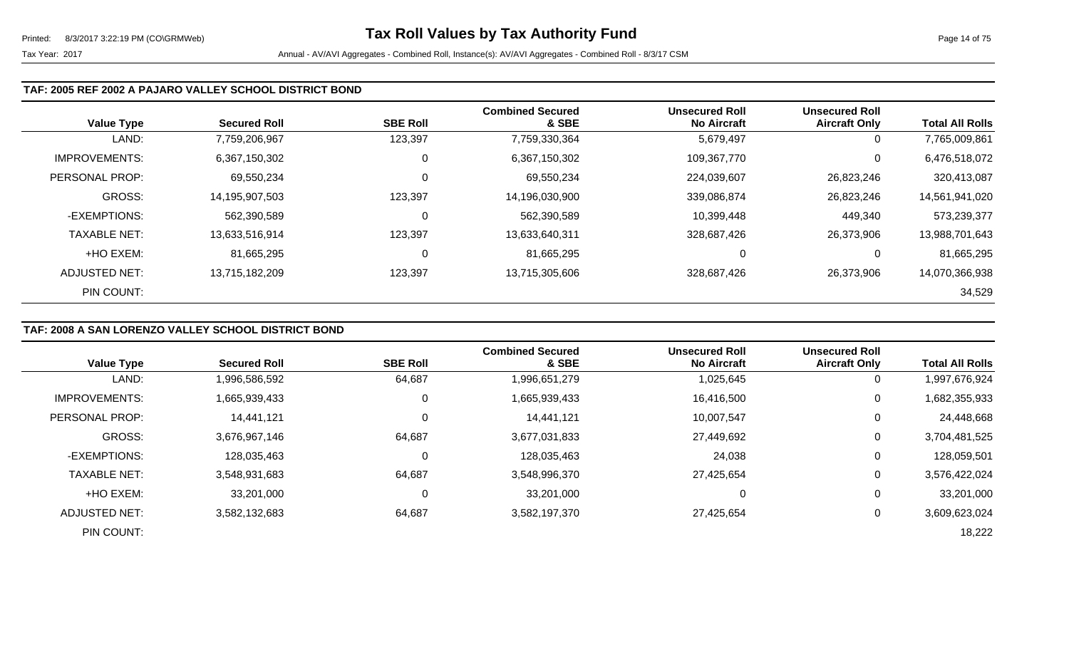### TAF: 2005 REF 2002 A PAJARO VALLEY SCHOOL DISTRICT BOND

| Value Type | Secured Roll | SBE Roll | Combined Secured & SBE | Unsecured Roll No Aircraft | Unsecured Roll Aircraft Only | Total All Rolls |
|---|---|---|---|---|---|---|
| LAND: | 7,759,206,967 | 123,397 | 7,759,330,364 | 5,679,497 | 0 | 7,765,009,861 |
| IMPROVEMENTS: | 6,367,150,302 | 0 | 6,367,150,302 | 109,367,770 | 0 | 6,476,518,072 |
| PERSONAL PROP: | 69,550,234 | 0 | 69,550,234 | 224,039,607 | 26,823,246 | 320,413,087 |
| GROSS: | 14,195,907,503 | 123,397 | 14,196,030,900 | 339,086,874 | 26,823,246 | 14,561,941,020 |
| -EXEMPTIONS: | 562,390,589 | 0 | 562,390,589 | 10,399,448 | 449,340 | 573,239,377 |
| TAXABLE NET: | 13,633,516,914 | 123,397 | 13,633,640,311 | 328,687,426 | 26,373,906 | 13,988,701,643 |
| +HO EXEM: | 81,665,295 | 0 | 81,665,295 | 0 | 0 | 81,665,295 |
| ADJUSTED NET: | 13,715,182,209 | 123,397 | 13,715,305,606 | 328,687,426 | 26,373,906 | 14,070,366,938 |
| PIN COUNT: | | | | | | 34,529 |

### TAF: 2008 A SAN LORENZO VALLEY SCHOOL DISTRICT BOND

| Value Type | Secured Roll | SBE Roll | Combined Secured & SBE | Unsecured Roll No Aircraft | Unsecured Roll Aircraft Only | Total All Rolls |
|---|---|---|---|---|---|---|
| LAND: | 1,996,586,592 | 64,687 | 1,996,651,279 | 1,025,645 | 0 | 1,997,676,924 |
| IMPROVEMENTS: | 1,665,939,433 | 0 | 1,665,939,433 | 16,416,500 | 0 | 1,682,355,933 |
| PERSONAL PROP: | 14,441,121 | 0 | 14,441,121 | 10,007,547 | 0 | 24,448,668 |
| GROSS: | 3,676,967,146 | 64,687 | 3,677,031,833 | 27,449,692 | 0 | 3,704,481,525 |
| -EXEMPTIONS: | 128,035,463 | 0 | 128,035,463 | 24,038 | 0 | 128,059,501 |
| TAXABLE NET: | 3,548,931,683 | 64,687 | 3,548,996,370 | 27,425,654 | 0 | 3,576,422,024 |
| +HO EXEM: | 33,201,000 | 0 | 33,201,000 | 0 | 0 | 33,201,000 |
| ADJUSTED NET: | 3,582,132,683 | 64,687 | 3,582,197,370 | 27,425,654 | 0 | 3,609,623,024 |
| PIN COUNT: | | | | | | 18,222 |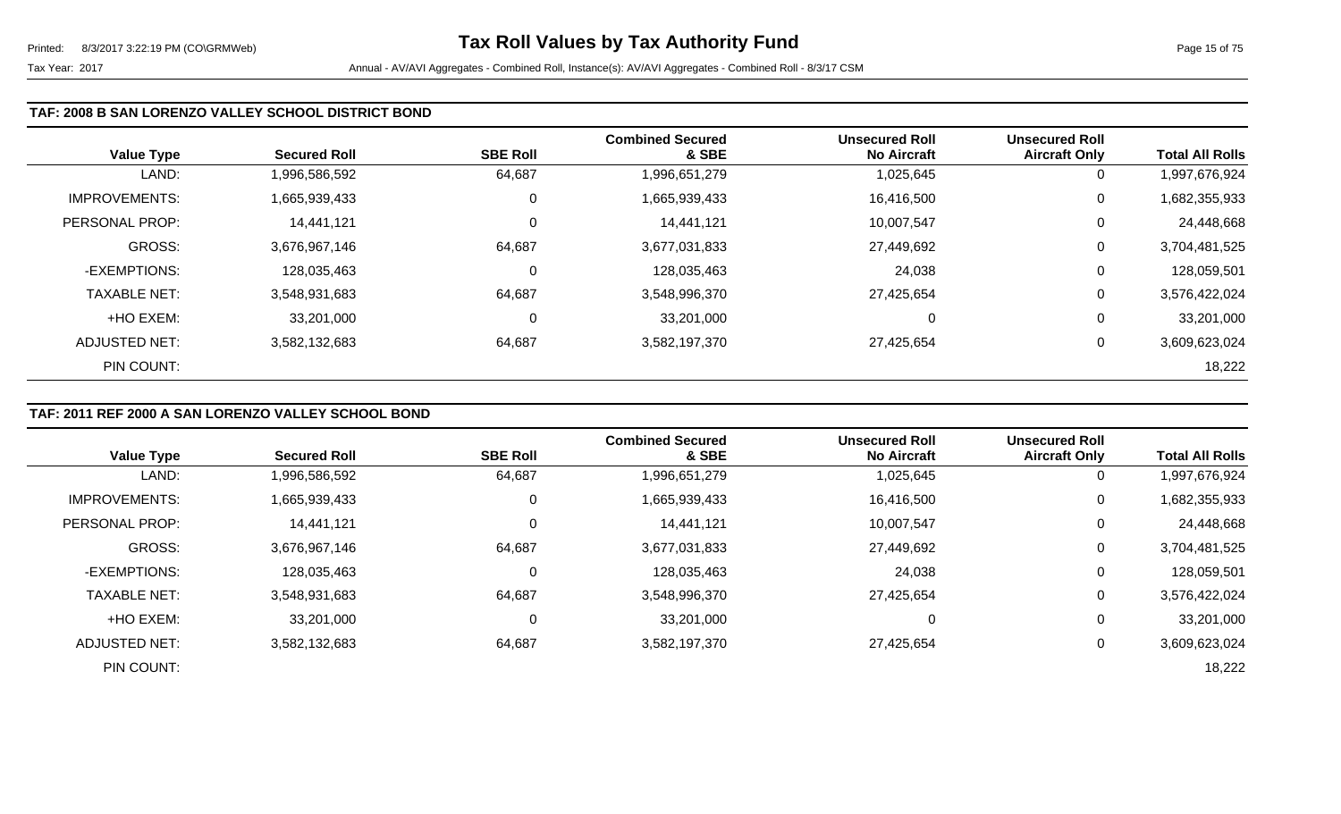Tax Year: 2017 Annual - AV/AVI Aggregates - Combined Roll, Instance(s): AV/AVI Aggregates - Combined Roll - 8/3/17 CSM

## TAF: 2008 B SAN LORENZO VALLEY SCHOOL DISTRICT BOND

| Value Type | Secured Roll | SBE Roll | Combined Secured & SBE | Unsecured Roll No Aircraft | Unsecured Roll Aircraft Only | Total All Rolls |
|---|---|---|---|---|---|---|
| LAND: | 1,996,586,592 | 64,687 | 1,996,651,279 | 1,025,645 | 0 | 1,997,676,924 |
| IMPROVEMENTS: | 1,665,939,433 | 0 | 1,665,939,433 | 16,416,500 | 0 | 1,682,355,933 |
| PERSONAL PROP: | 14,441,121 | 0 | 14,441,121 | 10,007,547 | 0 | 24,448,668 |
| GROSS: | 3,676,967,146 | 64,687 | 3,677,031,833 | 27,449,692 | 0 | 3,704,481,525 |
| -EXEMPTIONS: | 128,035,463 | 0 | 128,035,463 | 24,038 | 0 | 128,059,501 |
| TAXABLE NET: | 3,548,931,683 | 64,687 | 3,548,996,370 | 27,425,654 | 0 | 3,576,422,024 |
| +HO EXEM: | 33,201,000 | 0 | 33,201,000 | 0 | 0 | 33,201,000 |
| ADJUSTED NET: | 3,582,132,683 | 64,687 | 3,582,197,370 | 27,425,654 | 0 | 3,609,623,024 |
| PIN COUNT: | | | | | | 18,222 |

## TAF: 2011 REF 2000 A SAN LORENZO VALLEY SCHOOL BOND

| Value Type | Secured Roll | SBE Roll | Combined Secured & SBE | Unsecured Roll No Aircraft | Unsecured Roll Aircraft Only | Total All Rolls |
|---|---|---|---|---|---|---|
| LAND: | 1,996,586,592 | 64,687 | 1,996,651,279 | 1,025,645 | 0 | 1,997,676,924 |
| IMPROVEMENTS: | 1,665,939,433 | 0 | 1,665,939,433 | 16,416,500 | 0 | 1,682,355,933 |
| PERSONAL PROP: | 14,441,121 | 0 | 14,441,121 | 10,007,547 | 0 | 24,448,668 |
| GROSS: | 3,676,967,146 | 64,687 | 3,677,031,833 | 27,449,692 | 0 | 3,704,481,525 |
| -EXEMPTIONS: | 128,035,463 | 0 | 128,035,463 | 24,038 | 0 | 128,059,501 |
| TAXABLE NET: | 3,548,931,683 | 64,687 | 3,548,996,370 | 27,425,654 | 0 | 3,576,422,024 |
| +HO EXEM: | 33,201,000 | 0 | 33,201,000 | 0 | 0 | 33,201,000 |
| ADJUSTED NET: | 3,582,132,683 | 64,687 | 3,582,197,370 | 27,425,654 | 0 | 3,609,623,024 |
| PIN COUNT: | | | | | | 18,222 |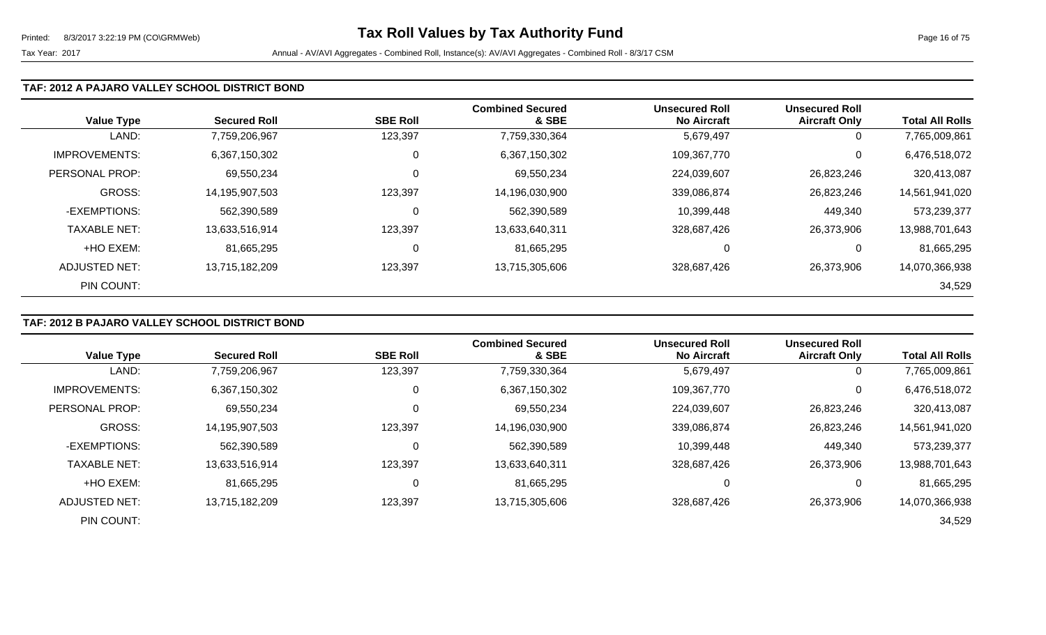**Tax Roll Values by Tax Authority Fund**

Tax Year: 2017

Annual - AV/AVI Aggregates - Combined Roll, Instance(s): AV/AVI Aggregates - Combined Roll - 8/3/17 CSM

### TAF: 2012 A PAJARO VALLEY SCHOOL DISTRICT BOND

| Value Type | Secured Roll | SBE Roll | Combined Secured & SBE | Unsecured Roll No Aircraft | Unsecured Roll Aircraft Only | Total All Rolls |
|---|---|---|---|---|---|---|
| LAND: | 7,759,206,967 | 123,397 | 7,759,330,364 | 5,679,497 | 0 | 7,765,009,861 |
| IMPROVEMENTS: | 6,367,150,302 | 0 | 6,367,150,302 | 109,367,770 | 0 | 6,476,518,072 |
| PERSONAL PROP: | 69,550,234 | 0 | 69,550,234 | 224,039,607 | 26,823,246 | 320,413,087 |
| GROSS: | 14,195,907,503 | 123,397 | 14,196,030,900 | 339,086,874 | 26,823,246 | 14,561,941,020 |
| -EXEMPTIONS: | 562,390,589 | 0 | 562,390,589 | 10,399,448 | 449,340 | 573,239,377 |
| TAXABLE NET: | 13,633,516,914 | 123,397 | 13,633,640,311 | 328,687,426 | 26,373,906 | 13,988,701,643 |
| +HO EXEM: | 81,665,295 | 0 | 81,665,295 | 0 | 0 | 81,665,295 |
| ADJUSTED NET: | 13,715,182,209 | 123,397 | 13,715,305,606 | 328,687,426 | 26,373,906 | 14,070,366,938 |
| PIN COUNT: | | | | | | 34,529 |

### TAF: 2012 B PAJARO VALLEY SCHOOL DISTRICT BOND

| Value Type | Secured Roll | SBE Roll | Combined Secured & SBE | Unsecured Roll No Aircraft | Unsecured Roll Aircraft Only | Total All Rolls |
|---|---|---|---|---|---|---|
| LAND: | 7,759,206,967 | 123,397 | 7,759,330,364 | 5,679,497 | 0 | 7,765,009,861 |
| IMPROVEMENTS: | 6,367,150,302 | 0 | 6,367,150,302 | 109,367,770 | 0 | 6,476,518,072 |
| PERSONAL PROP: | 69,550,234 | 0 | 69,550,234 | 224,039,607 | 26,823,246 | 320,413,087 |
| GROSS: | 14,195,907,503 | 123,397 | 14,196,030,900 | 339,086,874 | 26,823,246 | 14,561,941,020 |
| -EXEMPTIONS: | 562,390,589 | 0 | 562,390,589 | 10,399,448 | 449,340 | 573,239,377 |
| TAXABLE NET: | 13,633,516,914 | 123,397 | 13,633,640,311 | 328,687,426 | 26,373,906 | 13,988,701,643 |
| +HO EXEM: | 81,665,295 | 0 | 81,665,295 | 0 | 0 | 81,665,295 |
| ADJUSTED NET: | 13,715,182,209 | 123,397 | 13,715,305,606 | 328,687,426 | 26,373,906 | 14,070,366,938 |
| PIN COUNT: | | | | | | 34,529 |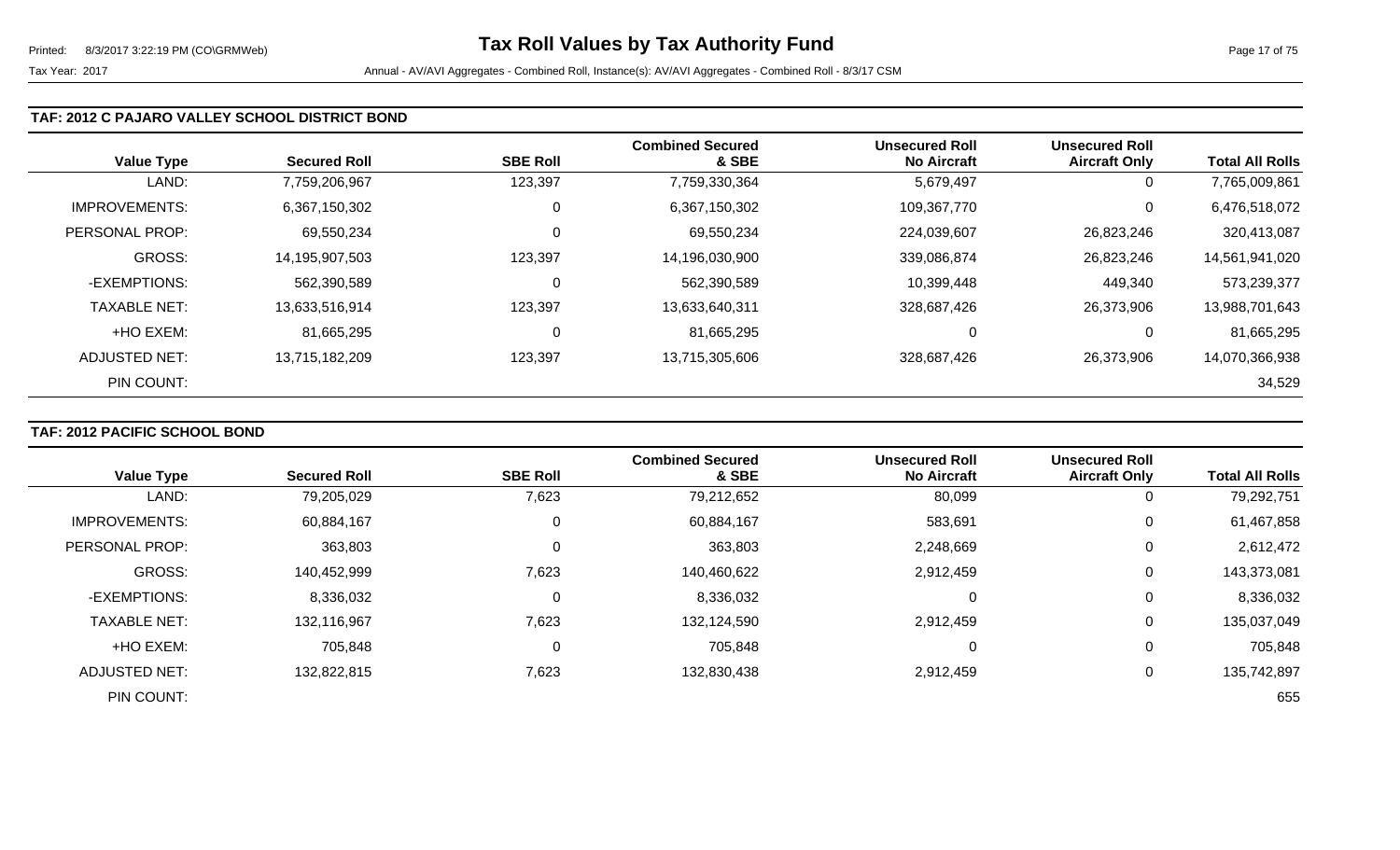### TAF: 2012 C PAJARO VALLEY SCHOOL DISTRICT BOND

| Value Type | Secured Roll | SBE Roll | Combined Secured & SBE | Unsecured Roll No Aircraft | Unsecured Roll Aircraft Only | Total All Rolls |
|---|---|---|---|---|---|---|
| LAND: | 7,759,206,967 | 123,397 | 7,759,330,364 | 5,679,497 | 0 | 7,765,009,861 |
| IMPROVEMENTS: | 6,367,150,302 | 0 | 6,367,150,302 | 109,367,770 | 0 | 6,476,518,072 |
| PERSONAL PROP: | 69,550,234 | 0 | 69,550,234 | 224,039,607 | 26,823,246 | 320,413,087 |
| GROSS: | 14,195,907,503 | 123,397 | 14,196,030,900 | 339,086,874 | 26,823,246 | 14,561,941,020 |
| -EXEMPTIONS: | 562,390,589 | 0 | 562,390,589 | 10,399,448 | 449,340 | 573,239,377 |
| TAXABLE NET: | 13,633,516,914 | 123,397 | 13,633,640,311 | 328,687,426 | 26,373,906 | 13,988,701,643 |
| +HO EXEM: | 81,665,295 | 0 | 81,665,295 | 0 | 0 | 81,665,295 |
| ADJUSTED NET: | 13,715,182,209 | 123,397 | 13,715,305,606 | 328,687,426 | 26,373,906 | 14,070,366,938 |
| PIN COUNT: | | | | | | 34,529 |

### TAF: 2012 PACIFIC SCHOOL BOND

| Value Type | Secured Roll | SBE Roll | Combined Secured & SBE | Unsecured Roll No Aircraft | Unsecured Roll Aircraft Only | Total All Rolls |
|---|---|---|---|---|---|---|
| LAND: | 79,205,029 | 7,623 | 79,212,652 | 80,099 | 0 | 79,292,751 |
| IMPROVEMENTS: | 60,884,167 | 0 | 60,884,167 | 583,691 | 0 | 61,467,858 |
| PERSONAL PROP: | 363,803 | 0 | 363,803 | 2,248,669 | 0 | 2,612,472 |
| GROSS: | 140,452,999 | 7,623 | 140,460,622 | 2,912,459 | 0 | 143,373,081 |
| -EXEMPTIONS: | 8,336,032 | 0 | 8,336,032 | 0 | 0 | 8,336,032 |
| TAXABLE NET: | 132,116,967 | 7,623 | 132,124,590 | 2,912,459 | 0 | 135,037,049 |
| +HO EXEM: | 705,848 | 0 | 705,848 | 0 | 0 | 705,848 |
| ADJUSTED NET: | 132,822,815 | 7,623 | 132,830,438 | 2,912,459 | 0 | 135,742,897 |
| PIN COUNT: | | | | | | 655 |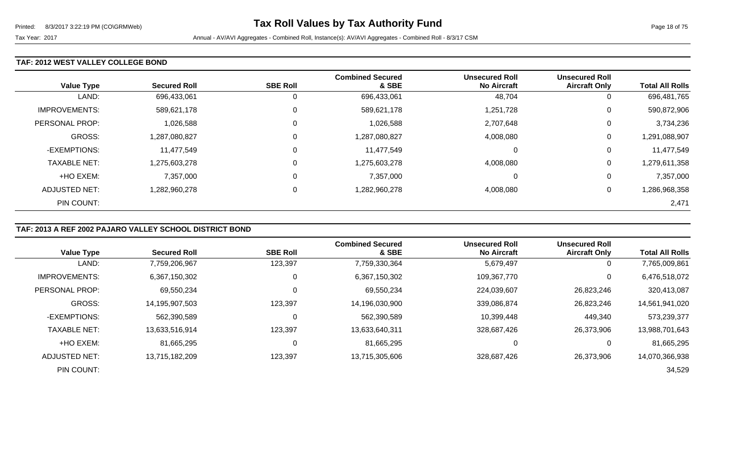### TAF: 2012 WEST VALLEY COLLEGE BOND

| Value Type | Secured Roll | SBE Roll | Combined Secured & SBE | Unsecured Roll No Aircraft | Unsecured Roll Aircraft Only | Total All Rolls |
|---|---|---|---|---|---|---|
| LAND: | 696,433,061 | 0 | 696,433,061 | 48,704 | 0 | 696,481,765 |
| IMPROVEMENTS: | 589,621,178 | 0 | 589,621,178 | 1,251,728 | 0 | 590,872,906 |
| PERSONAL PROP: | 1,026,588 | 0 | 1,026,588 | 2,707,648 | 0 | 3,734,236 |
| GROSS: | 1,287,080,827 | 0 | 1,287,080,827 | 4,008,080 | 0 | 1,291,088,907 |
| -EXEMPTIONS: | 11,477,549 | 0 | 11,477,549 | 0 | 0 | 11,477,549 |
| TAXABLE NET: | 1,275,603,278 | 0 | 1,275,603,278 | 4,008,080 | 0 | 1,279,611,358 |
| +HO EXEM: | 7,357,000 | 0 | 7,357,000 | 0 | 0 | 7,357,000 |
| ADJUSTED NET: | 1,282,960,278 | 0 | 1,282,960,278 | 4,008,080 | 0 | 1,286,968,358 |
| PIN COUNT: | | | | | | 2,471 |

### TAF: 2013 A REF 2002 PAJARO VALLEY SCHOOL DISTRICT BOND

| Value Type | Secured Roll | SBE Roll | Combined Secured & SBE | Unsecured Roll No Aircraft | Unsecured Roll Aircraft Only | Total All Rolls |
|---|---|---|---|---|---|---|
| LAND: | 7,759,206,967 | 123,397 | 7,759,330,364 | 5,679,497 | 0 | 7,765,009,861 |
| IMPROVEMENTS: | 6,367,150,302 | 0 | 6,367,150,302 | 109,367,770 | 0 | 6,476,518,072 |
| PERSONAL PROP: | 69,550,234 | 0 | 69,550,234 | 224,039,607 | 26,823,246 | 320,413,087 |
| GROSS: | 14,195,907,503 | 123,397 | 14,196,030,900 | 339,086,874 | 26,823,246 | 14,561,941,020 |
| -EXEMPTIONS: | 562,390,589 | 0 | 562,390,589 | 10,399,448 | 449,340 | 573,239,377 |
| TAXABLE NET: | 13,633,516,914 | 123,397 | 13,633,640,311 | 328,687,426 | 26,373,906 | 13,988,701,643 |
| +HO EXEM: | 81,665,295 | 0 | 81,665,295 | 0 | 0 | 81,665,295 |
| ADJUSTED NET: | 13,715,182,209 | 123,397 | 13,715,305,606 | 328,687,426 | 26,373,906 | 14,070,366,938 |
| PIN COUNT: | | | | | | 34,529 |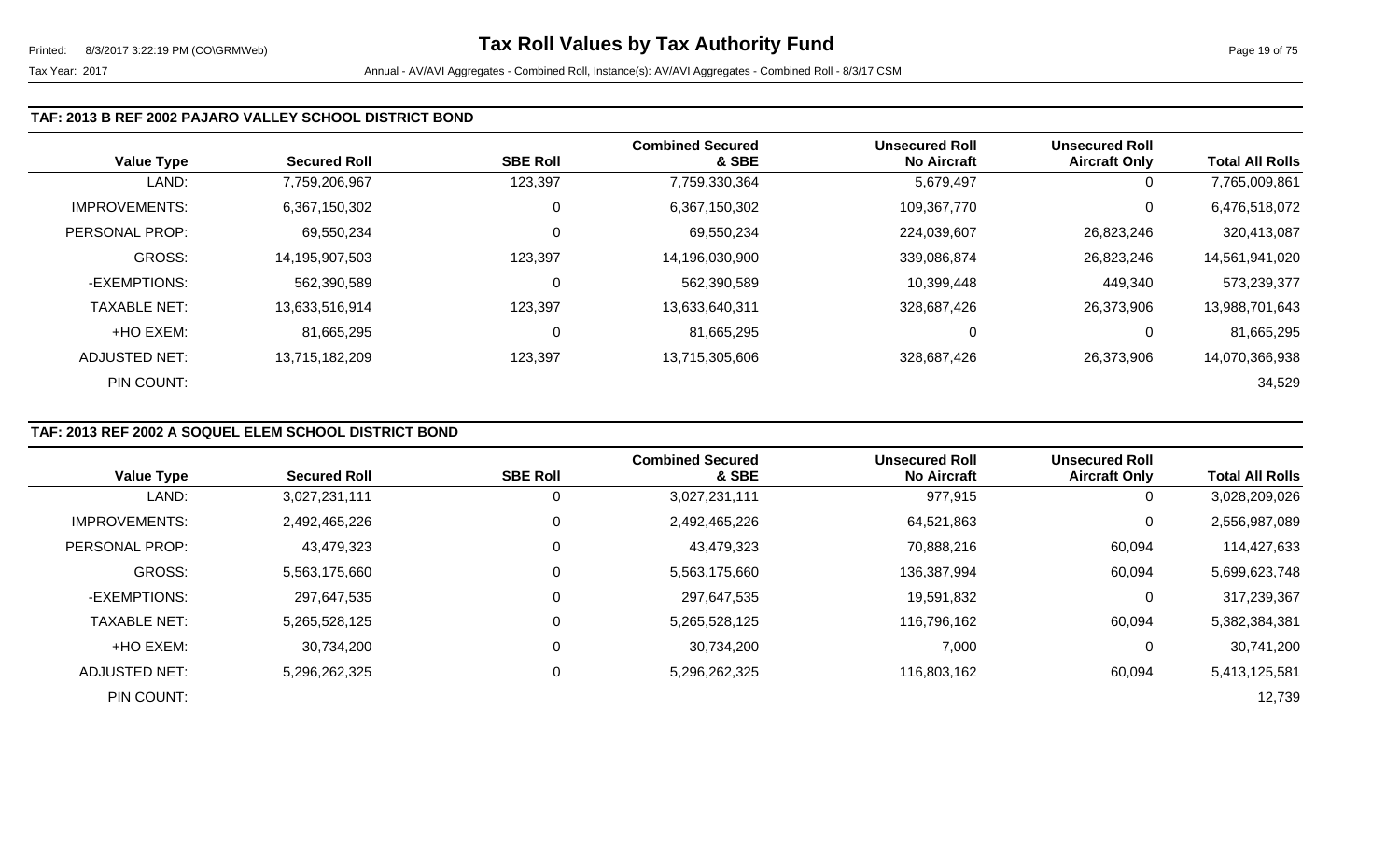### TAF: 2013 B REF 2002 PAJARO VALLEY SCHOOL DISTRICT BOND

| Value Type | Secured Roll | SBE Roll | Combined Secured & SBE | Unsecured Roll No Aircraft | Unsecured Roll Aircraft Only | Total All Rolls |
|---|---|---|---|---|---|---|
| LAND: | 7,759,206,967 | 123,397 | 7,759,330,364 | 5,679,497 | 0 | 7,765,009,861 |
| IMPROVEMENTS: | 6,367,150,302 | 0 | 6,367,150,302 | 109,367,770 | 0 | 6,476,518,072 |
| PERSONAL PROP: | 69,550,234 | 0 | 69,550,234 | 224,039,607 | 26,823,246 | 320,413,087 |
| GROSS: | 14,195,907,503 | 123,397 | 14,196,030,900 | 339,086,874 | 26,823,246 | 14,561,941,020 |
| -EXEMPTIONS: | 562,390,589 | 0 | 562,390,589 | 10,399,448 | 449,340 | 573,239,377 |
| TAXABLE NET: | 13,633,516,914 | 123,397 | 13,633,640,311 | 328,687,426 | 26,373,906 | 13,988,701,643 |
| +HO EXEM: | 81,665,295 | 0 | 81,665,295 | 0 | 0 | 81,665,295 |
| ADJUSTED NET: | 13,715,182,209 | 123,397 | 13,715,305,606 | 328,687,426 | 26,373,906 | 14,070,366,938 |
| PIN COUNT: | | | | | | 34,529 |

### TAF: 2013 REF 2002 A SOQUEL ELEM SCHOOL DISTRICT BOND

| Value Type | Secured Roll | SBE Roll | Combined Secured & SBE | Unsecured Roll No Aircraft | Unsecured Roll Aircraft Only | Total All Rolls |
|---|---|---|---|---|---|---|
| LAND: | 3,027,231,111 | 0 | 3,027,231,111 | 977,915 | 0 | 3,028,209,026 |
| IMPROVEMENTS: | 2,492,465,226 | 0 | 2,492,465,226 | 64,521,863 | 0 | 2,556,987,089 |
| PERSONAL PROP: | 43,479,323 | 0 | 43,479,323 | 70,888,216 | 60,094 | 114,427,633 |
| GROSS: | 5,563,175,660 | 0 | 5,563,175,660 | 136,387,994 | 60,094 | 5,699,623,748 |
| -EXEMPTIONS: | 297,647,535 | 0 | 297,647,535 | 19,591,832 | 0 | 317,239,367 |
| TAXABLE NET: | 5,265,528,125 | 0 | 5,265,528,125 | 116,796,162 | 60,094 | 5,382,384,381 |
| +HO EXEM: | 30,734,200 | 0 | 30,734,200 | 7,000 | 0 | 30,741,200 |
| ADJUSTED NET: | 5,296,262,325 | 0 | 5,296,262,325 | 116,803,162 | 60,094 | 5,413,125,581 |
| PIN COUNT: | | | | | | 12,739 |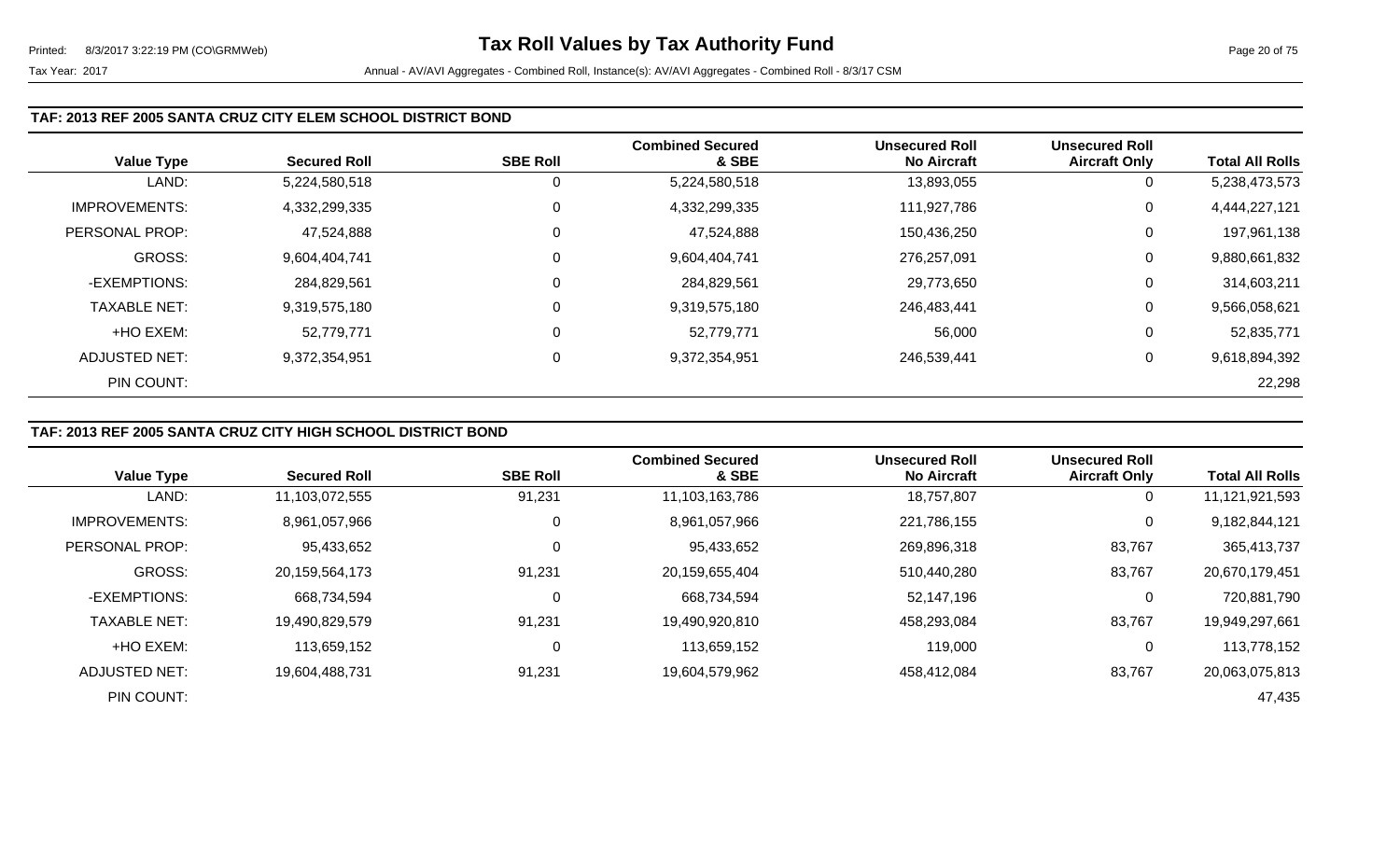### TAF: 2013 REF 2005 SANTA CRUZ CITY ELEM SCHOOL DISTRICT BOND

| Value Type | Secured Roll | SBE Roll | Combined Secured & SBE | Unsecured Roll No Aircraft | Unsecured Roll Aircraft Only | Total All Rolls |
|---|---|---|---|---|---|---|
| LAND: | 5,224,580,518 | 0 | 5,224,580,518 | 13,893,055 | 0 | 5,238,473,573 |
| IMPROVEMENTS: | 4,332,299,335 | 0 | 4,332,299,335 | 111,927,786 | 0 | 4,444,227,121 |
| PERSONAL PROP: | 47,524,888 | 0 | 47,524,888 | 150,436,250 | 0 | 197,961,138 |
| GROSS: | 9,604,404,741 | 0 | 9,604,404,741 | 276,257,091 | 0 | 9,880,661,832 |
| -EXEMPTIONS: | 284,829,561 | 0 | 284,829,561 | 29,773,650 | 0 | 314,603,211 |
| TAXABLE NET: | 9,319,575,180 | 0 | 9,319,575,180 | 246,483,441 | 0 | 9,566,058,621 |
| +HO EXEM: | 52,779,771 | 0 | 52,779,771 | 56,000 | 0 | 52,835,771 |
| ADJUSTED NET: | 9,372,354,951 | 0 | 9,372,354,951 | 246,539,441 | 0 | 9,618,894,392 |
| PIN COUNT: | | | | | | 22,298 |

### TAF: 2013 REF 2005 SANTA CRUZ CITY HIGH SCHOOL DISTRICT BOND

| Value Type | Secured Roll | SBE Roll | Combined Secured & SBE | Unsecured Roll No Aircraft | Unsecured Roll Aircraft Only | Total All Rolls |
|---|---|---|---|---|---|---|
| LAND: | 11,103,072,555 | 91,231 | 11,103,163,786 | 18,757,807 | 0 | 11,121,921,593 |
| IMPROVEMENTS: | 8,961,057,966 | 0 | 8,961,057,966 | 221,786,155 | 0 | 9,182,844,121 |
| PERSONAL PROP: | 95,433,652 | 0 | 95,433,652 | 269,896,318 | 83,767 | 365,413,737 |
| GROSS: | 20,159,564,173 | 91,231 | 20,159,655,404 | 510,440,280 | 83,767 | 20,670,179,451 |
| -EXEMPTIONS: | 668,734,594 | 0 | 668,734,594 | 52,147,196 | 0 | 720,881,790 |
| TAXABLE NET: | 19,490,829,579 | 91,231 | 19,490,920,810 | 458,293,084 | 83,767 | 19,949,297,661 |
| +HO EXEM: | 113,659,152 | 0 | 113,659,152 | 119,000 | 0 | 113,778,152 |
| ADJUSTED NET: | 19,604,488,731 | 91,231 | 19,604,579,962 | 458,412,084 | 83,767 | 20,063,075,813 |
| PIN COUNT: | | | | | | 47,435 |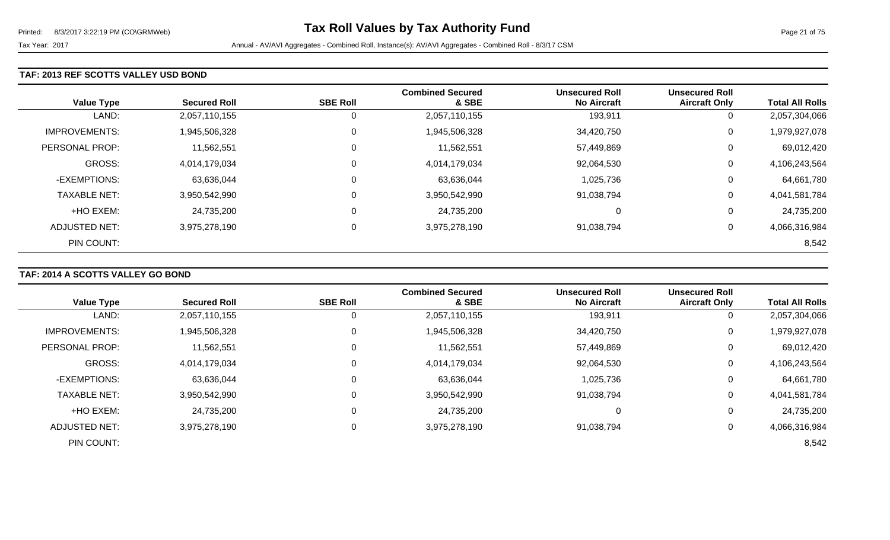# Tax Roll Values by Tax Authority Fund

Tax Year: 2017

Annual - AV/AVI Aggregates - Combined Roll, Instance(s): AV/AVI Aggregates - Combined Roll - 8/3/17 CSM

## TAF: 2013 REF SCOTTS VALLEY USD BOND

| Value Type | Secured Roll | SBE Roll | Combined Secured & SBE | Unsecured Roll No Aircraft | Unsecured Roll Aircraft Only | Total All Rolls |
|---|---|---|---|---|---|---|
| LAND: | 2,057,110,155 | 0 | 2,057,110,155 | 193,911 | 0 | 2,057,304,066 |
| IMPROVEMENTS: | 1,945,506,328 | 0 | 1,945,506,328 | 34,420,750 | 0 | 1,979,927,078 |
| PERSONAL PROP: | 11,562,551 | 0 | 11,562,551 | 57,449,869 | 0 | 69,012,420 |
| GROSS: | 4,014,179,034 | 0 | 4,014,179,034 | 92,064,530 | 0 | 4,106,243,564 |
| -EXEMPTIONS: | 63,636,044 | 0 | 63,636,044 | 1,025,736 | 0 | 64,661,780 |
| TAXABLE NET: | 3,950,542,990 | 0 | 3,950,542,990 | 91,038,794 | 0 | 4,041,581,784 |
| +HO EXEM: | 24,735,200 | 0 | 24,735,200 | 0 | 0 | 24,735,200 |
| ADJUSTED NET: | 3,975,278,190 | 0 | 3,975,278,190 | 91,038,794 | 0 | 4,066,316,984 |
| PIN COUNT: | | | | | | 8,542 |

## TAF: 2014 A SCOTTS VALLEY GO BOND

| Value Type | Secured Roll | SBE Roll | Combined Secured & SBE | Unsecured Roll No Aircraft | Unsecured Roll Aircraft Only | Total All Rolls |
|---|---|---|---|---|---|---|
| LAND: | 2,057,110,155 | 0 | 2,057,110,155 | 193,911 | 0 | 2,057,304,066 |
| IMPROVEMENTS: | 1,945,506,328 | 0 | 1,945,506,328 | 34,420,750 | 0 | 1,979,927,078 |
| PERSONAL PROP: | 11,562,551 | 0 | 11,562,551 | 57,449,869 | 0 | 69,012,420 |
| GROSS: | 4,014,179,034 | 0 | 4,014,179,034 | 92,064,530 | 0 | 4,106,243,564 |
| -EXEMPTIONS: | 63,636,044 | 0 | 63,636,044 | 1,025,736 | 0 | 64,661,780 |
| TAXABLE NET: | 3,950,542,990 | 0 | 3,950,542,990 | 91,038,794 | 0 | 4,041,581,784 |
| +HO EXEM: | 24,735,200 | 0 | 24,735,200 | 0 | 0 | 24,735,200 |
| ADJUSTED NET: | 3,975,278,190 | 0 | 3,975,278,190 | 91,038,794 | 0 | 4,066,316,984 |
| PIN COUNT: | | | | | | 8,542 |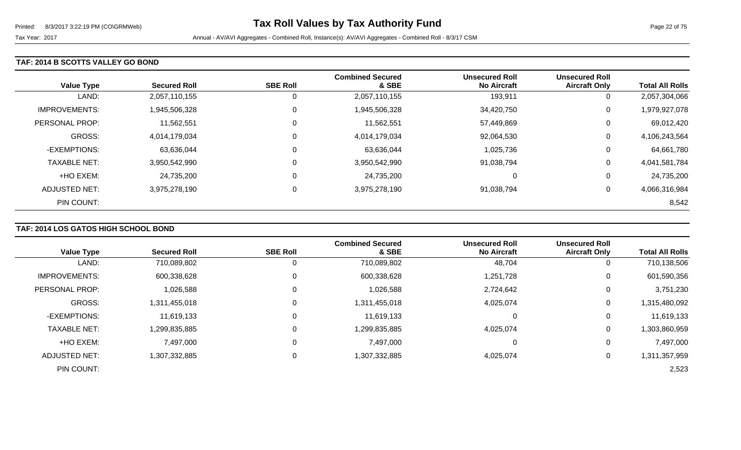# Tax Roll Values by Tax Authority Fund

Tax Year: 2017 — Annual - AV/AVI Aggregates - Combined Roll, Instance(s): AV/AVI Aggregates - Combined Roll - 8/3/17 CSM

## TAF: 2014 B SCOTTS VALLEY GO BOND

| Value Type | Secured Roll | SBE Roll | Combined Secured & SBE | Unsecured Roll No Aircraft | Unsecured Roll Aircraft Only | Total All Rolls |
|---|---|---|---|---|---|---|
| LAND: | 2,057,110,155 | 0 | 2,057,110,155 | 193,911 | 0 | 2,057,304,066 |
| IMPROVEMENTS: | 1,945,506,328 | 0 | 1,945,506,328 | 34,420,750 | 0 | 1,979,927,078 |
| PERSONAL PROP: | 11,562,551 | 0 | 11,562,551 | 57,449,869 | 0 | 69,012,420 |
| GROSS: | 4,014,179,034 | 0 | 4,014,179,034 | 92,064,530 | 0 | 4,106,243,564 |
| -EXEMPTIONS: | 63,636,044 | 0 | 63,636,044 | 1,025,736 | 0 | 64,661,780 |
| TAXABLE NET: | 3,950,542,990 | 0 | 3,950,542,990 | 91,038,794 | 0 | 4,041,581,784 |
| +HO EXEM: | 24,735,200 | 0 | 24,735,200 | 0 | 0 | 24,735,200 |
| ADJUSTED NET: | 3,975,278,190 | 0 | 3,975,278,190 | 91,038,794 | 0 | 4,066,316,984 |
| PIN COUNT: | | | | | | 8,542 |

## TAF: 2014 LOS GATOS HIGH SCHOOL BOND

| Value Type | Secured Roll | SBE Roll | Combined Secured & SBE | Unsecured Roll No Aircraft | Unsecured Roll Aircraft Only | Total All Rolls |
|---|---|---|---|---|---|---|
| LAND: | 710,089,802 | 0 | 710,089,802 | 48,704 | 0 | 710,138,506 |
| IMPROVEMENTS: | 600,338,628 | 0 | 600,338,628 | 1,251,728 | 0 | 601,590,356 |
| PERSONAL PROP: | 1,026,588 | 0 | 1,026,588 | 2,724,642 | 0 | 3,751,230 |
| GROSS: | 1,311,455,018 | 0 | 1,311,455,018 | 4,025,074 | 0 | 1,315,480,092 |
| -EXEMPTIONS: | 11,619,133 | 0 | 11,619,133 | 0 | 0 | 11,619,133 |
| TAXABLE NET: | 1,299,835,885 | 0 | 1,299,835,885 | 4,025,074 | 0 | 1,303,860,959 |
| +HO EXEM: | 7,497,000 | 0 | 7,497,000 | 0 | 0 | 7,497,000 |
| ADJUSTED NET: | 1,307,332,885 | 0 | 1,307,332,885 | 4,025,074 | 0 | 1,311,357,959 |
| PIN COUNT: | | | | | | 2,523 |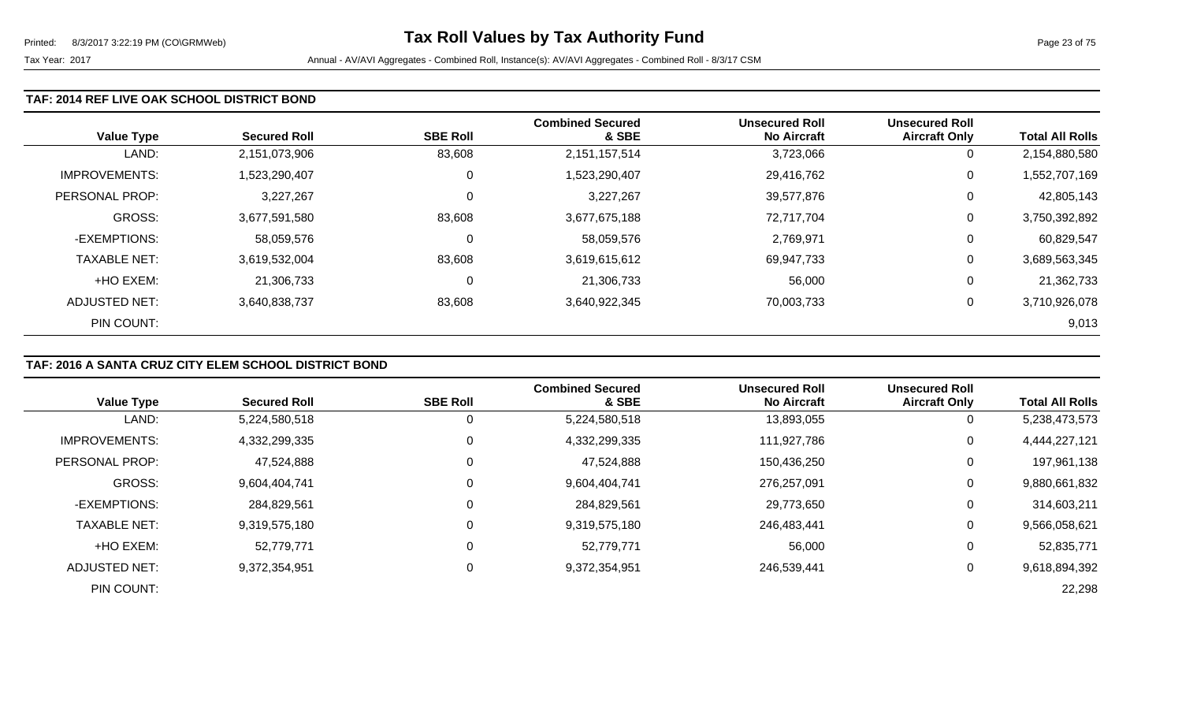# Tax Roll Values by Tax Authority Fund

Tax Year: 2017

Annual - AV/AVI Aggregates - Combined Roll, Instance(s): AV/AVI Aggregates - Combined Roll - 8/3/17 CSM

### TAF: 2014 REF LIVE OAK SCHOOL DISTRICT BOND

| Value Type | Secured Roll | SBE Roll | Combined Secured & SBE | Unsecured Roll No Aircraft | Unsecured Roll Aircraft Only | Total All Rolls |
|---|---|---|---|---|---|---|
| LAND: | 2,151,073,906 | 83,608 | 2,151,157,514 | 3,723,066 | 0 | 2,154,880,580 |
| IMPROVEMENTS: | 1,523,290,407 | 0 | 1,523,290,407 | 29,416,762 | 0 | 1,552,707,169 |
| PERSONAL PROP: | 3,227,267 | 0 | 3,227,267 | 39,577,876 | 0 | 42,805,143 |
| GROSS: | 3,677,591,580 | 83,608 | 3,677,675,188 | 72,717,704 | 0 | 3,750,392,892 |
| -EXEMPTIONS: | 58,059,576 | 0 | 58,059,576 | 2,769,971 | 0 | 60,829,547 |
| TAXABLE NET: | 3,619,532,004 | 83,608 | 3,619,615,612 | 69,947,733 | 0 | 3,689,563,345 |
| +HO EXEM: | 21,306,733 | 0 | 21,306,733 | 56,000 | 0 | 21,362,733 |
| ADJUSTED NET: | 3,640,838,737 | 83,608 | 3,640,922,345 | 70,003,733 | 0 | 3,710,926,078 |
| PIN COUNT: | | | | | | 9,013 |

### TAF: 2016 A SANTA CRUZ CITY ELEM SCHOOL DISTRICT BOND

| Value Type | Secured Roll | SBE Roll | Combined Secured & SBE | Unsecured Roll No Aircraft | Unsecured Roll Aircraft Only | Total All Rolls |
|---|---|---|---|---|---|---|
| LAND: | 5,224,580,518 | 0 | 5,224,580,518 | 13,893,055 | 0 | 5,238,473,573 |
| IMPROVEMENTS: | 4,332,299,335 | 0 | 4,332,299,335 | 111,927,786 | 0 | 4,444,227,121 |
| PERSONAL PROP: | 47,524,888 | 0 | 47,524,888 | 150,436,250 | 0 | 197,961,138 |
| GROSS: | 9,604,404,741 | 0 | 9,604,404,741 | 276,257,091 | 0 | 9,880,661,832 |
| -EXEMPTIONS: | 284,829,561 | 0 | 284,829,561 | 29,773,650 | 0 | 314,603,211 |
| TAXABLE NET: | 9,319,575,180 | 0 | 9,319,575,180 | 246,483,441 | 0 | 9,566,058,621 |
| +HO EXEM: | 52,779,771 | 0 | 52,779,771 | 56,000 | 0 | 52,835,771 |
| ADJUSTED NET: | 9,372,354,951 | 0 | 9,372,354,951 | 246,539,441 | 0 | 9,618,894,392 |
| PIN COUNT: | | | | | | 22,298 |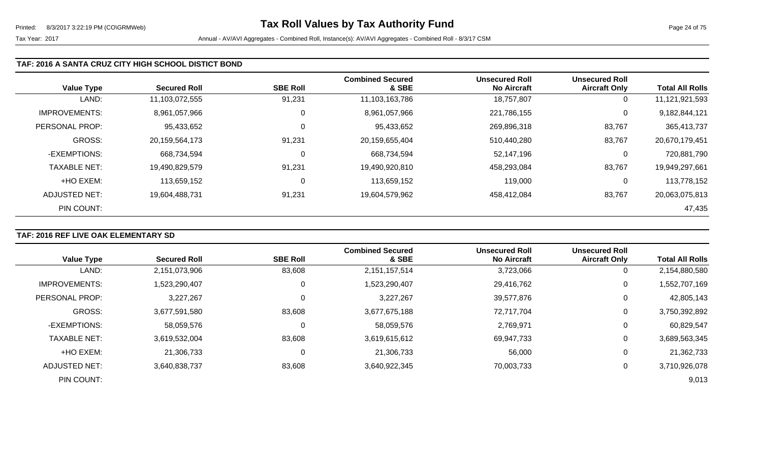# Tax Roll Values by Tax Authority Fund

Tax Year: 2017

Annual - AV/AVI Aggregates - Combined Roll, Instance(s): AV/AVI Aggregates - Combined Roll - 8/3/17 CSM

### TAF: 2016 A SANTA CRUZ CITY HIGH SCHOOL DISTICT BOND

| Value Type | Secured Roll | SBE Roll | Combined Secured & SBE | Unsecured Roll No Aircraft | Unsecured Roll Aircraft Only | Total All Rolls |
|---|---|---|---|---|---|---|
| LAND: | 11,103,072,555 | 91,231 | 11,103,163,786 | 18,757,807 | 0 | 11,121,921,593 |
| IMPROVEMENTS: | 8,961,057,966 | 0 | 8,961,057,966 | 221,786,155 | 0 | 9,182,844,121 |
| PERSONAL PROP: | 95,433,652 | 0 | 95,433,652 | 269,896,318 | 83,767 | 365,413,737 |
| GROSS: | 20,159,564,173 | 91,231 | 20,159,655,404 | 510,440,280 | 83,767 | 20,670,179,451 |
| -EXEMPTIONS: | 668,734,594 | 0 | 668,734,594 | 52,147,196 | 0 | 720,881,790 |
| TAXABLE NET: | 19,490,829,579 | 91,231 | 19,490,920,810 | 458,293,084 | 83,767 | 19,949,297,661 |
| +HO EXEM: | 113,659,152 | 0 | 113,659,152 | 119,000 | 0 | 113,778,152 |
| ADJUSTED NET: | 19,604,488,731 | 91,231 | 19,604,579,962 | 458,412,084 | 83,767 | 20,063,075,813 |
| PIN COUNT: | | | | | | 47,435 |

### TAF: 2016 REF LIVE OAK ELEMENTARY SD

| Value Type | Secured Roll | SBE Roll | Combined Secured & SBE | Unsecured Roll No Aircraft | Unsecured Roll Aircraft Only | Total All Rolls |
|---|---|---|---|---|---|---|
| LAND: | 2,151,073,906 | 83,608 | 2,151,157,514 | 3,723,066 | 0 | 2,154,880,580 |
| IMPROVEMENTS: | 1,523,290,407 | 0 | 1,523,290,407 | 29,416,762 | 0 | 1,552,707,169 |
| PERSONAL PROP: | 3,227,267 | 0 | 3,227,267 | 39,577,876 | 0 | 42,805,143 |
| GROSS: | 3,677,591,580 | 83,608 | 3,677,675,188 | 72,717,704 | 0 | 3,750,392,892 |
| -EXEMPTIONS: | 58,059,576 | 0 | 58,059,576 | 2,769,971 | 0 | 60,829,547 |
| TAXABLE NET: | 3,619,532,004 | 83,608 | 3,619,615,612 | 69,947,733 | 0 | 3,689,563,345 |
| +HO EXEM: | 21,306,733 | 0 | 21,306,733 | 56,000 | 0 | 21,362,733 |
| ADJUSTED NET: | 3,640,838,737 | 83,608 | 3,640,922,345 | 70,003,733 | 0 | 3,710,926,078 |
| PIN COUNT: | | | | | | 9,013 |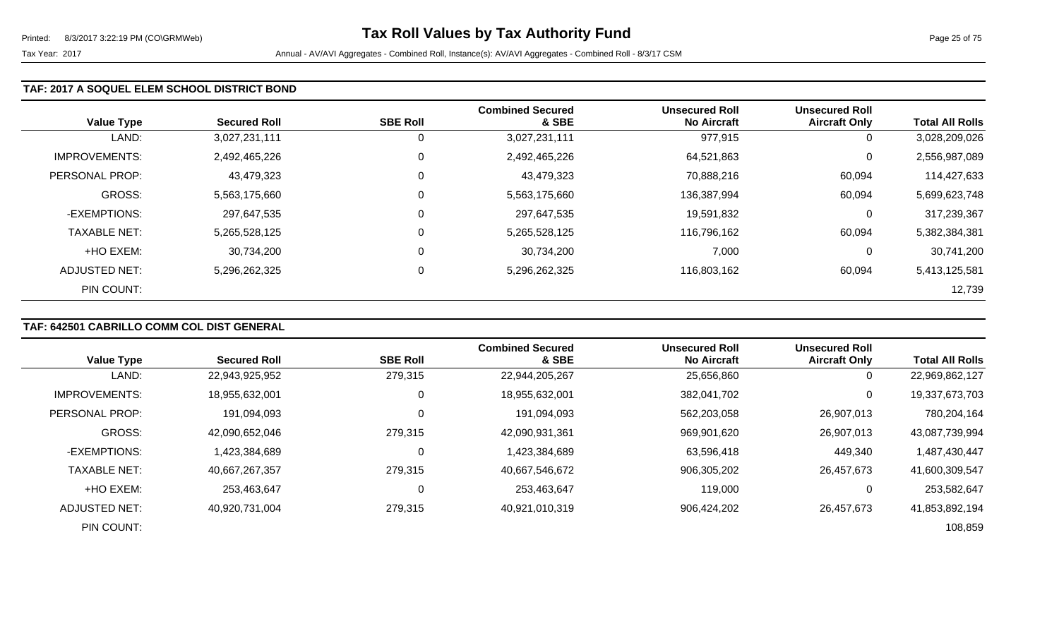# Tax Roll Values by Tax Authority Fund

Tax Year: 2017 — Annual - AV/AVI Aggregates - Combined Roll, Instance(s): AV/AVI Aggregates - Combined Roll - 8/3/17 CSM

## TAF: 2017 A SOQUEL ELEM SCHOOL DISTRICT BOND

| Value Type | Secured Roll | SBE Roll | Combined Secured & SBE | Unsecured Roll No Aircraft | Unsecured Roll Aircraft Only | Total All Rolls |
|---|---|---|---|---|---|---|
| LAND: | 3,027,231,111 | 0 | 3,027,231,111 | 977,915 | 0 | 3,028,209,026 |
| IMPROVEMENTS: | 2,492,465,226 | 0 | 2,492,465,226 | 64,521,863 | 0 | 2,556,987,089 |
| PERSONAL PROP: | 43,479,323 | 0 | 43,479,323 | 70,888,216 | 60,094 | 114,427,633 |
| GROSS: | 5,563,175,660 | 0 | 5,563,175,660 | 136,387,994 | 60,094 | 5,699,623,748 |
| -EXEMPTIONS: | 297,647,535 | 0 | 297,647,535 | 19,591,832 | 0 | 317,239,367 |
| TAXABLE NET: | 5,265,528,125 | 0 | 5,265,528,125 | 116,796,162 | 60,094 | 5,382,384,381 |
| +HO EXEM: | 30,734,200 | 0 | 30,734,200 | 7,000 | 0 | 30,741,200 |
| ADJUSTED NET: | 5,296,262,325 | 0 | 5,296,262,325 | 116,803,162 | 60,094 | 5,413,125,581 |
| PIN COUNT: | | | | | | 12,739 |

## TAF: 642501 CABRILLO COMM COL DIST GENERAL

| Value Type | Secured Roll | SBE Roll | Combined Secured & SBE | Unsecured Roll No Aircraft | Unsecured Roll Aircraft Only | Total All Rolls |
|---|---|---|---|---|---|---|
| LAND: | 22,943,925,952 | 279,315 | 22,944,205,267 | 25,656,860 | 0 | 22,969,862,127 |
| IMPROVEMENTS: | 18,955,632,001 | 0 | 18,955,632,001 | 382,041,702 | 0 | 19,337,673,703 |
| PERSONAL PROP: | 191,094,093 | 0 | 191,094,093 | 562,203,058 | 26,907,013 | 780,204,164 |
| GROSS: | 42,090,652,046 | 279,315 | 42,090,931,361 | 969,901,620 | 26,907,013 | 43,087,739,994 |
| -EXEMPTIONS: | 1,423,384,689 | 0 | 1,423,384,689 | 63,596,418 | 449,340 | 1,487,430,447 |
| TAXABLE NET: | 40,667,267,357 | 279,315 | 40,667,546,672 | 906,305,202 | 26,457,673 | 41,600,309,547 |
| +HO EXEM: | 253,463,647 | 0 | 253,463,647 | 119,000 | 0 | 253,582,647 |
| ADJUSTED NET: | 40,920,731,004 | 279,315 | 40,921,010,319 | 906,424,202 | 26,457,673 | 41,853,892,194 |
| PIN COUNT: | | | | | | 108,859 |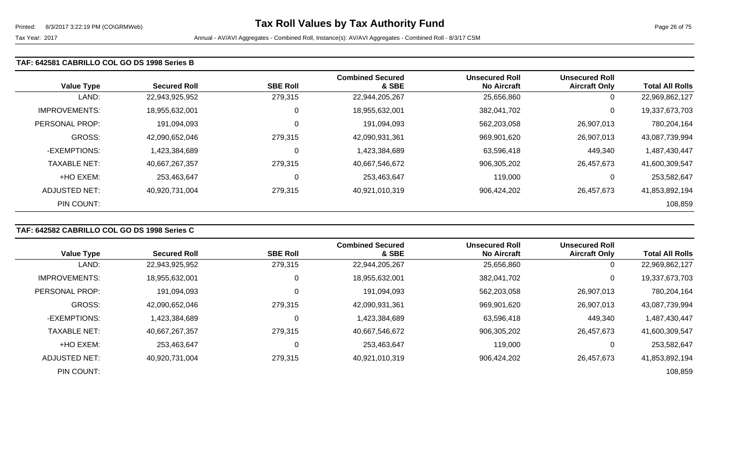### TAF: 642581 CABRILLO COL GO DS 1998 Series B

| Value Type | Secured Roll | SBE Roll | Combined Secured & SBE | Unsecured Roll No Aircraft | Unsecured Roll Aircraft Only | Total All Rolls |
|---|---|---|---|---|---|---|
| LAND: | 22,943,925,952 | 279,315 | 22,944,205,267 | 25,656,860 | 0 | 22,969,862,127 |
| IMPROVEMENTS: | 18,955,632,001 | 0 | 18,955,632,001 | 382,041,702 | 0 | 19,337,673,703 |
| PERSONAL PROP: | 191,094,093 | 0 | 191,094,093 | 562,203,058 | 26,907,013 | 780,204,164 |
| GROSS: | 42,090,652,046 | 279,315 | 42,090,931,361 | 969,901,620 | 26,907,013 | 43,087,739,994 |
| -EXEMPTIONS: | 1,423,384,689 | 0 | 1,423,384,689 | 63,596,418 | 449,340 | 1,487,430,447 |
| TAXABLE NET: | 40,667,267,357 | 279,315 | 40,667,546,672 | 906,305,202 | 26,457,673 | 41,600,309,547 |
| +HO EXEM: | 253,463,647 | 0 | 253,463,647 | 119,000 | 0 | 253,582,647 |
| ADJUSTED NET: | 40,920,731,004 | 279,315 | 40,921,010,319 | 906,424,202 | 26,457,673 | 41,853,892,194 |
| PIN COUNT: | | | | | | 108,859 |

### TAF: 642582 CABRILLO COL GO DS 1998 Series C

| Value Type | Secured Roll | SBE Roll | Combined Secured & SBE | Unsecured Roll No Aircraft | Unsecured Roll Aircraft Only | Total All Rolls |
|---|---|---|---|---|---|---|
| LAND: | 22,943,925,952 | 279,315 | 22,944,205,267 | 25,656,860 | 0 | 22,969,862,127 |
| IMPROVEMENTS: | 18,955,632,001 | 0 | 18,955,632,001 | 382,041,702 | 0 | 19,337,673,703 |
| PERSONAL PROP: | 191,094,093 | 0 | 191,094,093 | 562,203,058 | 26,907,013 | 780,204,164 |
| GROSS: | 42,090,652,046 | 279,315 | 42,090,931,361 | 969,901,620 | 26,907,013 | 43,087,739,994 |
| -EXEMPTIONS: | 1,423,384,689 | 0 | 1,423,384,689 | 63,596,418 | 449,340 | 1,487,430,447 |
| TAXABLE NET: | 40,667,267,357 | 279,315 | 40,667,546,672 | 906,305,202 | 26,457,673 | 41,600,309,547 |
| +HO EXEM: | 253,463,647 | 0 | 253,463,647 | 119,000 | 0 | 253,582,647 |
| ADJUSTED NET: | 40,920,731,004 | 279,315 | 40,921,010,319 | 906,424,202 | 26,457,673 | 41,853,892,194 |
| PIN COUNT: | | | | | | 108,859 |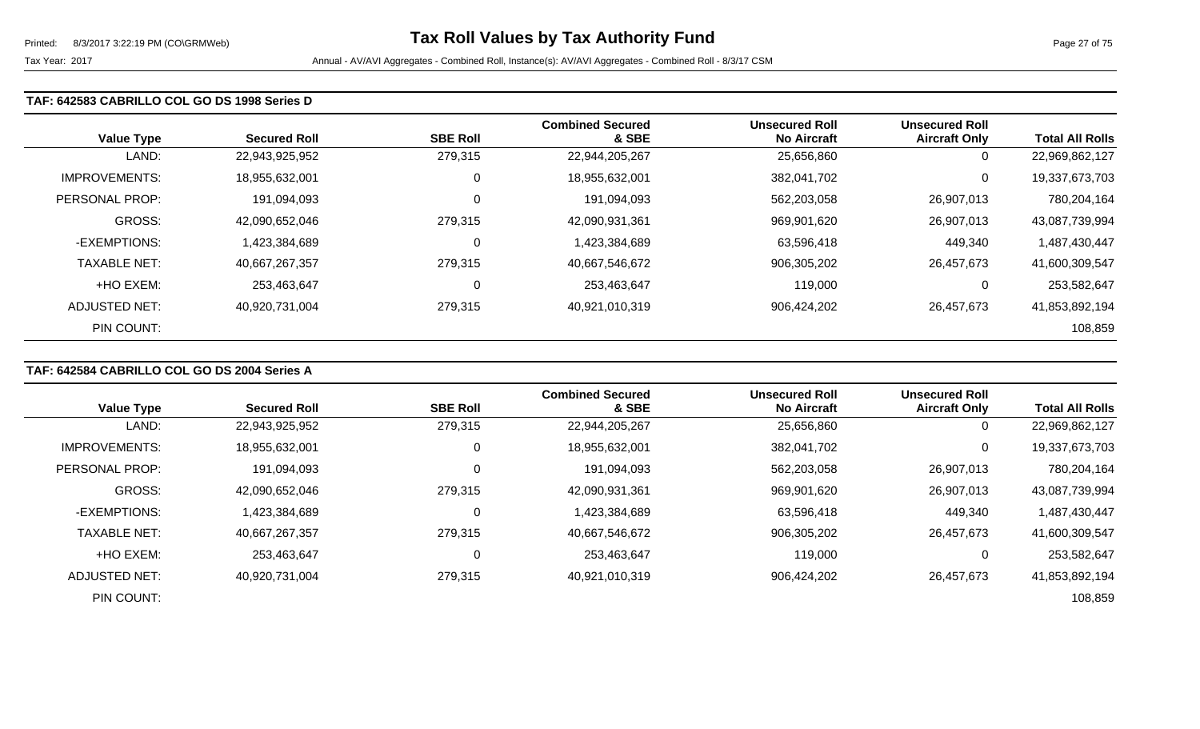### TAF: 642583 CABRILLO COL GO DS 1998 Series D

| Value Type | Secured Roll | SBE Roll | Combined Secured & SBE | Unsecured Roll No Aircraft | Unsecured Roll Aircraft Only | Total All Rolls |
|---|---|---|---|---|---|---|
| LAND: | 22,943,925,952 | 279,315 | 22,944,205,267 | 25,656,860 | 0 | 22,969,862,127 |
| IMPROVEMENTS: | 18,955,632,001 | 0 | 18,955,632,001 | 382,041,702 | 0 | 19,337,673,703 |
| PERSONAL PROP: | 191,094,093 | 0 | 191,094,093 | 562,203,058 | 26,907,013 | 780,204,164 |
| GROSS: | 42,090,652,046 | 279,315 | 42,090,931,361 | 969,901,620 | 26,907,013 | 43,087,739,994 |
| -EXEMPTIONS: | 1,423,384,689 | 0 | 1,423,384,689 | 63,596,418 | 449,340 | 1,487,430,447 |
| TAXABLE NET: | 40,667,267,357 | 279,315 | 40,667,546,672 | 906,305,202 | 26,457,673 | 41,600,309,547 |
| +HO EXEM: | 253,463,647 | 0 | 253,463,647 | 119,000 | 0 | 253,582,647 |
| ADJUSTED NET: | 40,920,731,004 | 279,315 | 40,921,010,319 | 906,424,202 | 26,457,673 | 41,853,892,194 |
| PIN COUNT: | | | | | | 108,859 |

### TAF: 642584 CABRILLO COL GO DS 2004 Series A

| Value Type | Secured Roll | SBE Roll | Combined Secured & SBE | Unsecured Roll No Aircraft | Unsecured Roll Aircraft Only | Total All Rolls |
|---|---|---|---|---|---|---|
| LAND: | 22,943,925,952 | 279,315 | 22,944,205,267 | 25,656,860 | 0 | 22,969,862,127 |
| IMPROVEMENTS: | 18,955,632,001 | 0 | 18,955,632,001 | 382,041,702 | 0 | 19,337,673,703 |
| PERSONAL PROP: | 191,094,093 | 0 | 191,094,093 | 562,203,058 | 26,907,013 | 780,204,164 |
| GROSS: | 42,090,652,046 | 279,315 | 42,090,931,361 | 969,901,620 | 26,907,013 | 43,087,739,994 |
| -EXEMPTIONS: | 1,423,384,689 | 0 | 1,423,384,689 | 63,596,418 | 449,340 | 1,487,430,447 |
| TAXABLE NET: | 40,667,267,357 | 279,315 | 40,667,546,672 | 906,305,202 | 26,457,673 | 41,600,309,547 |
| +HO EXEM: | 253,463,647 | 0 | 253,463,647 | 119,000 | 0 | 253,582,647 |
| ADJUSTED NET: | 40,920,731,004 | 279,315 | 40,921,010,319 | 906,424,202 | 26,457,673 | 41,853,892,194 |
| PIN COUNT: | | | | | | 108,859 |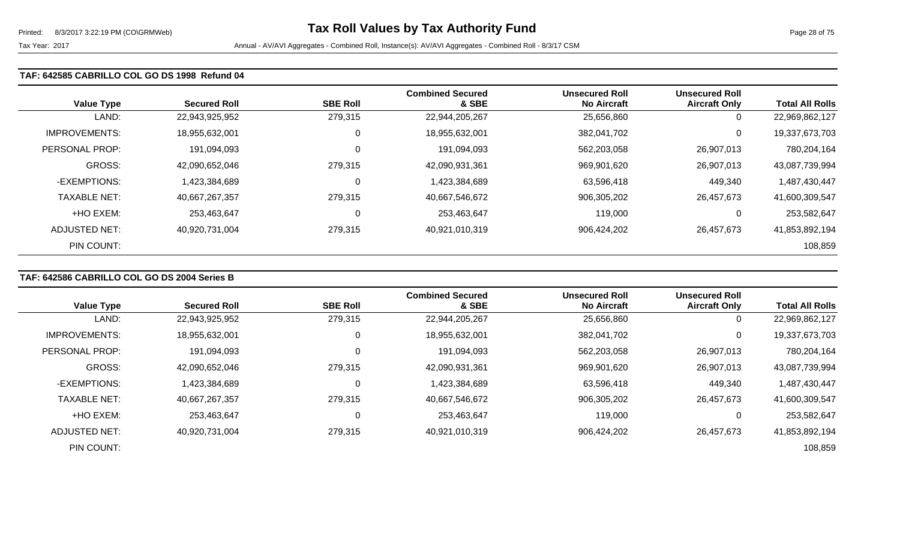**TAF: 642585 CABRILLO COL GO DS 1998 Refund 04**

| Value Type | Secured Roll | SBE Roll | Combined Secured & SBE | Unsecured Roll No Aircraft | Unsecured Roll Aircraft Only | Total All Rolls |
|---|---|---|---|---|---|---|
| LAND: | 22,943,925,952 | 279,315 | 22,944,205,267 | 25,656,860 | 0 | 22,969,862,127 |
| IMPROVEMENTS: | 18,955,632,001 | 0 | 18,955,632,001 | 382,041,702 | 0 | 19,337,673,703 |
| PERSONAL PROP: | 191,094,093 | 0 | 191,094,093 | 562,203,058 | 26,907,013 | 780,204,164 |
| GROSS: | 42,090,652,046 | 279,315 | 42,090,931,361 | 969,901,620 | 26,907,013 | 43,087,739,994 |
| -EXEMPTIONS: | 1,423,384,689 | 0 | 1,423,384,689 | 63,596,418 | 449,340 | 1,487,430,447 |
| TAXABLE NET: | 40,667,267,357 | 279,315 | 40,667,546,672 | 906,305,202 | 26,457,673 | 41,600,309,547 |
| +HO EXEM: | 253,463,647 | 0 | 253,463,647 | 119,000 | 0 | 253,582,647 |
| ADJUSTED NET: | 40,920,731,004 | 279,315 | 40,921,010,319 | 906,424,202 | 26,457,673 | 41,853,892,194 |
| PIN COUNT: | | | | | | 108,859 |

**TAF: 642586 CABRILLO COL GO DS 2004 Series B**

| Value Type | Secured Roll | SBE Roll | Combined Secured & SBE | Unsecured Roll No Aircraft | Unsecured Roll Aircraft Only | Total All Rolls |
|---|---|---|---|---|---|---|
| LAND: | 22,943,925,952 | 279,315 | 22,944,205,267 | 25,656,860 | 0 | 22,969,862,127 |
| IMPROVEMENTS: | 18,955,632,001 | 0 | 18,955,632,001 | 382,041,702 | 0 | 19,337,673,703 |
| PERSONAL PROP: | 191,094,093 | 0 | 191,094,093 | 562,203,058 | 26,907,013 | 780,204,164 |
| GROSS: | 42,090,652,046 | 279,315 | 42,090,931,361 | 969,901,620 | 26,907,013 | 43,087,739,994 |
| -EXEMPTIONS: | 1,423,384,689 | 0 | 1,423,384,689 | 63,596,418 | 449,340 | 1,487,430,447 |
| TAXABLE NET: | 40,667,267,357 | 279,315 | 40,667,546,672 | 906,305,202 | 26,457,673 | 41,600,309,547 |
| +HO EXEM: | 253,463,647 | 0 | 253,463,647 | 119,000 | 0 | 253,582,647 |
| ADJUSTED NET: | 40,920,731,004 | 279,315 | 40,921,010,319 | 906,424,202 | 26,457,673 | 41,853,892,194 |
| PIN COUNT: | | | | | | 108,859 |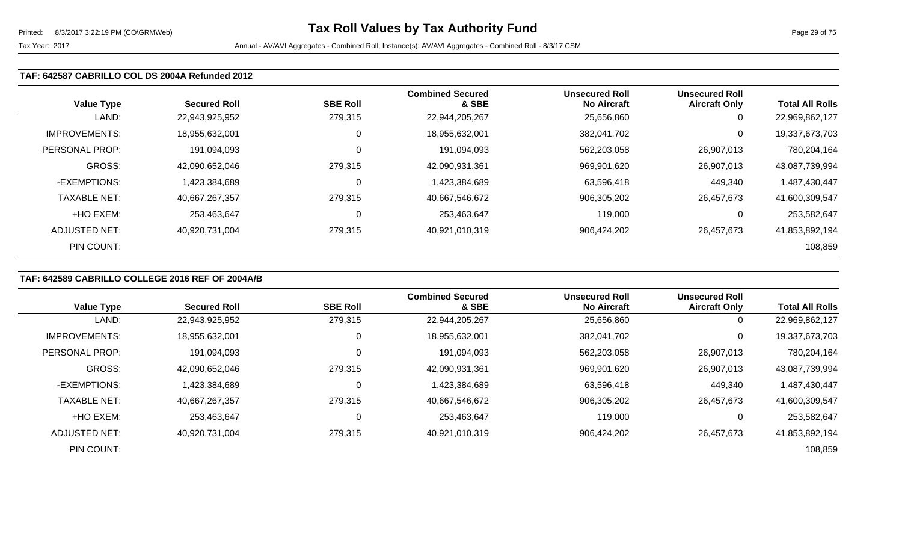### TAF: 642587 CABRILLO COL DS 2004A Refunded 2012

| Value Type | Secured Roll | SBE Roll | Combined Secured & SBE | Unsecured Roll No Aircraft | Unsecured Roll Aircraft Only | Total All Rolls |
|---|---|---|---|---|---|---|
| LAND: | 22,943,925,952 | 279,315 | 22,944,205,267 | 25,656,860 | 0 | 22,969,862,127 |
| IMPROVEMENTS: | 18,955,632,001 | 0 | 18,955,632,001 | 382,041,702 | 0 | 19,337,673,703 |
| PERSONAL PROP: | 191,094,093 | 0 | 191,094,093 | 562,203,058 | 26,907,013 | 780,204,164 |
| GROSS: | 42,090,652,046 | 279,315 | 42,090,931,361 | 969,901,620 | 26,907,013 | 43,087,739,994 |
| -EXEMPTIONS: | 1,423,384,689 | 0 | 1,423,384,689 | 63,596,418 | 449,340 | 1,487,430,447 |
| TAXABLE NET: | 40,667,267,357 | 279,315 | 40,667,546,672 | 906,305,202 | 26,457,673 | 41,600,309,547 |
| +HO EXEM: | 253,463,647 | 0 | 253,463,647 | 119,000 | 0 | 253,582,647 |
| ADJUSTED NET: | 40,920,731,004 | 279,315 | 40,921,010,319 | 906,424,202 | 26,457,673 | 41,853,892,194 |
| PIN COUNT: | | | | | | 108,859 |

### TAF: 642589 CABRILLO COLLEGE 2016 REF OF 2004A/B

| Value Type | Secured Roll | SBE Roll | Combined Secured & SBE | Unsecured Roll No Aircraft | Unsecured Roll Aircraft Only | Total All Rolls |
|---|---|---|---|---|---|---|
| LAND: | 22,943,925,952 | 279,315 | 22,944,205,267 | 25,656,860 | 0 | 22,969,862,127 |
| IMPROVEMENTS: | 18,955,632,001 | 0 | 18,955,632,001 | 382,041,702 | 0 | 19,337,673,703 |
| PERSONAL PROP: | 191,094,093 | 0 | 191,094,093 | 562,203,058 | 26,907,013 | 780,204,164 |
| GROSS: | 42,090,652,046 | 279,315 | 42,090,931,361 | 969,901,620 | 26,907,013 | 43,087,739,994 |
| -EXEMPTIONS: | 1,423,384,689 | 0 | 1,423,384,689 | 63,596,418 | 449,340 | 1,487,430,447 |
| TAXABLE NET: | 40,667,267,357 | 279,315 | 40,667,546,672 | 906,305,202 | 26,457,673 | 41,600,309,547 |
| +HO EXEM: | 253,463,647 | 0 | 253,463,647 | 119,000 | 0 | 253,582,647 |
| ADJUSTED NET: | 40,920,731,004 | 279,315 | 40,921,010,319 | 906,424,202 | 26,457,673 | 41,853,892,194 |
| PIN COUNT: | | | | | | 108,859 |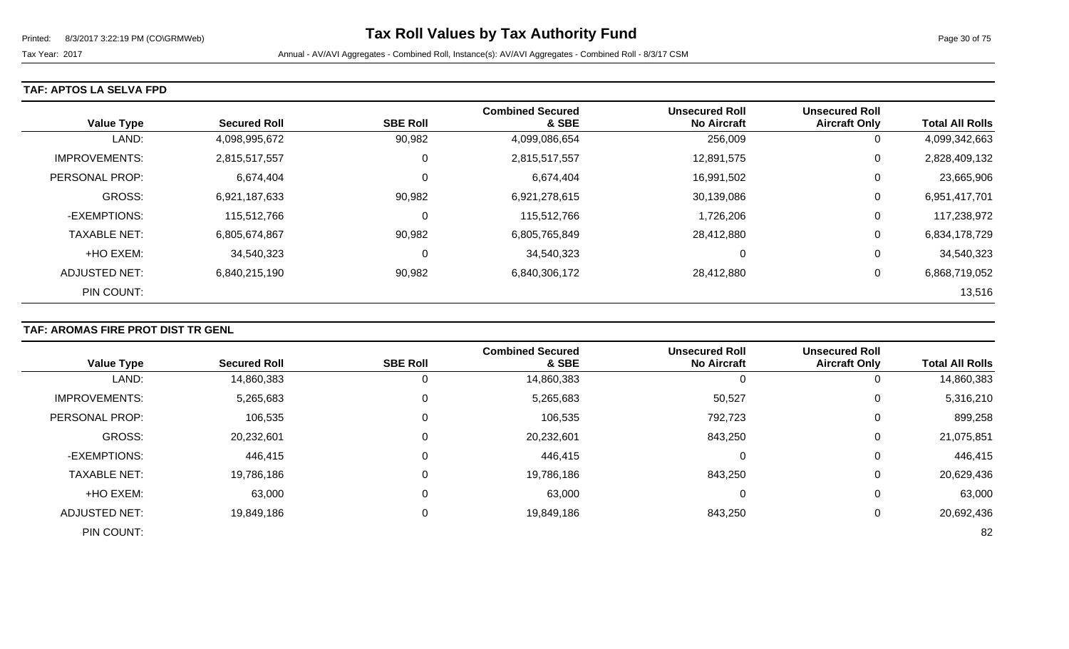# Tax Roll Values by Tax Authority Fund

Tax Year: 2017

Annual - AV/AVI Aggregates - Combined Roll, Instance(s): AV/AVI Aggregates - Combined Roll - 8/3/17 CSM

## TAF: APTOS LA SELVA FPD

| Value Type | Secured Roll | SBE Roll | Combined Secured & SBE | Unsecured Roll No Aircraft | Unsecured Roll Aircraft Only | Total All Rolls |
|---|---|---|---|---|---|---|
| LAND: | 4,098,995,672 | 90,982 | 4,099,086,654 | 256,009 | 0 | 4,099,342,663 |
| IMPROVEMENTS: | 2,815,517,557 | 0 | 2,815,517,557 | 12,891,575 | 0 | 2,828,409,132 |
| PERSONAL PROP: | 6,674,404 | 0 | 6,674,404 | 16,991,502 | 0 | 23,665,906 |
| GROSS: | 6,921,187,633 | 90,982 | 6,921,278,615 | 30,139,086 | 0 | 6,951,417,701 |
| -EXEMPTIONS: | 115,512,766 | 0 | 115,512,766 | 1,726,206 | 0 | 117,238,972 |
| TAXABLE NET: | 6,805,674,867 | 90,982 | 6,805,765,849 | 28,412,880 | 0 | 6,834,178,729 |
| +HO EXEM: | 34,540,323 | 0 | 34,540,323 | 0 | 0 | 34,540,323 |
| ADJUSTED NET: | 6,840,215,190 | 90,982 | 6,840,306,172 | 28,412,880 | 0 | 6,868,719,052 |
| PIN COUNT: | | | | | | 13,516 |

## TAF: AROMAS FIRE PROT DIST TR GENL

| Value Type | Secured Roll | SBE Roll | Combined Secured & SBE | Unsecured Roll No Aircraft | Unsecured Roll Aircraft Only | Total All Rolls |
|---|---|---|---|---|---|---|
| LAND: | 14,860,383 | 0 | 14,860,383 | 0 | 0 | 14,860,383 |
| IMPROVEMENTS: | 5,265,683 | 0 | 5,265,683 | 50,527 | 0 | 5,316,210 |
| PERSONAL PROP: | 106,535 | 0 | 106,535 | 792,723 | 0 | 899,258 |
| GROSS: | 20,232,601 | 0 | 20,232,601 | 843,250 | 0 | 21,075,851 |
| -EXEMPTIONS: | 446,415 | 0 | 446,415 | 0 | 0 | 446,415 |
| TAXABLE NET: | 19,786,186 | 0 | 19,786,186 | 843,250 | 0 | 20,629,436 |
| +HO EXEM: | 63,000 | 0 | 63,000 | 0 | 0 | 63,000 |
| ADJUSTED NET: | 19,849,186 | 0 | 19,849,186 | 843,250 | 0 | 20,692,436 |
| PIN COUNT: | | | | | | 82 |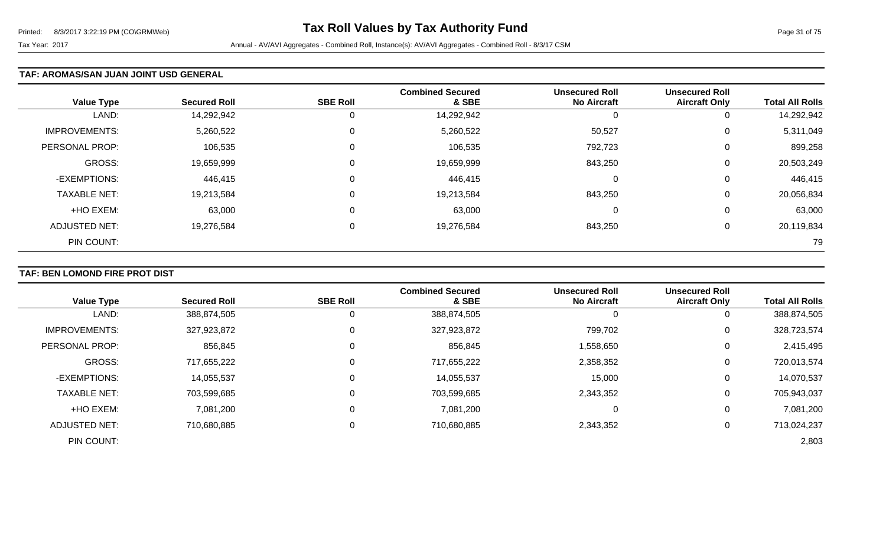## TAF: AROMAS/SAN JUAN JOINT USD GENERAL

| Value Type | Secured Roll | SBE Roll | Combined Secured & SBE | Unsecured Roll No Aircraft | Unsecured Roll Aircraft Only | Total All Rolls |
|---|---|---|---|---|---|---|
| LAND: | 14,292,942 | 0 | 14,292,942 | 0 | 0 | 14,292,942 |
| IMPROVEMENTS: | 5,260,522 | 0 | 5,260,522 | 50,527 | 0 | 5,311,049 |
| PERSONAL PROP: | 106,535 | 0 | 106,535 | 792,723 | 0 | 899,258 |
| GROSS: | 19,659,999 | 0 | 19,659,999 | 843,250 | 0 | 20,503,249 |
| -EXEMPTIONS: | 446,415 | 0 | 446,415 | 0 | 0 | 446,415 |
| TAXABLE NET: | 19,213,584 | 0 | 19,213,584 | 843,250 | 0 | 20,056,834 |
| +HO EXEM: | 63,000 | 0 | 63,000 | 0 | 0 | 63,000 |
| ADJUSTED NET: | 19,276,584 | 0 | 19,276,584 | 843,250 | 0 | 20,119,834 |
| PIN COUNT: | | | | | | 79 |

## TAF: BEN LOMOND FIRE PROT DIST

| Value Type | Secured Roll | SBE Roll | Combined Secured & SBE | Unsecured Roll No Aircraft | Unsecured Roll Aircraft Only | Total All Rolls |
|---|---|---|---|---|---|---|
| LAND: | 388,874,505 | 0 | 388,874,505 | 0 | 0 | 388,874,505 |
| IMPROVEMENTS: | 327,923,872 | 0 | 327,923,872 | 799,702 | 0 | 328,723,574 |
| PERSONAL PROP: | 856,845 | 0 | 856,845 | 1,558,650 | 0 | 2,415,495 |
| GROSS: | 717,655,222 | 0 | 717,655,222 | 2,358,352 | 0 | 720,013,574 |
| -EXEMPTIONS: | 14,055,537 | 0 | 14,055,537 | 15,000 | 0 | 14,070,537 |
| TAXABLE NET: | 703,599,685 | 0 | 703,599,685 | 2,343,352 | 0 | 705,943,037 |
| +HO EXEM: | 7,081,200 | 0 | 7,081,200 | 0 | 0 | 7,081,200 |
| ADJUSTED NET: | 710,680,885 | 0 | 710,680,885 | 2,343,352 | 0 | 713,024,237 |
| PIN COUNT: | | | | | | 2,803 |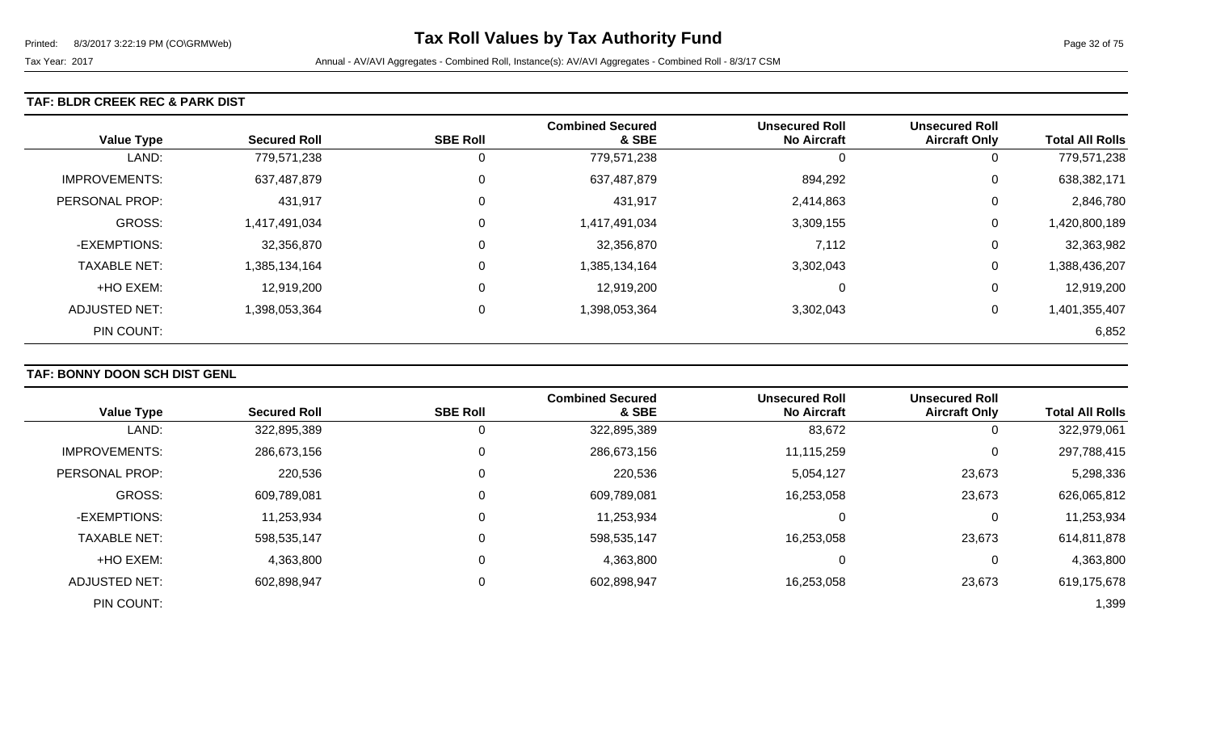## TAF: BLDR CREEK REC & PARK DIST

| Value Type | Secured Roll | SBE Roll | Combined Secured & SBE | Unsecured Roll No Aircraft | Unsecured Roll Aircraft Only | Total All Rolls |
|---|---|---|---|---|---|---|
| LAND: | 779,571,238 | 0 | 779,571,238 | 0 | 0 | 779,571,238 |
| IMPROVEMENTS: | 637,487,879 | 0 | 637,487,879 | 894,292 | 0 | 638,382,171 |
| PERSONAL PROP: | 431,917 | 0 | 431,917 | 2,414,863 | 0 | 2,846,780 |
| GROSS: | 1,417,491,034 | 0 | 1,417,491,034 | 3,309,155 | 0 | 1,420,800,189 |
| -EXEMPTIONS: | 32,356,870 | 0 | 32,356,870 | 7,112 | 0 | 32,363,982 |
| TAXABLE NET: | 1,385,134,164 | 0 | 1,385,134,164 | 3,302,043 | 0 | 1,388,436,207 |
| +HO EXEM: | 12,919,200 | 0 | 12,919,200 | 0 | 0 | 12,919,200 |
| ADJUSTED NET: | 1,398,053,364 | 0 | 1,398,053,364 | 3,302,043 | 0 | 1,401,355,407 |
| PIN COUNT: | | | | | | 6,852 |

## TAF: BONNY DOON SCH DIST GENL

| Value Type | Secured Roll | SBE Roll | Combined Secured & SBE | Unsecured Roll No Aircraft | Unsecured Roll Aircraft Only | Total All Rolls |
|---|---|---|---|---|---|---|
| LAND: | 322,895,389 | 0 | 322,895,389 | 83,672 | 0 | 322,979,061 |
| IMPROVEMENTS: | 286,673,156 | 0 | 286,673,156 | 11,115,259 | 0 | 297,788,415 |
| PERSONAL PROP: | 220,536 | 0 | 220,536 | 5,054,127 | 23,673 | 5,298,336 |
| GROSS: | 609,789,081 | 0 | 609,789,081 | 16,253,058 | 23,673 | 626,065,812 |
| -EXEMPTIONS: | 11,253,934 | 0 | 11,253,934 | 0 | 0 | 11,253,934 |
| TAXABLE NET: | 598,535,147 | 0 | 598,535,147 | 16,253,058 | 23,673 | 614,811,878 |
| +HO EXEM: | 4,363,800 | 0 | 4,363,800 | 0 | 0 | 4,363,800 |
| ADJUSTED NET: | 602,898,947 | 0 | 602,898,947 | 16,253,058 | 23,673 | 619,175,678 |
| PIN COUNT: | | | | | | 1,399 |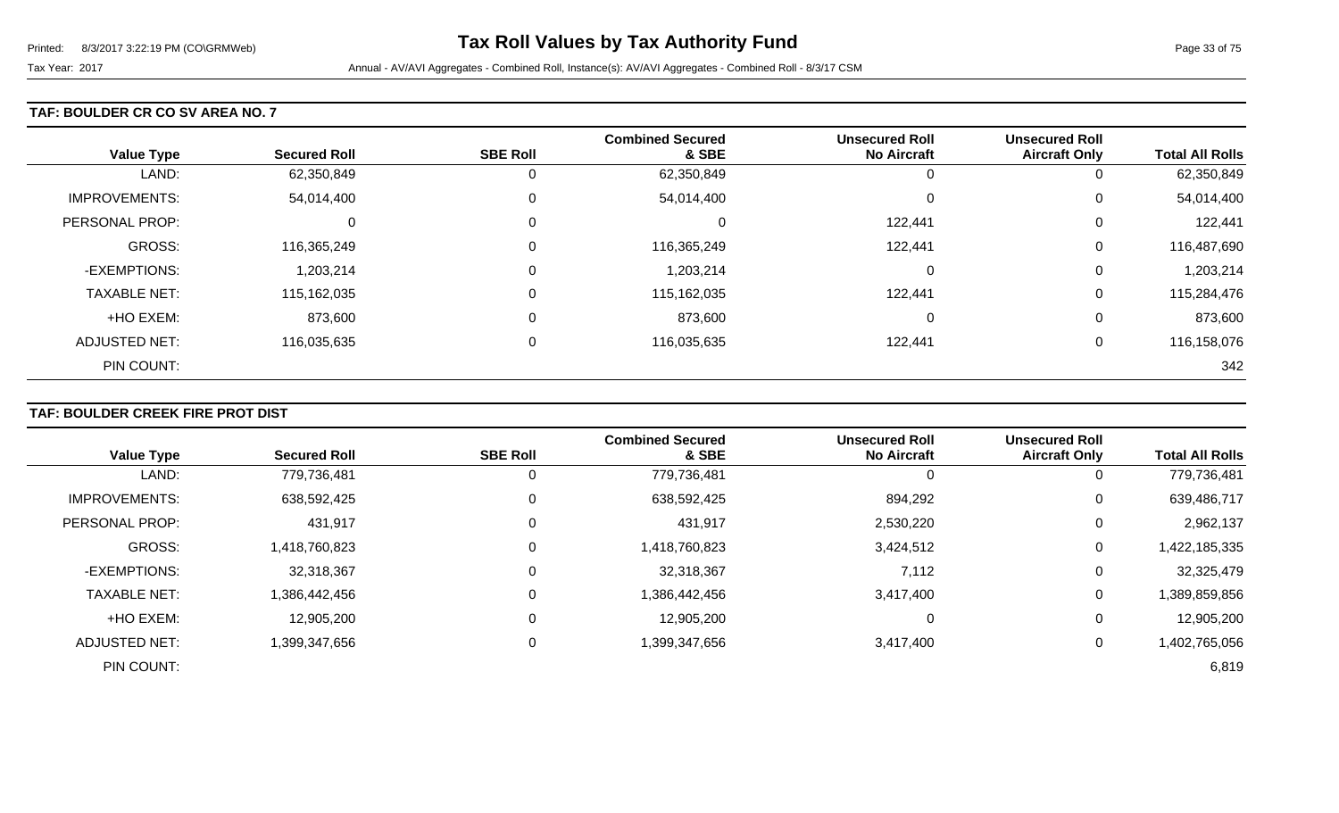**Tax Roll Values by Tax Authority Fund**

Tax Year: 2017

Annual - AV/AVI Aggregates - Combined Roll, Instance(s): AV/AVI Aggregates - Combined Roll - 8/3/17 CSM

### TAF: BOULDER CR CO SV AREA NO. 7

| Value Type | Secured Roll | SBE Roll | Combined Secured & SBE | Unsecured Roll No Aircraft | Unsecured Roll Aircraft Only | Total All Rolls |
|---|---|---|---|---|---|---|
| LAND: | 62,350,849 | 0 | 62,350,849 | 0 | 0 | 62,350,849 |
| IMPROVEMENTS: | 54,014,400 | 0 | 54,014,400 | 0 | 0 | 54,014,400 |
| PERSONAL PROP: | 0 | 0 | 0 | 122,441 | 0 | 122,441 |
| GROSS: | 116,365,249 | 0 | 116,365,249 | 122,441 | 0 | 116,487,690 |
| -EXEMPTIONS: | 1,203,214 | 0 | 1,203,214 | 0 | 0 | 1,203,214 |
| TAXABLE NET: | 115,162,035 | 0 | 115,162,035 | 122,441 | 0 | 115,284,476 |
| +HO EXEM: | 873,600 | 0 | 873,600 | 0 | 0 | 873,600 |
| ADJUSTED NET: | 116,035,635 | 0 | 116,035,635 | 122,441 | 0 | 116,158,076 |
| PIN COUNT: | | | | | | 342 |

### TAF: BOULDER CREEK FIRE PROT DIST

| Value Type | Secured Roll | SBE Roll | Combined Secured & SBE | Unsecured Roll No Aircraft | Unsecured Roll Aircraft Only | Total All Rolls |
|---|---|---|---|---|---|---|
| LAND: | 779,736,481 | 0 | 779,736,481 | 0 | 0 | 779,736,481 |
| IMPROVEMENTS: | 638,592,425 | 0 | 638,592,425 | 894,292 | 0 | 639,486,717 |
| PERSONAL PROP: | 431,917 | 0 | 431,917 | 2,530,220 | 0 | 2,962,137 |
| GROSS: | 1,418,760,823 | 0 | 1,418,760,823 | 3,424,512 | 0 | 1,422,185,335 |
| -EXEMPTIONS: | 32,318,367 | 0 | 32,318,367 | 7,112 | 0 | 32,325,479 |
| TAXABLE NET: | 1,386,442,456 | 0 | 1,386,442,456 | 3,417,400 | 0 | 1,389,859,856 |
| +HO EXEM: | 12,905,200 | 0 | 12,905,200 | 0 | 0 | 12,905,200 |
| ADJUSTED NET: | 1,399,347,656 | 0 | 1,399,347,656 | 3,417,400 | 0 | 1,402,765,056 |
| PIN COUNT: | | | | | | 6,819 |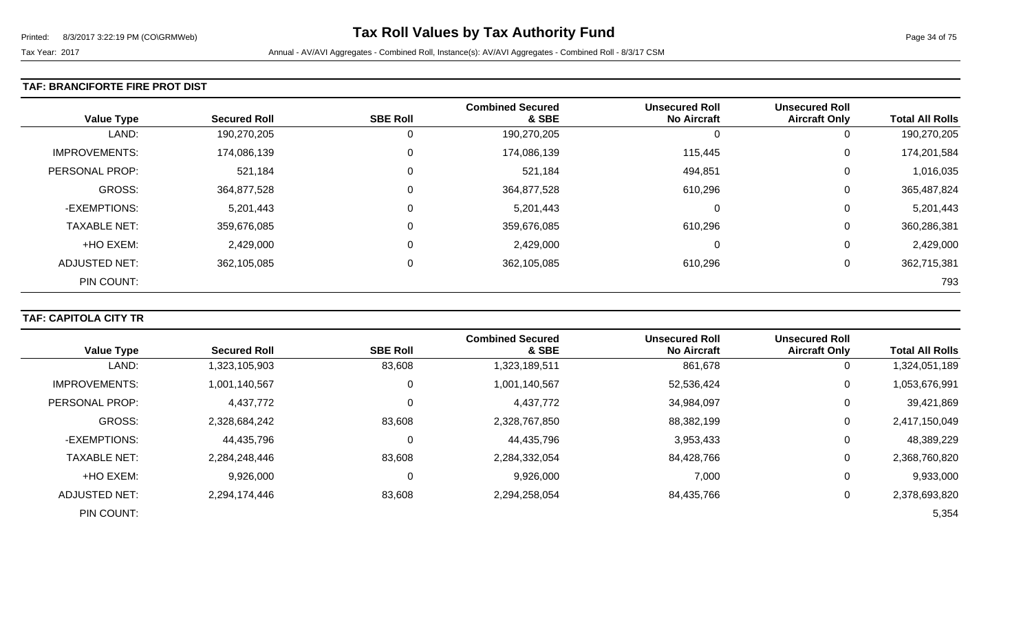# Tax Roll Values by Tax Authority Fund

Tax Year: 2017

Annual - AV/AVI Aggregates - Combined Roll, Instance(s): AV/AVI Aggregates - Combined Roll - 8/3/17 CSM

### TAF: BRANCIFORTE FIRE PROT DIST

| Value Type | Secured Roll | SBE Roll | Combined Secured & SBE | Unsecured Roll No Aircraft | Unsecured Roll Aircraft Only | Total All Rolls |
|---|---|---|---|---|---|---|
| LAND: | 190,270,205 | 0 | 190,270,205 | 0 | 0 | 190,270,205 |
| IMPROVEMENTS: | 174,086,139 | 0 | 174,086,139 | 115,445 | 0 | 174,201,584 |
| PERSONAL PROP: | 521,184 | 0 | 521,184 | 494,851 | 0 | 1,016,035 |
| GROSS: | 364,877,528 | 0 | 364,877,528 | 610,296 | 0 | 365,487,824 |
| -EXEMPTIONS: | 5,201,443 | 0 | 5,201,443 | 0 | 0 | 5,201,443 |
| TAXABLE NET: | 359,676,085 | 0 | 359,676,085 | 610,296 | 0 | 360,286,381 |
| +HO EXEM: | 2,429,000 | 0 | 2,429,000 | 0 | 0 | 2,429,000 |
| ADJUSTED NET: | 362,105,085 | 0 | 362,105,085 | 610,296 | 0 | 362,715,381 |
| PIN COUNT: | | | | | | 793 |

### TAF: CAPITOLA CITY TR

| Value Type | Secured Roll | SBE Roll | Combined Secured & SBE | Unsecured Roll No Aircraft | Unsecured Roll Aircraft Only | Total All Rolls |
|---|---|---|---|---|---|---|
| LAND: | 1,323,105,903 | 83,608 | 1,323,189,511 | 861,678 | 0 | 1,324,051,189 |
| IMPROVEMENTS: | 1,001,140,567 | 0 | 1,001,140,567 | 52,536,424 | 0 | 1,053,676,991 |
| PERSONAL PROP: | 4,437,772 | 0 | 4,437,772 | 34,984,097 | 0 | 39,421,869 |
| GROSS: | 2,328,684,242 | 83,608 | 2,328,767,850 | 88,382,199 | 0 | 2,417,150,049 |
| -EXEMPTIONS: | 44,435,796 | 0 | 44,435,796 | 3,953,433 | 0 | 48,389,229 |
| TAXABLE NET: | 2,284,248,446 | 83,608 | 2,284,332,054 | 84,428,766 | 0 | 2,368,760,820 |
| +HO EXEM: | 9,926,000 | 0 | 9,926,000 | 7,000 | 0 | 9,933,000 |
| ADJUSTED NET: | 2,294,174,446 | 83,608 | 2,294,258,054 | 84,435,766 | 0 | 2,378,693,820 |
| PIN COUNT: | | | | | | 5,354 |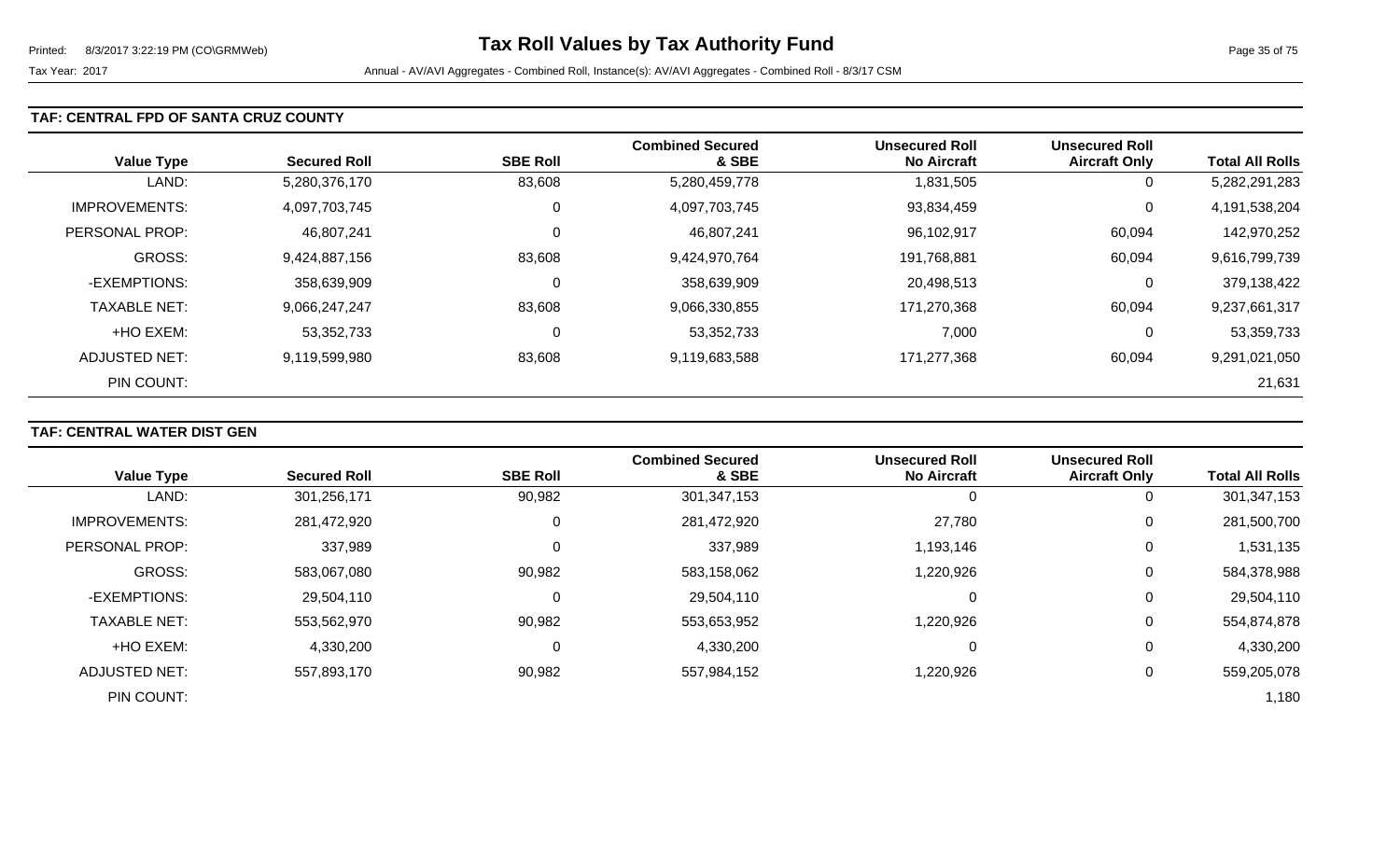## TAF: CENTRAL FPD OF SANTA CRUZ COUNTY

| Value Type | Secured Roll | SBE Roll | Combined Secured & SBE | Unsecured Roll No Aircraft | Unsecured Roll Aircraft Only | Total All Rolls |
|---|---|---|---|---|---|---|
| LAND: | 5,280,376,170 | 83,608 | 5,280,459,778 | 1,831,505 | 0 | 5,282,291,283 |
| IMPROVEMENTS: | 4,097,703,745 | 0 | 4,097,703,745 | 93,834,459 | 0 | 4,191,538,204 |
| PERSONAL PROP: | 46,807,241 | 0 | 46,807,241 | 96,102,917 | 60,094 | 142,970,252 |
| GROSS: | 9,424,887,156 | 83,608 | 9,424,970,764 | 191,768,881 | 60,094 | 9,616,799,739 |
| -EXEMPTIONS: | 358,639,909 | 0 | 358,639,909 | 20,498,513 | 0 | 379,138,422 |
| TAXABLE NET: | 9,066,247,247 | 83,608 | 9,066,330,855 | 171,270,368 | 60,094 | 9,237,661,317 |
| +HO EXEM: | 53,352,733 | 0 | 53,352,733 | 7,000 | 0 | 53,359,733 |
| ADJUSTED NET: | 9,119,599,980 | 83,608 | 9,119,683,588 | 171,277,368 | 60,094 | 9,291,021,050 |
| PIN COUNT: | | | | | | 21,631 |

## TAF: CENTRAL WATER DIST GEN

| Value Type | Secured Roll | SBE Roll | Combined Secured & SBE | Unsecured Roll No Aircraft | Unsecured Roll Aircraft Only | Total All Rolls |
|---|---|---|---|---|---|---|
| LAND: | 301,256,171 | 90,982 | 301,347,153 | 0 | 0 | 301,347,153 |
| IMPROVEMENTS: | 281,472,920 | 0 | 281,472,920 | 27,780 | 0 | 281,500,700 |
| PERSONAL PROP: | 337,989 | 0 | 337,989 | 1,193,146 | 0 | 1,531,135 |
| GROSS: | 583,067,080 | 90,982 | 583,158,062 | 1,220,926 | 0 | 584,378,988 |
| -EXEMPTIONS: | 29,504,110 | 0 | 29,504,110 | 0 | 0 | 29,504,110 |
| TAXABLE NET: | 553,562,970 | 90,982 | 553,653,952 | 1,220,926 | 0 | 554,874,878 |
| +HO EXEM: | 4,330,200 | 0 | 4,330,200 | 0 | 0 | 4,330,200 |
| ADJUSTED NET: | 557,893,170 | 90,982 | 557,984,152 | 1,220,926 | 0 | 559,205,078 |
| PIN COUNT: | | | | | | 1,180 |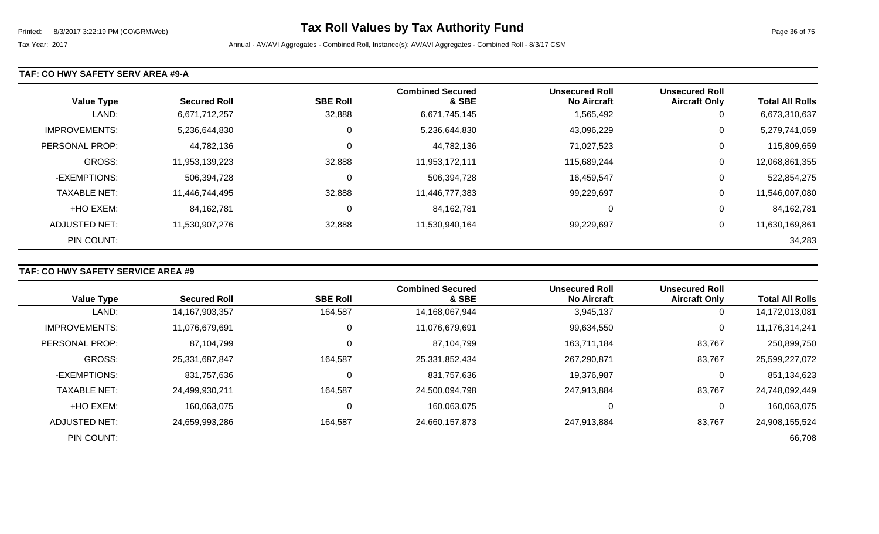# Tax Roll Values by Tax Authority Fund

Tax Year: 2017 Annual - AV/AVI Aggregates - Combined Roll, Instance(s): AV/AVI Aggregates - Combined Roll - 8/3/17 CSM

## TAF: CO HWY SAFETY SERV AREA #9-A

| Value Type | Secured Roll | SBE Roll | Combined Secured & SBE | Unsecured Roll No Aircraft | Unsecured Roll Aircraft Only | Total All Rolls |
|---|---|---|---|---|---|---|
| LAND: | 6,671,712,257 | 32,888 | 6,671,745,145 | 1,565,492 | 0 | 6,673,310,637 |
| IMPROVEMENTS: | 5,236,644,830 | 0 | 5,236,644,830 | 43,096,229 | 0 | 5,279,741,059 |
| PERSONAL PROP: | 44,782,136 | 0 | 44,782,136 | 71,027,523 | 0 | 115,809,659 |
| GROSS: | 11,953,139,223 | 32,888 | 11,953,172,111 | 115,689,244 | 0 | 12,068,861,355 |
| -EXEMPTIONS: | 506,394,728 | 0 | 506,394,728 | 16,459,547 | 0 | 522,854,275 |
| TAXABLE NET: | 11,446,744,495 | 32,888 | 11,446,777,383 | 99,229,697 | 0 | 11,546,007,080 |
| +HO EXEM: | 84,162,781 | 0 | 84,162,781 | 0 | 0 | 84,162,781 |
| ADJUSTED NET: | 11,530,907,276 | 32,888 | 11,530,940,164 | 99,229,697 | 0 | 11,630,169,861 |
| PIN COUNT: | | | | | | 34,283 |

## TAF: CO HWY SAFETY SERVICE AREA #9

| Value Type | Secured Roll | SBE Roll | Combined Secured & SBE | Unsecured Roll No Aircraft | Unsecured Roll Aircraft Only | Total All Rolls |
|---|---|---|---|---|---|---|
| LAND: | 14,167,903,357 | 164,587 | 14,168,067,944 | 3,945,137 | 0 | 14,172,013,081 |
| IMPROVEMENTS: | 11,076,679,691 | 0 | 11,076,679,691 | 99,634,550 | 0 | 11,176,314,241 |
| PERSONAL PROP: | 87,104,799 | 0 | 87,104,799 | 163,711,184 | 83,767 | 250,899,750 |
| GROSS: | 25,331,687,847 | 164,587 | 25,331,852,434 | 267,290,871 | 83,767 | 25,599,227,072 |
| -EXEMPTIONS: | 831,757,636 | 0 | 831,757,636 | 19,376,987 | 0 | 851,134,623 |
| TAXABLE NET: | 24,499,930,211 | 164,587 | 24,500,094,798 | 247,913,884 | 83,767 | 24,748,092,449 |
| +HO EXEM: | 160,063,075 | 0 | 160,063,075 | 0 | 0 | 160,063,075 |
| ADJUSTED NET: | 24,659,993,286 | 164,587 | 24,660,157,873 | 247,913,884 | 83,767 | 24,908,155,524 |
| PIN COUNT: | | | | | | 66,708 |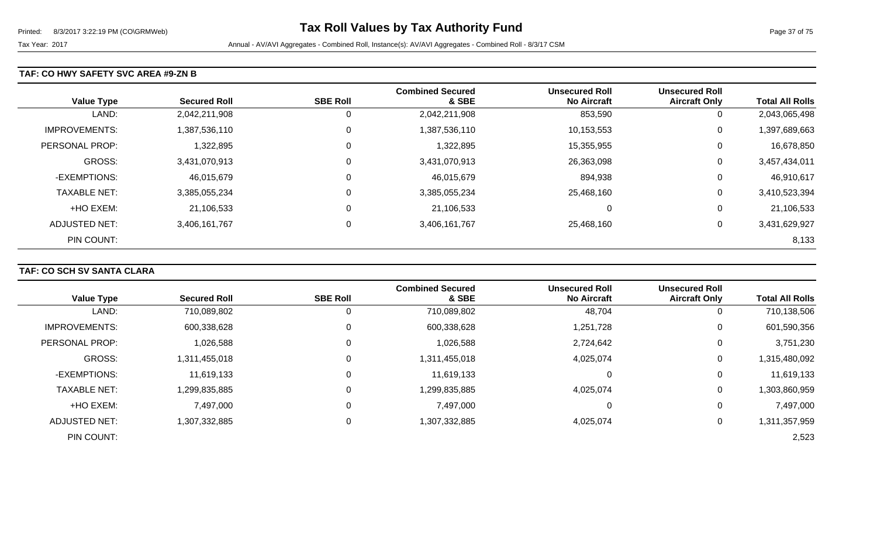# Tax Roll Values by Tax Authority Fund

Tax Year: 2017

Annual - AV/AVI Aggregates - Combined Roll, Instance(s): AV/AVI Aggregates - Combined Roll - 8/3/17 CSM

### TAF: CO HWY SAFETY SVC AREA #9-ZN B

| Value Type | Secured Roll | SBE Roll | Combined Secured & SBE | Unsecured Roll No Aircraft | Unsecured Roll Aircraft Only | Total All Rolls |
|---|---|---|---|---|---|---|
| LAND: | 2,042,211,908 | 0 | 2,042,211,908 | 853,590 | 0 | 2,043,065,498 |
| IMPROVEMENTS: | 1,387,536,110 | 0 | 1,387,536,110 | 10,153,553 | 0 | 1,397,689,663 |
| PERSONAL PROP: | 1,322,895 | 0 | 1,322,895 | 15,355,955 | 0 | 16,678,850 |
| GROSS: | 3,431,070,913 | 0 | 3,431,070,913 | 26,363,098 | 0 | 3,457,434,011 |
| -EXEMPTIONS: | 46,015,679 | 0 | 46,015,679 | 894,938 | 0 | 46,910,617 |
| TAXABLE NET: | 3,385,055,234 | 0 | 3,385,055,234 | 25,468,160 | 0 | 3,410,523,394 |
| +HO EXEM: | 21,106,533 | 0 | 21,106,533 | 0 | 0 | 21,106,533 |
| ADJUSTED NET: | 3,406,161,767 | 0 | 3,406,161,767 | 25,468,160 | 0 | 3,431,629,927 |
| PIN COUNT: | | | | | | 8,133 |

### TAF: CO SCH SV SANTA CLARA

| Value Type | Secured Roll | SBE Roll | Combined Secured & SBE | Unsecured Roll No Aircraft | Unsecured Roll Aircraft Only | Total All Rolls |
|---|---|---|---|---|---|---|
| LAND: | 710,089,802 | 0 | 710,089,802 | 48,704 | 0 | 710,138,506 |
| IMPROVEMENTS: | 600,338,628 | 0 | 600,338,628 | 1,251,728 | 0 | 601,590,356 |
| PERSONAL PROP: | 1,026,588 | 0 | 1,026,588 | 2,724,642 | 0 | 3,751,230 |
| GROSS: | 1,311,455,018 | 0 | 1,311,455,018 | 4,025,074 | 0 | 1,315,480,092 |
| -EXEMPTIONS: | 11,619,133 | 0 | 11,619,133 | 0 | 0 | 11,619,133 |
| TAXABLE NET: | 1,299,835,885 | 0 | 1,299,835,885 | 4,025,074 | 0 | 1,303,860,959 |
| +HO EXEM: | 7,497,000 | 0 | 7,497,000 | 0 | 0 | 7,497,000 |
| ADJUSTED NET: | 1,307,332,885 | 0 | 1,307,332,885 | 4,025,074 | 0 | 1,311,357,959 |
| PIN COUNT: | | | | | | 2,523 |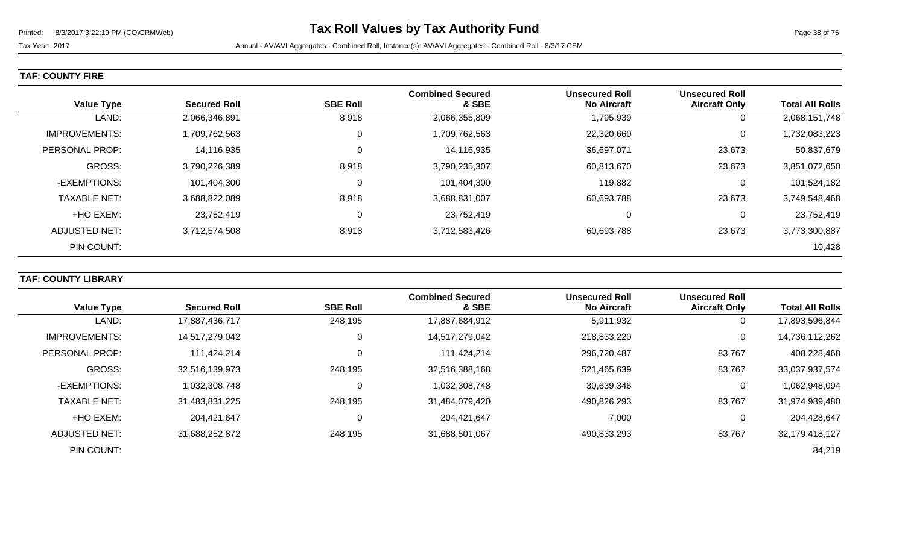# Tax Roll Values by Tax Authority Fund

Tax Year: 2017

Annual - AV/AVI Aggregates - Combined Roll, Instance(s): AV/AVI Aggregates - Combined Roll - 8/3/17 CSM

## TAF: COUNTY FIRE

| Value Type | Secured Roll | SBE Roll | Combined Secured & SBE | Unsecured Roll No Aircraft | Unsecured Roll Aircraft Only | Total All Rolls |
|---|---|---|---|---|---|---|
| LAND: | 2,066,346,891 | 8,918 | 2,066,355,809 | 1,795,939 | 0 | 2,068,151,748 |
| IMPROVEMENTS: | 1,709,762,563 | 0 | 1,709,762,563 | 22,320,660 | 0 | 1,732,083,223 |
| PERSONAL PROP: | 14,116,935 | 0 | 14,116,935 | 36,697,071 | 23,673 | 50,837,679 |
| GROSS: | 3,790,226,389 | 8,918 | 3,790,235,307 | 60,813,670 | 23,673 | 3,851,072,650 |
| -EXEMPTIONS: | 101,404,300 | 0 | 101,404,300 | 119,882 | 0 | 101,524,182 |
| TAXABLE NET: | 3,688,822,089 | 8,918 | 3,688,831,007 | 60,693,788 | 23,673 | 3,749,548,468 |
| +HO EXEM: | 23,752,419 | 0 | 23,752,419 | 0 | 0 | 23,752,419 |
| ADJUSTED NET: | 3,712,574,508 | 8,918 | 3,712,583,426 | 60,693,788 | 23,673 | 3,773,300,887 |
| PIN COUNT: | | | | | | 10,428 |

## TAF: COUNTY LIBRARY

| Value Type | Secured Roll | SBE Roll | Combined Secured & SBE | Unsecured Roll No Aircraft | Unsecured Roll Aircraft Only | Total All Rolls |
|---|---|---|---|---|---|---|
| LAND: | 17,887,436,717 | 248,195 | 17,887,684,912 | 5,911,932 | 0 | 17,893,596,844 |
| IMPROVEMENTS: | 14,517,279,042 | 0 | 14,517,279,042 | 218,833,220 | 0 | 14,736,112,262 |
| PERSONAL PROP: | 111,424,214 | 0 | 111,424,214 | 296,720,487 | 83,767 | 408,228,468 |
| GROSS: | 32,516,139,973 | 248,195 | 32,516,388,168 | 521,465,639 | 83,767 | 33,037,937,574 |
| -EXEMPTIONS: | 1,032,308,748 | 0 | 1,032,308,748 | 30,639,346 | 0 | 1,062,948,094 |
| TAXABLE NET: | 31,483,831,225 | 248,195 | 31,484,079,420 | 490,826,293 | 83,767 | 31,974,989,480 |
| +HO EXEM: | 204,421,647 | 0 | 204,421,647 | 7,000 | 0 | 204,428,647 |
| ADJUSTED NET: | 31,688,252,872 | 248,195 | 31,688,501,067 | 490,833,293 | 83,767 | 32,179,418,127 |
| PIN COUNT: | | | | | | 84,219 |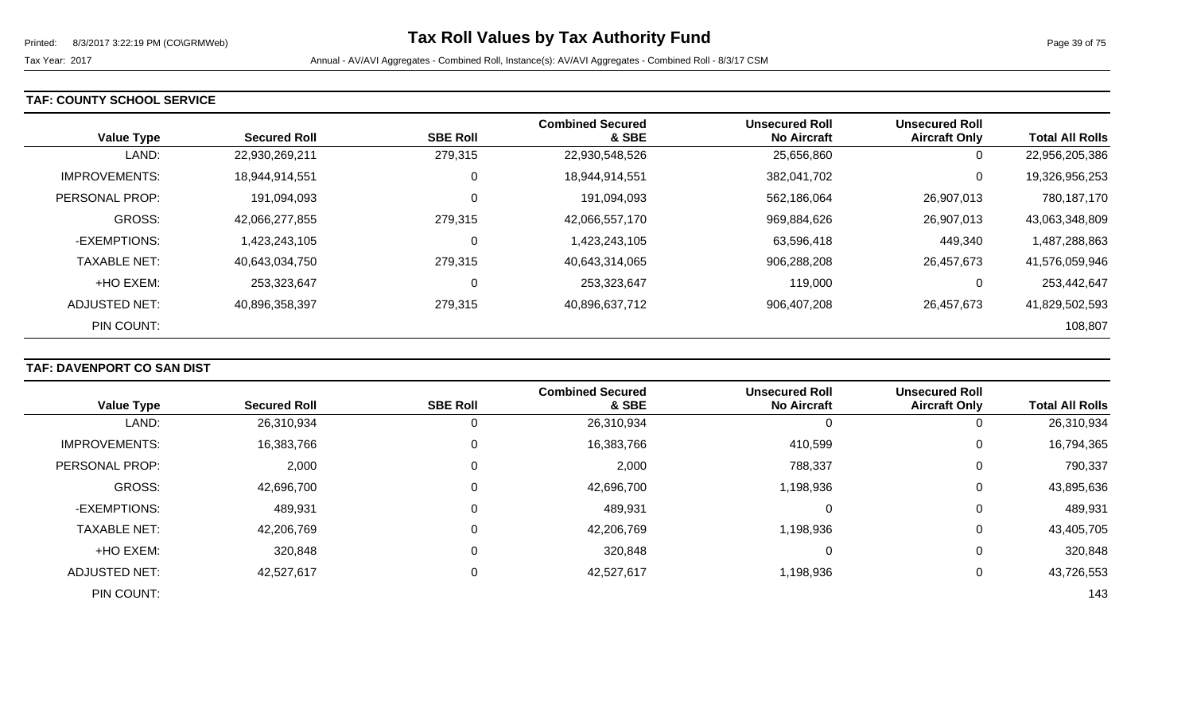**TAF: COUNTY SCHOOL SERVICE**

| Value Type | Secured Roll | SBE Roll | Combined Secured & SBE | Unsecured Roll No Aircraft | Unsecured Roll Aircraft Only | Total All Rolls |
|---|---|---|---|---|---|---|
| LAND: | 22,930,269,211 | 279,315 | 22,930,548,526 | 25,656,860 | 0 | 22,956,205,386 |
| IMPROVEMENTS: | 18,944,914,551 | 0 | 18,944,914,551 | 382,041,702 | 0 | 19,326,956,253 |
| PERSONAL PROP: | 191,094,093 | 0 | 191,094,093 | 562,186,064 | 26,907,013 | 780,187,170 |
| GROSS: | 42,066,277,855 | 279,315 | 42,066,557,170 | 969,884,626 | 26,907,013 | 43,063,348,809 |
| -EXEMPTIONS: | 1,423,243,105 | 0 | 1,423,243,105 | 63,596,418 | 449,340 | 1,487,288,863 |
| TAXABLE NET: | 40,643,034,750 | 279,315 | 40,643,314,065 | 906,288,208 | 26,457,673 | 41,576,059,946 |
| +HO EXEM: | 253,323,647 | 0 | 253,323,647 | 119,000 | 0 | 253,442,647 |
| ADJUSTED NET: | 40,896,358,397 | 279,315 | 40,896,637,712 | 906,407,208 | 26,457,673 | 41,829,502,593 |
| PIN COUNT: | | | | | | 108,807 |

**TAF: DAVENPORT CO SAN DIST**

| Value Type | Secured Roll | SBE Roll | Combined Secured & SBE | Unsecured Roll No Aircraft | Unsecured Roll Aircraft Only | Total All Rolls |
|---|---|---|---|---|---|---|
| LAND: | 26,310,934 | 0 | 26,310,934 | 0 | 0 | 26,310,934 |
| IMPROVEMENTS: | 16,383,766 | 0 | 16,383,766 | 410,599 | 0 | 16,794,365 |
| PERSONAL PROP: | 2,000 | 0 | 2,000 | 788,337 | 0 | 790,337 |
| GROSS: | 42,696,700 | 0 | 42,696,700 | 1,198,936 | 0 | 43,895,636 |
| -EXEMPTIONS: | 489,931 | 0 | 489,931 | 0 | 0 | 489,931 |
| TAXABLE NET: | 42,206,769 | 0 | 42,206,769 | 1,198,936 | 0 | 43,405,705 |
| +HO EXEM: | 320,848 | 0 | 320,848 | 0 | 0 | 320,848 |
| ADJUSTED NET: | 42,527,617 | 0 | 42,527,617 | 1,198,936 | 0 | 43,726,553 |
| PIN COUNT: | | | | | | 143 |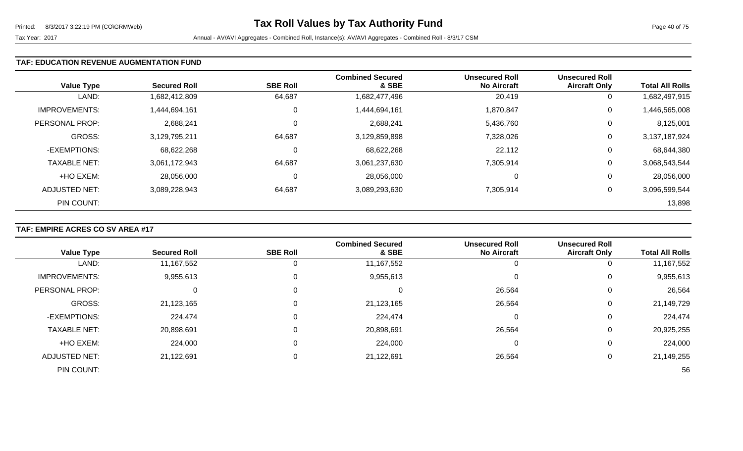Tax Year: 2017 Annual - AV/AVI Aggregates - Combined Roll, Instance(s): AV/AVI Aggregates - Combined Roll - 8/3/17 CSM

# Tax Roll Values by Tax Authority Fund

### TAF: EDUCATION REVENUE AUGMENTATION FUND

| Value Type | Secured Roll | SBE Roll | Combined Secured & SBE | Unsecured Roll No Aircraft | Unsecured Roll Aircraft Only | Total All Rolls |
|---|---|---|---|---|---|---|
| LAND: | 1,682,412,809 | 64,687 | 1,682,477,496 | 20,419 | 0 | 1,682,497,915 |
| IMPROVEMENTS: | 1,444,694,161 | 0 | 1,444,694,161 | 1,870,847 | 0 | 1,446,565,008 |
| PERSONAL PROP: | 2,688,241 | 0 | 2,688,241 | 5,436,760 | 0 | 8,125,001 |
| GROSS: | 3,129,795,211 | 64,687 | 3,129,859,898 | 7,328,026 | 0 | 3,137,187,924 |
| -EXEMPTIONS: | 68,622,268 | 0 | 68,622,268 | 22,112 | 0 | 68,644,380 |
| TAXABLE NET: | 3,061,172,943 | 64,687 | 3,061,237,630 | 7,305,914 | 0 | 3,068,543,544 |
| +HO EXEM: | 28,056,000 | 0 | 28,056,000 | 0 | 0 | 28,056,000 |
| ADJUSTED NET: | 3,089,228,943 | 64,687 | 3,089,293,630 | 7,305,914 | 0 | 3,096,599,544 |
| PIN COUNT: | | | | | | 13,898 |

### TAF: EMPIRE ACRES CO SV AREA #17

| Value Type | Secured Roll | SBE Roll | Combined Secured & SBE | Unsecured Roll No Aircraft | Unsecured Roll Aircraft Only | Total All Rolls |
|---|---|---|---|---|---|---|
| LAND: | 11,167,552 | 0 | 11,167,552 | 0 | 0 | 11,167,552 |
| IMPROVEMENTS: | 9,955,613 | 0 | 9,955,613 | 0 | 0 | 9,955,613 |
| PERSONAL PROP: | 0 | 0 | 0 | 26,564 | 0 | 26,564 |
| GROSS: | 21,123,165 | 0 | 21,123,165 | 26,564 | 0 | 21,149,729 |
| -EXEMPTIONS: | 224,474 | 0 | 224,474 | 0 | 0 | 224,474 |
| TAXABLE NET: | 20,898,691 | 0 | 20,898,691 | 26,564 | 0 | 20,925,255 |
| +HO EXEM: | 224,000 | 0 | 224,000 | 0 | 0 | 224,000 |
| ADJUSTED NET: | 21,122,691 | 0 | 21,122,691 | 26,564 | 0 | 21,149,255 |
| PIN COUNT: | | | | | | 56 |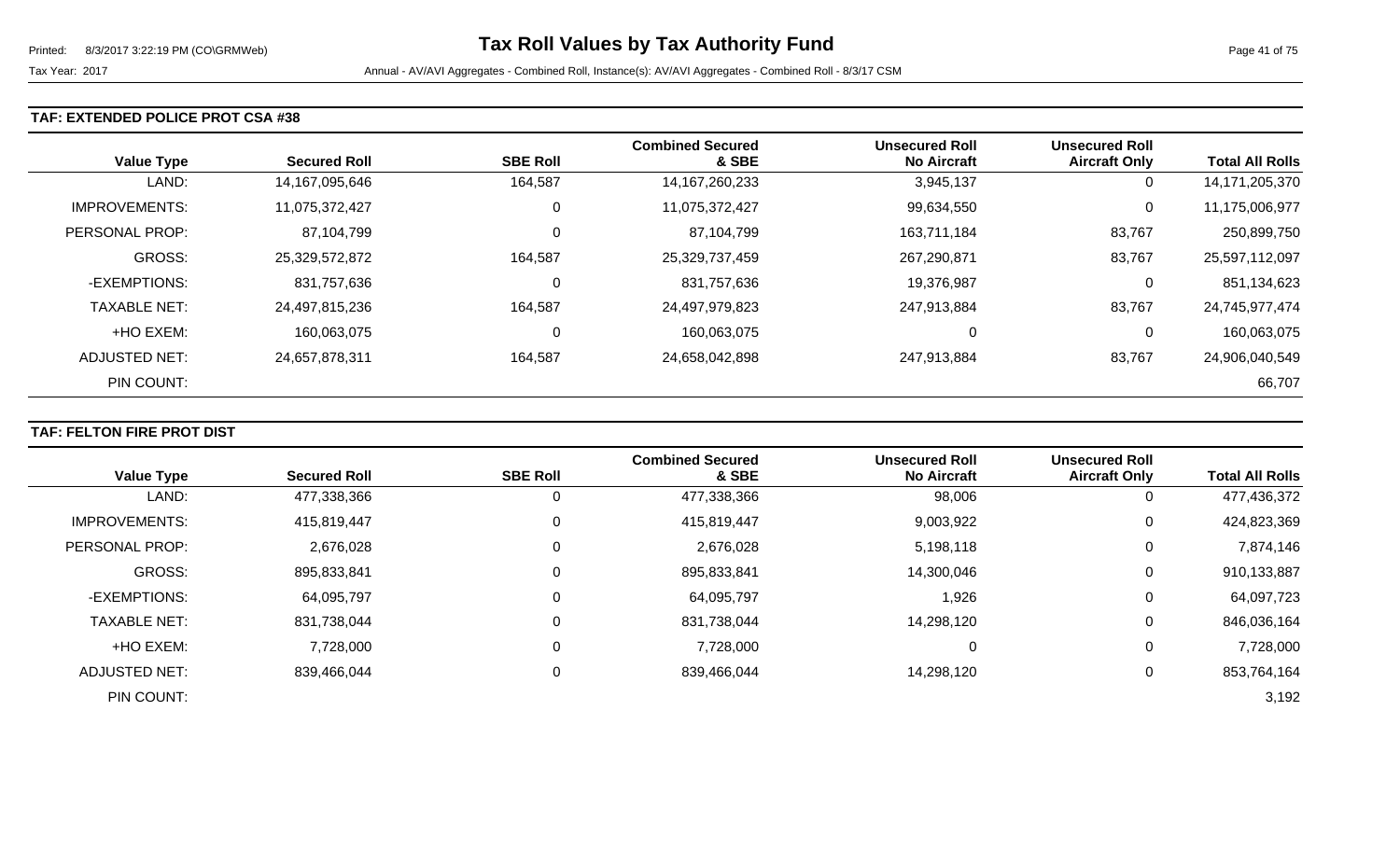# Tax Roll Values by Tax Authority Fund

Tax Year: 2017

Annual - AV/AVI Aggregates - Combined Roll, Instance(s): AV/AVI Aggregates - Combined Roll - 8/3/17 CSM

## TAF: EXTENDED POLICE PROT CSA #38

| Value Type | Secured Roll | SBE Roll | Combined Secured & SBE | Unsecured Roll No Aircraft | Unsecured Roll Aircraft Only | Total All Rolls |
|---|---|---|---|---|---|---|
| LAND: | 14,167,095,646 | 164,587 | 14,167,260,233 | 3,945,137 | 0 | 14,171,205,370 |
| IMPROVEMENTS: | 11,075,372,427 | 0 | 11,075,372,427 | 99,634,550 | 0 | 11,175,006,977 |
| PERSONAL PROP: | 87,104,799 | 0 | 87,104,799 | 163,711,184 | 83,767 | 250,899,750 |
| GROSS: | 25,329,572,872 | 164,587 | 25,329,737,459 | 267,290,871 | 83,767 | 25,597,112,097 |
| -EXEMPTIONS: | 831,757,636 | 0 | 831,757,636 | 19,376,987 | 0 | 851,134,623 |
| TAXABLE NET: | 24,497,815,236 | 164,587 | 24,497,979,823 | 247,913,884 | 83,767 | 24,745,977,474 |
| +HO EXEM: | 160,063,075 | 0 | 160,063,075 | 0 | 0 | 160,063,075 |
| ADJUSTED NET: | 24,657,878,311 | 164,587 | 24,658,042,898 | 247,913,884 | 83,767 | 24,906,040,549 |
| PIN COUNT: | | | | | | 66,707 |

## TAF: FELTON FIRE PROT DIST

| Value Type | Secured Roll | SBE Roll | Combined Secured & SBE | Unsecured Roll No Aircraft | Unsecured Roll Aircraft Only | Total All Rolls |
|---|---|---|---|---|---|---|
| LAND: | 477,338,366 | 0 | 477,338,366 | 98,006 | 0 | 477,436,372 |
| IMPROVEMENTS: | 415,819,447 | 0 | 415,819,447 | 9,003,922 | 0 | 424,823,369 |
| PERSONAL PROP: | 2,676,028 | 0 | 2,676,028 | 5,198,118 | 0 | 7,874,146 |
| GROSS: | 895,833,841 | 0 | 895,833,841 | 14,300,046 | 0 | 910,133,887 |
| -EXEMPTIONS: | 64,095,797 | 0 | 64,095,797 | 1,926 | 0 | 64,097,723 |
| TAXABLE NET: | 831,738,044 | 0 | 831,738,044 | 14,298,120 | 0 | 846,036,164 |
| +HO EXEM: | 7,728,000 | 0 | 7,728,000 | 0 | 0 | 7,728,000 |
| ADJUSTED NET: | 839,466,044 | 0 | 839,466,044 | 14,298,120 | 0 | 853,764,164 |
| PIN COUNT: | | | | | | 3,192 |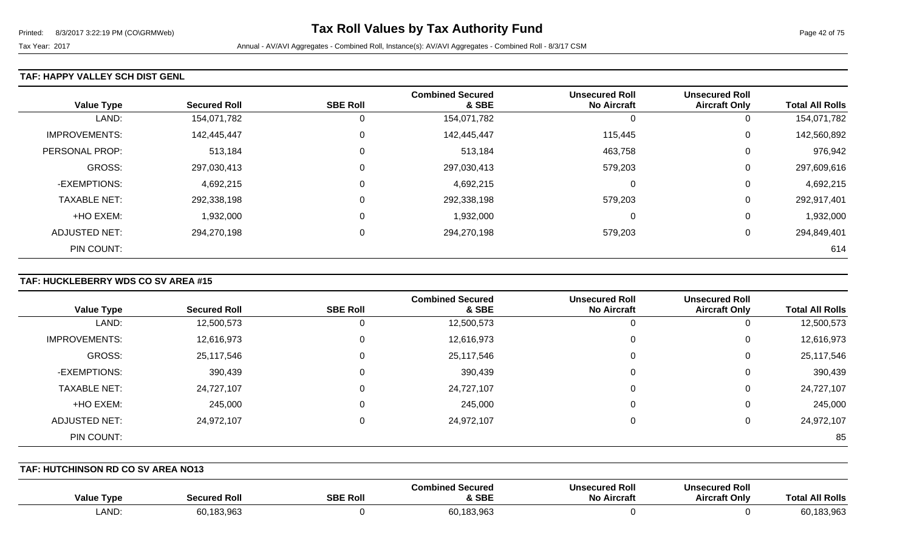# Tax Roll Values by Tax Authority Fund

Tax Year: 2017

Annual - AV/AVI Aggregates - Combined Roll, Instance(s): AV/AVI Aggregates - Combined Roll - 8/3/17 CSM

### TAF: HAPPY VALLEY SCH DIST GENL

| Value Type | Secured Roll | SBE Roll | Combined Secured & SBE | Unsecured Roll No Aircraft | Unsecured Roll Aircraft Only | Total All Rolls |
|---|---|---|---|---|---|---|
| LAND: | 154,071,782 | 0 | 154,071,782 | 0 | 0 | 154,071,782 |
| IMPROVEMENTS: | 142,445,447 | 0 | 142,445,447 | 115,445 | 0 | 142,560,892 |
| PERSONAL PROP: | 513,184 | 0 | 513,184 | 463,758 | 0 | 976,942 |
| GROSS: | 297,030,413 | 0 | 297,030,413 | 579,203 | 0 | 297,609,616 |
| -EXEMPTIONS: | 4,692,215 | 0 | 4,692,215 | 0 | 0 | 4,692,215 |
| TAXABLE NET: | 292,338,198 | 0 | 292,338,198 | 579,203 | 0 | 292,917,401 |
| +HO EXEM: | 1,932,000 | 0 | 1,932,000 | 0 | 0 | 1,932,000 |
| ADJUSTED NET: | 294,270,198 | 0 | 294,270,198 | 579,203 | 0 | 294,849,401 |
| PIN COUNT: | | | | | | 614 |

### TAF: HUCKLEBERRY WDS CO SV AREA #15

| Value Type | Secured Roll | SBE Roll | Combined Secured & SBE | Unsecured Roll No Aircraft | Unsecured Roll Aircraft Only | Total All Rolls |
|---|---|---|---|---|---|---|
| LAND: | 12,500,573 | 0 | 12,500,573 | 0 | 0 | 12,500,573 |
| IMPROVEMENTS: | 12,616,973 | 0 | 12,616,973 | 0 | 0 | 12,616,973 |
| GROSS: | 25,117,546 | 0 | 25,117,546 | 0 | 0 | 25,117,546 |
| -EXEMPTIONS: | 390,439 | 0 | 390,439 | 0 | 0 | 390,439 |
| TAXABLE NET: | 24,727,107 | 0 | 24,727,107 | 0 | 0 | 24,727,107 |
| +HO EXEM: | 245,000 | 0 | 245,000 | 0 | 0 | 245,000 |
| ADJUSTED NET: | 24,972,107 | 0 | 24,972,107 | 0 | 0 | 24,972,107 |
| PIN COUNT: | | | | | | 85 |

### TAF: HUTCHINSON RD CO SV AREA NO13

| Value Type | Secured Roll | SBE Roll | Combined Secured & SBE | Unsecured Roll No Aircraft | Unsecured Roll Aircraft Only | Total All Rolls |
|---|---|---|---|---|---|---|
| LAND: | 60,183,963 | 0 | 60,183,963 | 0 | 0 | 60,183,963 |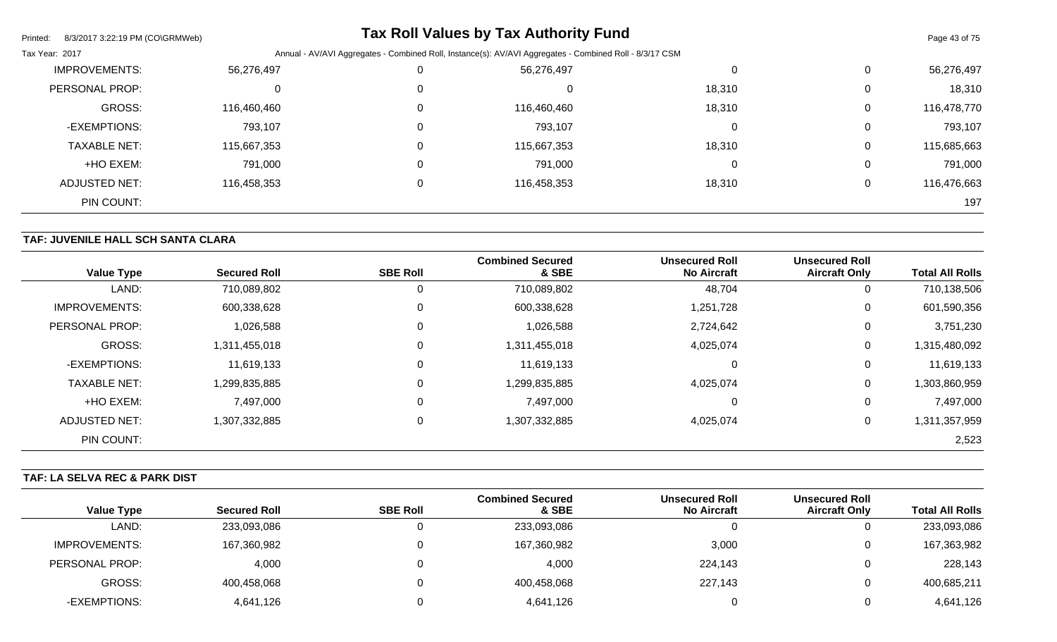| Value Type | Secured Roll | SBE Roll | Combined Secured & SBE | Unsecured Roll No Aircraft | Unsecured Roll Aircraft Only | Total All Rolls |
|---|---|---|---|---|---|---|
| IMPROVEMENTS: | 56,276,497 | 0 | 56,276,497 | 0 | 0 | 56,276,497 |
| PERSONAL PROP: | 0 | 0 | 0 | 18,310 | 0 | 18,310 |
| GROSS: | 116,460,460 | 0 | 116,460,460 | 18,310 | 0 | 116,478,770 |
| -EXEMPTIONS: | 793,107 | 0 | 793,107 | 0 | 0 | 793,107 |
| TAXABLE NET: | 115,667,353 | 0 | 115,667,353 | 18,310 | 0 | 115,685,663 |
| +HO EXEM: | 791,000 | 0 | 791,000 | 0 | 0 | 791,000 |
| ADJUSTED NET: | 116,458,353 | 0 | 116,458,353 | 18,310 | 0 | 116,476,663 |
| PIN COUNT: | | | | | | 197 |

### TAF: JUVENILE HALL SCH SANTA CLARA

| Value Type | Secured Roll | SBE Roll | Combined Secured & SBE | Unsecured Roll No Aircraft | Unsecured Roll Aircraft Only | Total All Rolls |
|---|---|---|---|---|---|---|
| LAND: | 710,089,802 | 0 | 710,089,802 | 48,704 | 0 | 710,138,506 |
| IMPROVEMENTS: | 600,338,628 | 0 | 600,338,628 | 1,251,728 | 0 | 601,590,356 |
| PERSONAL PROP: | 1,026,588 | 0 | 1,026,588 | 2,724,642 | 0 | 3,751,230 |
| GROSS: | 1,311,455,018 | 0 | 1,311,455,018 | 4,025,074 | 0 | 1,315,480,092 |
| -EXEMPTIONS: | 11,619,133 | 0 | 11,619,133 | 0 | 0 | 11,619,133 |
| TAXABLE NET: | 1,299,835,885 | 0 | 1,299,835,885 | 4,025,074 | 0 | 1,303,860,959 |
| +HO EXEM: | 7,497,000 | 0 | 7,497,000 | 0 | 0 | 7,497,000 |
| ADJUSTED NET: | 1,307,332,885 | 0 | 1,307,332,885 | 4,025,074 | 0 | 1,311,357,959 |
| PIN COUNT: | | | | | | 2,523 |

### TAF: LA SELVA REC & PARK DIST

| Value Type | Secured Roll | SBE Roll | Combined Secured & SBE | Unsecured Roll No Aircraft | Unsecured Roll Aircraft Only | Total All Rolls |
|---|---|---|---|---|---|---|
| LAND: | 233,093,086 | 0 | 233,093,086 | 0 | 0 | 233,093,086 |
| IMPROVEMENTS: | 167,360,982 | 0 | 167,360,982 | 3,000 | 0 | 167,363,982 |
| PERSONAL PROP: | 4,000 | 0 | 4,000 | 224,143 | 0 | 228,143 |
| GROSS: | 400,458,068 | 0 | 400,458,068 | 227,143 | 0 | 400,685,211 |
| -EXEMPTIONS: | 4,641,126 | 0 | 4,641,126 | 0 | 0 | 4,641,126 |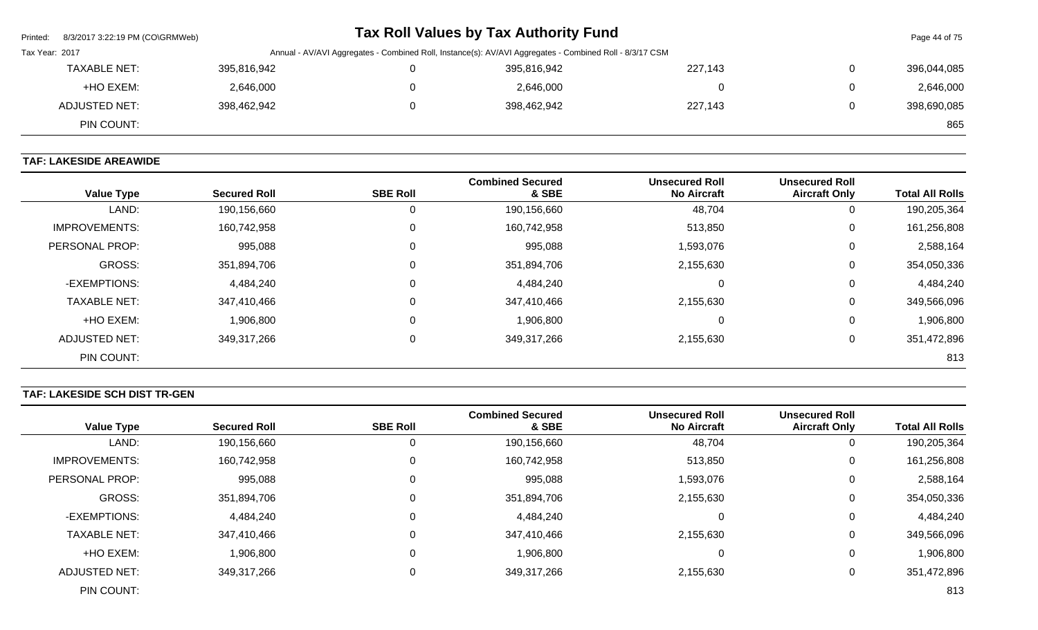| Value Type | Secured Roll | SBE Roll | Combined Secured & SBE | Unsecured Roll No Aircraft | Unsecured Roll Aircraft Only | Total All Rolls |
|---|---|---|---|---|---|---|
| TAXABLE NET: | 395,816,942 | 0 | 395,816,942 | 227,143 | 0 | 396,044,085 |
| +HO EXEM: | 2,646,000 | 0 | 2,646,000 | 0 | 0 | 2,646,000 |
| ADJUSTED NET: | 398,462,942 | 0 | 398,462,942 | 227,143 | 0 | 398,690,085 |
| PIN COUNT: | | | | | | 865 |

**TAF: LAKESIDE AREAWIDE**

| Value Type | Secured Roll | SBE Roll | Combined Secured & SBE | Unsecured Roll No Aircraft | Unsecured Roll Aircraft Only | Total All Rolls |
|---|---|---|---|---|---|---|
| LAND: | 190,156,660 | 0 | 190,156,660 | 48,704 | 0 | 190,205,364 |
| IMPROVEMENTS: | 160,742,958 | 0 | 160,742,958 | 513,850 | 0 | 161,256,808 |
| PERSONAL PROP: | 995,088 | 0 | 995,088 | 1,593,076 | 0 | 2,588,164 |
| GROSS: | 351,894,706 | 0 | 351,894,706 | 2,155,630 | 0 | 354,050,336 |
| -EXEMPTIONS: | 4,484,240 | 0 | 4,484,240 | 0 | 0 | 4,484,240 |
| TAXABLE NET: | 347,410,466 | 0 | 347,410,466 | 2,155,630 | 0 | 349,566,096 |
| +HO EXEM: | 1,906,800 | 0 | 1,906,800 | 0 | 0 | 1,906,800 |
| ADJUSTED NET: | 349,317,266 | 0 | 349,317,266 | 2,155,630 | 0 | 351,472,896 |
| PIN COUNT: | | | | | | 813 |

**TAF: LAKESIDE SCH DIST TR-GEN**

| Value Type | Secured Roll | SBE Roll | Combined Secured & SBE | Unsecured Roll No Aircraft | Unsecured Roll Aircraft Only | Total All Rolls |
|---|---|---|---|---|---|---|
| LAND: | 190,156,660 | 0 | 190,156,660 | 48,704 | 0 | 190,205,364 |
| IMPROVEMENTS: | 160,742,958 | 0 | 160,742,958 | 513,850 | 0 | 161,256,808 |
| PERSONAL PROP: | 995,088 | 0 | 995,088 | 1,593,076 | 0 | 2,588,164 |
| GROSS: | 351,894,706 | 0 | 351,894,706 | 2,155,630 | 0 | 354,050,336 |
| -EXEMPTIONS: | 4,484,240 | 0 | 4,484,240 | 0 | 0 | 4,484,240 |
| TAXABLE NET: | 347,410,466 | 0 | 347,410,466 | 2,155,630 | 0 | 349,566,096 |
| +HO EXEM: | 1,906,800 | 0 | 1,906,800 | 0 | 0 | 1,906,800 |
| ADJUSTED NET: | 349,317,266 | 0 | 349,317,266 | 2,155,630 | 0 | 351,472,896 |
| PIN COUNT: | | | | | | 813 |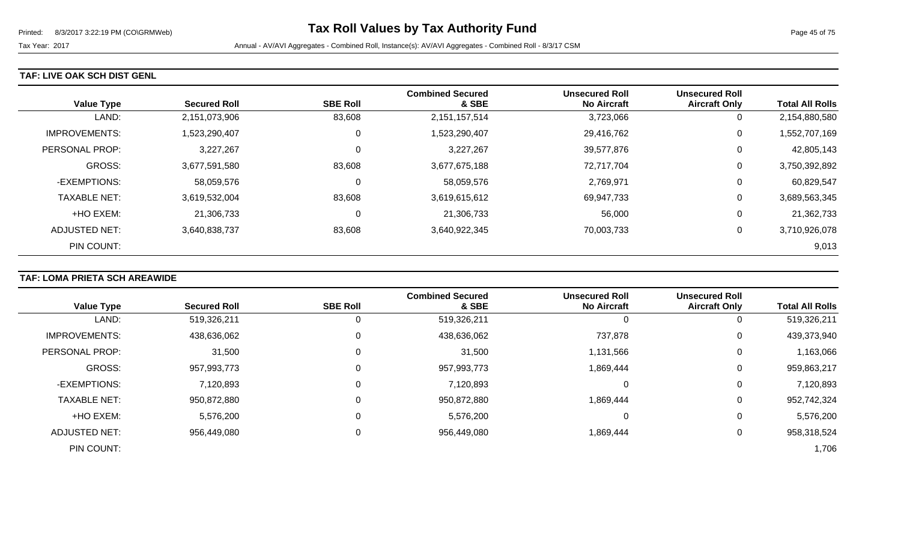# Tax Roll Values by Tax Authority Fund

Tax Year: 2017

Annual - AV/AVI Aggregates - Combined Roll, Instance(s): AV/AVI Aggregates - Combined Roll - 8/3/17 CSM

### TAF: LIVE OAK SCH DIST GENL

| Value Type | Secured Roll | SBE Roll | Combined Secured & SBE | Unsecured Roll No Aircraft | Unsecured Roll Aircraft Only | Total All Rolls |
|---|---|---|---|---|---|---|
| LAND: | 2,151,073,906 | 83,608 | 2,151,157,514 | 3,723,066 | 0 | 2,154,880,580 |
| IMPROVEMENTS: | 1,523,290,407 | 0 | 1,523,290,407 | 29,416,762 | 0 | 1,552,707,169 |
| PERSONAL PROP: | 3,227,267 | 0 | 3,227,267 | 39,577,876 | 0 | 42,805,143 |
| GROSS: | 3,677,591,580 | 83,608 | 3,677,675,188 | 72,717,704 | 0 | 3,750,392,892 |
| -EXEMPTIONS: | 58,059,576 | 0 | 58,059,576 | 2,769,971 | 0 | 60,829,547 |
| TAXABLE NET: | 3,619,532,004 | 83,608 | 3,619,615,612 | 69,947,733 | 0 | 3,689,563,345 |
| +HO EXEM: | 21,306,733 | 0 | 21,306,733 | 56,000 | 0 | 21,362,733 |
| ADJUSTED NET: | 3,640,838,737 | 83,608 | 3,640,922,345 | 70,003,733 | 0 | 3,710,926,078 |
| PIN COUNT: | | | | | | 9,013 |

### TAF: LOMA PRIETA SCH AREAWIDE

| Value Type | Secured Roll | SBE Roll | Combined Secured & SBE | Unsecured Roll No Aircraft | Unsecured Roll Aircraft Only | Total All Rolls |
|---|---|---|---|---|---|---|
| LAND: | 519,326,211 | 0 | 519,326,211 | 0 | 0 | 519,326,211 |
| IMPROVEMENTS: | 438,636,062 | 0 | 438,636,062 | 737,878 | 0 | 439,373,940 |
| PERSONAL PROP: | 31,500 | 0 | 31,500 | 1,131,566 | 0 | 1,163,066 |
| GROSS: | 957,993,773 | 0 | 957,993,773 | 1,869,444 | 0 | 959,863,217 |
| -EXEMPTIONS: | 7,120,893 | 0 | 7,120,893 | 0 | 0 | 7,120,893 |
| TAXABLE NET: | 950,872,880 | 0 | 950,872,880 | 1,869,444 | 0 | 952,742,324 |
| +HO EXEM: | 5,576,200 | 0 | 5,576,200 | 0 | 0 | 5,576,200 |
| ADJUSTED NET: | 956,449,080 | 0 | 956,449,080 | 1,869,444 | 0 | 958,318,524 |
| PIN COUNT: | | | | | | 1,706 |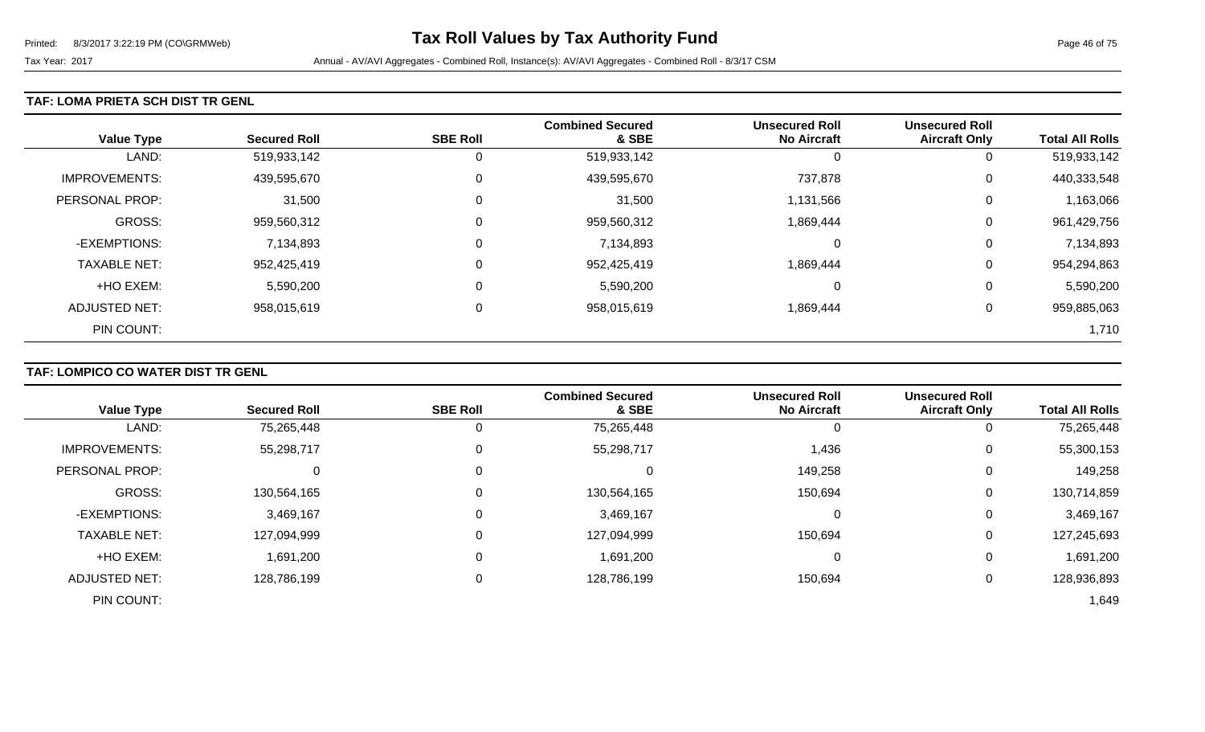## TAF: LOMA PRIETA SCH DIST TR GENL

| Value Type | Secured Roll | SBE Roll | Combined Secured & SBE | Unsecured Roll No Aircraft | Unsecured Roll Aircraft Only | Total All Rolls |
|---|---|---|---|---|---|---|
| LAND: | 519,933,142 | 0 | 519,933,142 | 0 | 0 | 519,933,142 |
| IMPROVEMENTS: | 439,595,670 | 0 | 439,595,670 | 737,878 | 0 | 440,333,548 |
| PERSONAL PROP: | 31,500 | 0 | 31,500 | 1,131,566 | 0 | 1,163,066 |
| GROSS: | 959,560,312 | 0 | 959,560,312 | 1,869,444 | 0 | 961,429,756 |
| -EXEMPTIONS: | 7,134,893 | 0 | 7,134,893 | 0 | 0 | 7,134,893 |
| TAXABLE NET: | 952,425,419 | 0 | 952,425,419 | 1,869,444 | 0 | 954,294,863 |
| +HO EXEM: | 5,590,200 | 0 | 5,590,200 | 0 | 0 | 5,590,200 |
| ADJUSTED NET: | 958,015,619 | 0 | 958,015,619 | 1,869,444 | 0 | 959,885,063 |
| PIN COUNT: | | | | | | 1,710 |

## TAF: LOMPICO CO WATER DIST TR GENL

| Value Type | Secured Roll | SBE Roll | Combined Secured & SBE | Unsecured Roll No Aircraft | Unsecured Roll Aircraft Only | Total All Rolls |
|---|---|---|---|---|---|---|
| LAND: | 75,265,448 | 0 | 75,265,448 | 0 | 0 | 75,265,448 |
| IMPROVEMENTS: | 55,298,717 | 0 | 55,298,717 | 1,436 | 0 | 55,300,153 |
| PERSONAL PROP: | 0 | 0 | 0 | 149,258 | 0 | 149,258 |
| GROSS: | 130,564,165 | 0 | 130,564,165 | 150,694 | 0 | 130,714,859 |
| -EXEMPTIONS: | 3,469,167 | 0 | 3,469,167 | 0 | 0 | 3,469,167 |
| TAXABLE NET: | 127,094,999 | 0 | 127,094,999 | 150,694 | 0 | 127,245,693 |
| +HO EXEM: | 1,691,200 | 0 | 1,691,200 | 0 | 0 | 1,691,200 |
| ADJUSTED NET: | 128,786,199 | 0 | 128,786,199 | 150,694 | 0 | 128,936,893 |
| PIN COUNT: | | | | | | 1,649 |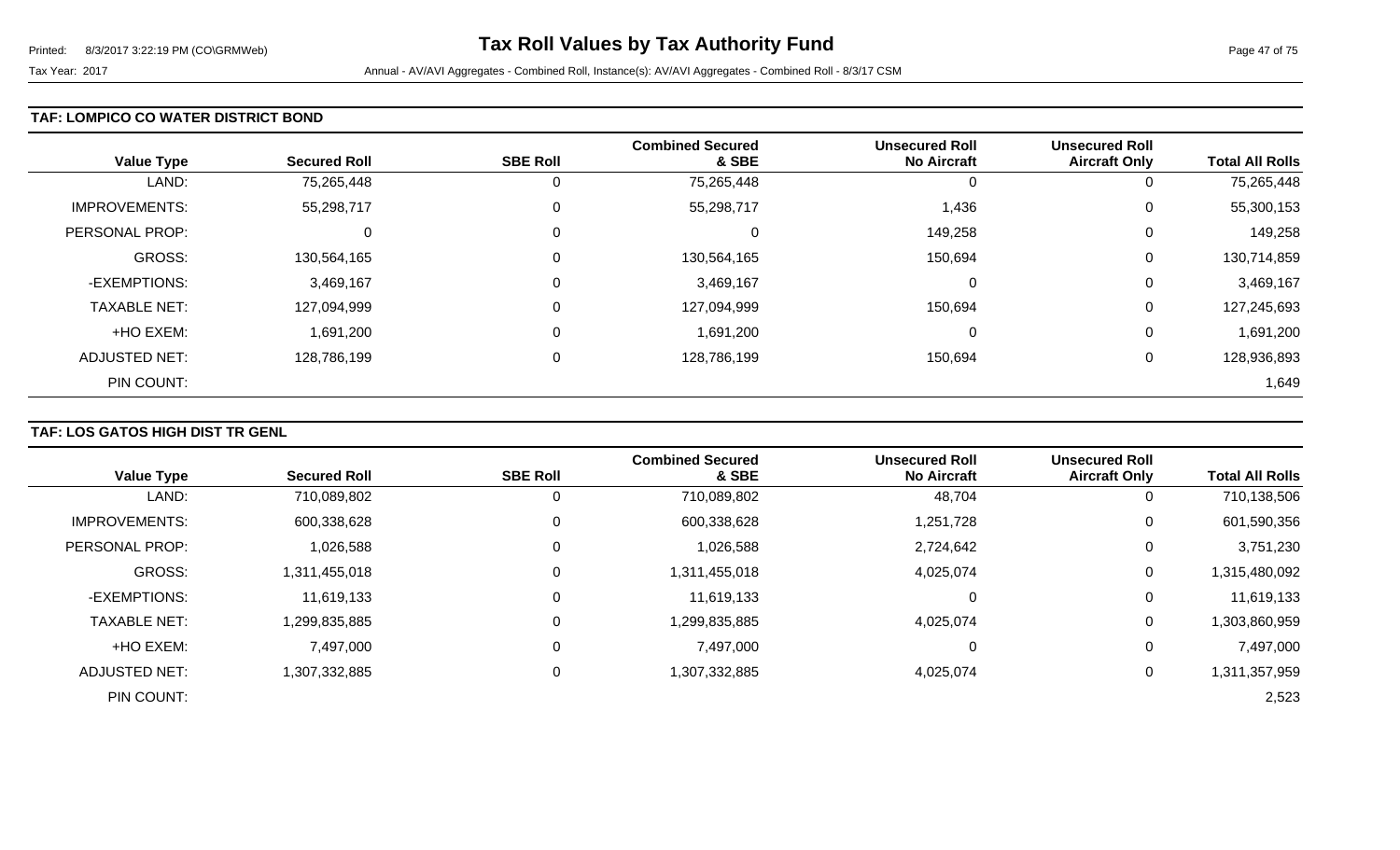**Tax Roll Values by Tax Authority Fund**

Tax Year: 2017

Annual - AV/AVI Aggregates - Combined Roll, Instance(s): AV/AVI Aggregates - Combined Roll - 8/3/17 CSM

## TAF: LOMPICO CO WATER DISTRICT BOND

| Value Type | Secured Roll | SBE Roll | Combined Secured & SBE | Unsecured Roll No Aircraft | Unsecured Roll Aircraft Only | Total All Rolls |
|---|---|---|---|---|---|---|
| LAND: | 75,265,448 | 0 | 75,265,448 | 0 | 0 | 75,265,448 |
| IMPROVEMENTS: | 55,298,717 | 0 | 55,298,717 | 1,436 | 0 | 55,300,153 |
| PERSONAL PROP: | 0 | 0 | 0 | 149,258 | 0 | 149,258 |
| GROSS: | 130,564,165 | 0 | 130,564,165 | 150,694 | 0 | 130,714,859 |
| -EXEMPTIONS: | 3,469,167 | 0 | 3,469,167 | 0 | 0 | 3,469,167 |
| TAXABLE NET: | 127,094,999 | 0 | 127,094,999 | 150,694 | 0 | 127,245,693 |
| +HO EXEM: | 1,691,200 | 0 | 1,691,200 | 0 | 0 | 1,691,200 |
| ADJUSTED NET: | 128,786,199 | 0 | 128,786,199 | 150,694 | 0 | 128,936,893 |
| PIN COUNT: | | | | | | 1,649 |

## TAF: LOS GATOS HIGH DIST TR GENL

| Value Type | Secured Roll | SBE Roll | Combined Secured & SBE | Unsecured Roll No Aircraft | Unsecured Roll Aircraft Only | Total All Rolls |
|---|---|---|---|---|---|---|
| LAND: | 710,089,802 | 0 | 710,089,802 | 48,704 | 0 | 710,138,506 |
| IMPROVEMENTS: | 600,338,628 | 0 | 600,338,628 | 1,251,728 | 0 | 601,590,356 |
| PERSONAL PROP: | 1,026,588 | 0 | 1,026,588 | 2,724,642 | 0 | 3,751,230 |
| GROSS: | 1,311,455,018 | 0 | 1,311,455,018 | 4,025,074 | 0 | 1,315,480,092 |
| -EXEMPTIONS: | 11,619,133 | 0 | 11,619,133 | 0 | 0 | 11,619,133 |
| TAXABLE NET: | 1,299,835,885 | 0 | 1,299,835,885 | 4,025,074 | 0 | 1,303,860,959 |
| +HO EXEM: | 7,497,000 | 0 | 7,497,000 | 0 | 0 | 7,497,000 |
| ADJUSTED NET: | 1,307,332,885 | 0 | 1,307,332,885 | 4,025,074 | 0 | 1,311,357,959 |
| PIN COUNT: | | | | | | 2,523 |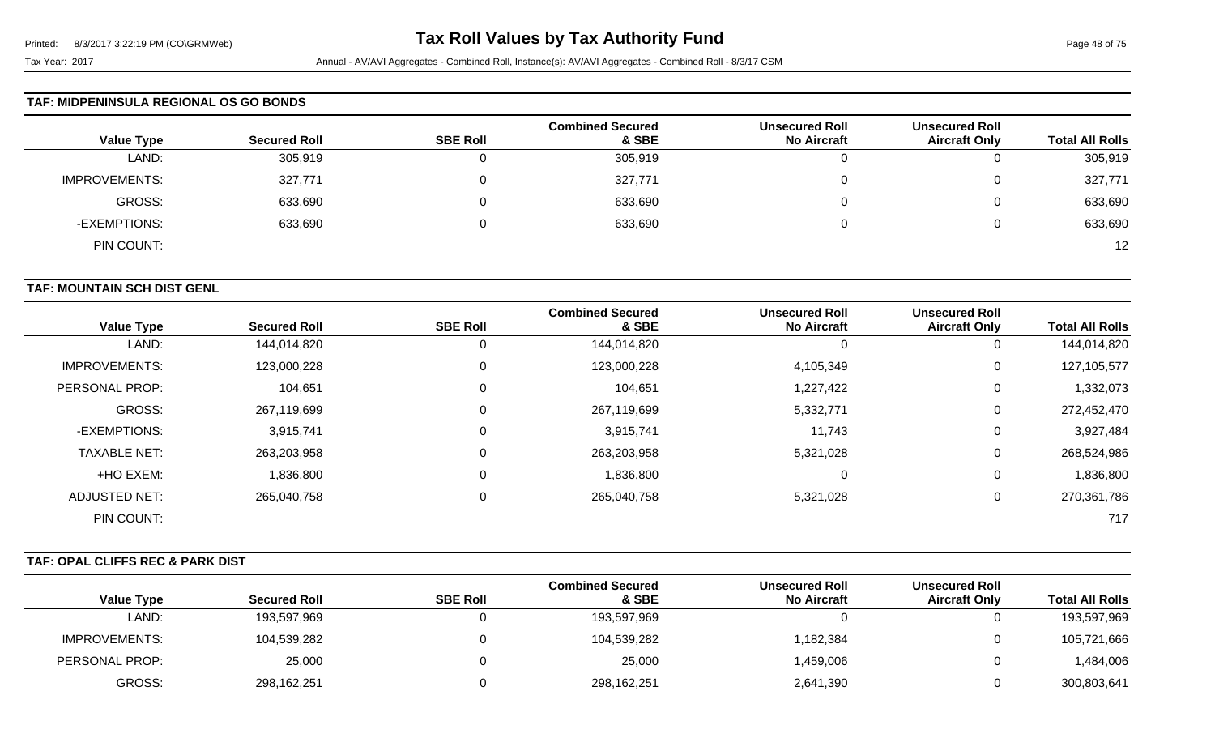### TAF: MIDPENINSULA REGIONAL OS GO BONDS

| Value Type | Secured Roll | SBE Roll | Combined Secured & SBE | Unsecured Roll No Aircraft | Unsecured Roll Aircraft Only | Total All Rolls |
|---|---|---|---|---|---|---|
| LAND: | 305,919 | 0 | 305,919 | 0 | 0 | 305,919 |
| IMPROVEMENTS: | 327,771 | 0 | 327,771 | 0 | 0 | 327,771 |
| GROSS: | 633,690 | 0 | 633,690 | 0 | 0 | 633,690 |
| -EXEMPTIONS: | 633,690 | 0 | 633,690 | 0 | 0 | 633,690 |
| PIN COUNT: | | | | | | 12 |

### TAF: MOUNTAIN SCH DIST GENL

| Value Type | Secured Roll | SBE Roll | Combined Secured & SBE | Unsecured Roll No Aircraft | Unsecured Roll Aircraft Only | Total All Rolls |
|---|---|---|---|---|---|---|
| LAND: | 144,014,820 | 0 | 144,014,820 | 0 | 0 | 144,014,820 |
| IMPROVEMENTS: | 123,000,228 | 0 | 123,000,228 | 4,105,349 | 0 | 127,105,577 |
| PERSONAL PROP: | 104,651 | 0 | 104,651 | 1,227,422 | 0 | 1,332,073 |
| GROSS: | 267,119,699 | 0 | 267,119,699 | 5,332,771 | 0 | 272,452,470 |
| -EXEMPTIONS: | 3,915,741 | 0 | 3,915,741 | 11,743 | 0 | 3,927,484 |
| TAXABLE NET: | 263,203,958 | 0 | 263,203,958 | 5,321,028 | 0 | 268,524,986 |
| +HO EXEM: | 1,836,800 | 0 | 1,836,800 | 0 | 0 | 1,836,800 |
| ADJUSTED NET: | 265,040,758 | 0 | 265,040,758 | 5,321,028 | 0 | 270,361,786 |
| PIN COUNT: | | | | | | 717 |

### TAF: OPAL CLIFFS REC & PARK DIST

| Value Type | Secured Roll | SBE Roll | Combined Secured & SBE | Unsecured Roll No Aircraft | Unsecured Roll Aircraft Only | Total All Rolls |
|---|---|---|---|---|---|---|
| LAND: | 193,597,969 | 0 | 193,597,969 | 0 | 0 | 193,597,969 |
| IMPROVEMENTS: | 104,539,282 | 0 | 104,539,282 | 1,182,384 | 0 | 105,721,666 |
| PERSONAL PROP: | 25,000 | 0 | 25,000 | 1,459,006 | 0 | 1,484,006 |
| GROSS: | 298,162,251 | 0 | 298,162,251 | 2,641,390 | 0 | 300,803,641 |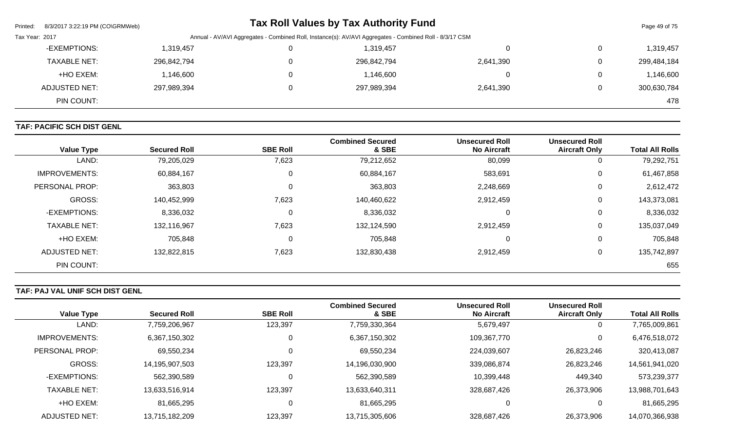| Value Type | Secured Roll | SBE Roll | Combined Secured & SBE | Unsecured Roll No Aircraft | Unsecured Roll Aircraft Only | Total All Rolls |
|---|---|---|---|---|---|---|
| -EXEMPTIONS: | 1,319,457 | 0 | 1,319,457 | 0 | 0 | 1,319,457 |
| TAXABLE NET: | 296,842,794 | 0 | 296,842,794 | 2,641,390 | 0 | 299,484,184 |
| +HO EXEM: | 1,146,600 | 0 | 1,146,600 | 0 | 0 | 1,146,600 |
| ADJUSTED NET: | 297,989,394 | 0 | 297,989,394 | 2,641,390 | 0 | 300,630,784 |
| PIN COUNT: | | | | | | 478 |

**TAF: PACIFIC SCH DIST GENL**

| Value Type | Secured Roll | SBE Roll | Combined Secured & SBE | Unsecured Roll No Aircraft | Unsecured Roll Aircraft Only | Total All Rolls |
|---|---|---|---|---|---|---|
| LAND: | 79,205,029 | 7,623 | 79,212,652 | 80,099 | 0 | 79,292,751 |
| IMPROVEMENTS: | 60,884,167 | 0 | 60,884,167 | 583,691 | 0 | 61,467,858 |
| PERSONAL PROP: | 363,803 | 0 | 363,803 | 2,248,669 | 0 | 2,612,472 |
| GROSS: | 140,452,999 | 7,623 | 140,460,622 | 2,912,459 | 0 | 143,373,081 |
| -EXEMPTIONS: | 8,336,032 | 0 | 8,336,032 | 0 | 0 | 8,336,032 |
| TAXABLE NET: | 132,116,967 | 7,623 | 132,124,590 | 2,912,459 | 0 | 135,037,049 |
| +HO EXEM: | 705,848 | 0 | 705,848 | 0 | 0 | 705,848 |
| ADJUSTED NET: | 132,822,815 | 7,623 | 132,830,438 | 2,912,459 | 0 | 135,742,897 |
| PIN COUNT: | | | | | | 655 |

**TAF: PAJ VAL UNIF SCH DIST GENL**

| Value Type | Secured Roll | SBE Roll | Combined Secured & SBE | Unsecured Roll No Aircraft | Unsecured Roll Aircraft Only | Total All Rolls |
|---|---|---|---|---|---|---|
| LAND: | 7,759,206,967 | 123,397 | 7,759,330,364 | 5,679,497 | 0 | 7,765,009,861 |
| IMPROVEMENTS: | 6,367,150,302 | 0 | 6,367,150,302 | 109,367,770 | 0 | 6,476,518,072 |
| PERSONAL PROP: | 69,550,234 | 0 | 69,550,234 | 224,039,607 | 26,823,246 | 320,413,087 |
| GROSS: | 14,195,907,503 | 123,397 | 14,196,030,900 | 339,086,874 | 26,823,246 | 14,561,941,020 |
| -EXEMPTIONS: | 562,390,589 | 0 | 562,390,589 | 10,399,448 | 449,340 | 573,239,377 |
| TAXABLE NET: | 13,633,516,914 | 123,397 | 13,633,640,311 | 328,687,426 | 26,373,906 | 13,988,701,643 |
| +HO EXEM: | 81,665,295 | 0 | 81,665,295 | 0 | 0 | 81,665,295 |
| ADJUSTED NET: | 13,715,182,209 | 123,397 | 13,715,305,606 | 328,687,426 | 26,373,906 | 14,070,366,938 |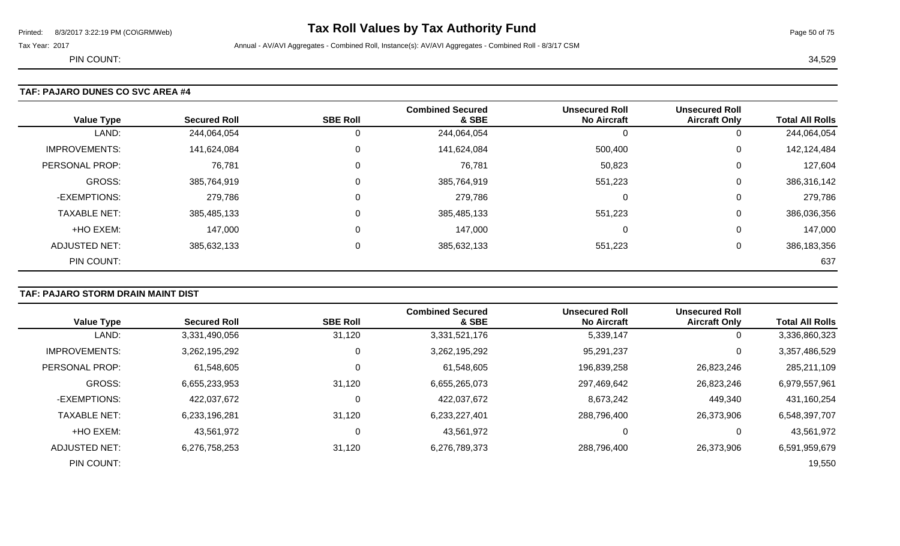# Tax Roll Values by Tax Authority Fund

Printed: 8/3/2017 3:22:19 PM (CO\GRMWeb)

Tax Year: 2017 Annual - AV/AVI Aggregates - Combined Roll, Instance(s): AV/AVI Aggregates - Combined Roll - 8/3/17 CSM

PIN COUNT: 34,529

## TAF: PAJARO DUNES CO SVC AREA #4

| Value Type | Secured Roll | SBE Roll | Combined Secured & SBE | Unsecured Roll No Aircraft | Unsecured Roll Aircraft Only | Total All Rolls |
|---|---|---|---|---|---|---|
| LAND: | 244,064,054 | 0 | 244,064,054 | 0 | 0 | 244,064,054 |
| IMPROVEMENTS: | 141,624,084 | 0 | 141,624,084 | 500,400 | 0 | 142,124,484 |
| PERSONAL PROP: | 76,781 | 0 | 76,781 | 50,823 | 0 | 127,604 |
| GROSS: | 385,764,919 | 0 | 385,764,919 | 551,223 | 0 | 386,316,142 |
| -EXEMPTIONS: | 279,786 | 0 | 279,786 | 0 | 0 | 279,786 |
| TAXABLE NET: | 385,485,133 | 0 | 385,485,133 | 551,223 | 0 | 386,036,356 |
| +HO EXEM: | 147,000 | 0 | 147,000 | 0 | 0 | 147,000 |
| ADJUSTED NET: | 385,632,133 | 0 | 385,632,133 | 551,223 | 0 | 386,183,356 |
| PIN COUNT: | | | | | | 637 |

## TAF: PAJARO STORM DRAIN MAINT DIST

| Value Type | Secured Roll | SBE Roll | Combined Secured & SBE | Unsecured Roll No Aircraft | Unsecured Roll Aircraft Only | Total All Rolls |
|---|---|---|---|---|---|---|
| LAND: | 3,331,490,056 | 31,120 | 3,331,521,176 | 5,339,147 | 0 | 3,336,860,323 |
| IMPROVEMENTS: | 3,262,195,292 | 0 | 3,262,195,292 | 95,291,237 | 0 | 3,357,486,529 |
| PERSONAL PROP: | 61,548,605 | 0 | 61,548,605 | 196,839,258 | 26,823,246 | 285,211,109 |
| GROSS: | 6,655,233,953 | 31,120 | 6,655,265,073 | 297,469,642 | 26,823,246 | 6,979,557,961 |
| -EXEMPTIONS: | 422,037,672 | 0 | 422,037,672 | 8,673,242 | 449,340 | 431,160,254 |
| TAXABLE NET: | 6,233,196,281 | 31,120 | 6,233,227,401 | 288,796,400 | 26,373,906 | 6,548,397,707 |
| +HO EXEM: | 43,561,972 | 0 | 43,561,972 | 0 | 0 | 43,561,972 |
| ADJUSTED NET: | 6,276,758,253 | 31,120 | 6,276,789,373 | 288,796,400 | 26,373,906 | 6,591,959,679 |
| PIN COUNT: | | | | | | 19,550 |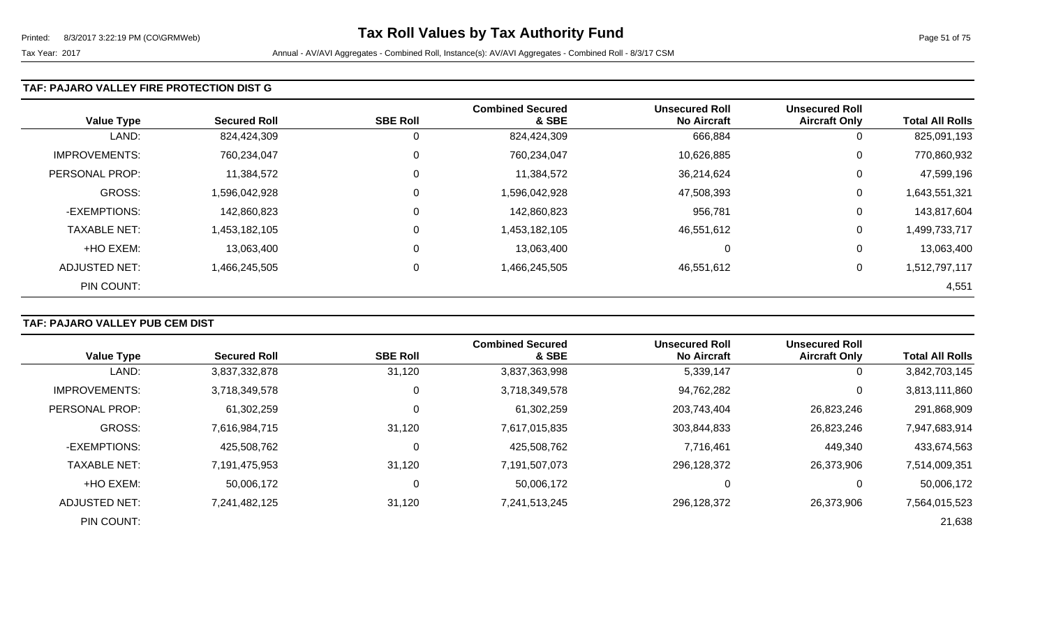# Tax Roll Values by Tax Authority Fund

Tax Year: 2017

Annual - AV/AVI Aggregates - Combined Roll, Instance(s): AV/AVI Aggregates - Combined Roll - 8/3/17 CSM

## TAF: PAJARO VALLEY FIRE PROTECTION DIST G

| Value Type | Secured Roll | SBE Roll | Combined Secured & SBE | Unsecured Roll No Aircraft | Unsecured Roll Aircraft Only | Total All Rolls |
|---|---|---|---|---|---|---|
| LAND: | 824,424,309 | 0 | 824,424,309 | 666,884 | 0 | 825,091,193 |
| IMPROVEMENTS: | 760,234,047 | 0 | 760,234,047 | 10,626,885 | 0 | 770,860,932 |
| PERSONAL PROP: | 11,384,572 | 0 | 11,384,572 | 36,214,624 | 0 | 47,599,196 |
| GROSS: | 1,596,042,928 | 0 | 1,596,042,928 | 47,508,393 | 0 | 1,643,551,321 |
| -EXEMPTIONS: | 142,860,823 | 0 | 142,860,823 | 956,781 | 0 | 143,817,604 |
| TAXABLE NET: | 1,453,182,105 | 0 | 1,453,182,105 | 46,551,612 | 0 | 1,499,733,717 |
| +HO EXEM: | 13,063,400 | 0 | 13,063,400 | 0 | 0 | 13,063,400 |
| ADJUSTED NET: | 1,466,245,505 | 0 | 1,466,245,505 | 46,551,612 | 0 | 1,512,797,117 |
| PIN COUNT: | | | | | | 4,551 |

## TAF: PAJARO VALLEY PUB CEM DIST

| Value Type | Secured Roll | SBE Roll | Combined Secured & SBE | Unsecured Roll No Aircraft | Unsecured Roll Aircraft Only | Total All Rolls |
|---|---|---|---|---|---|---|
| LAND: | 3,837,332,878 | 31,120 | 3,837,363,998 | 5,339,147 | 0 | 3,842,703,145 |
| IMPROVEMENTS: | 3,718,349,578 | 0 | 3,718,349,578 | 94,762,282 | 0 | 3,813,111,860 |
| PERSONAL PROP: | 61,302,259 | 0 | 61,302,259 | 203,743,404 | 26,823,246 | 291,868,909 |
| GROSS: | 7,616,984,715 | 31,120 | 7,617,015,835 | 303,844,833 | 26,823,246 | 7,947,683,914 |
| -EXEMPTIONS: | 425,508,762 | 0 | 425,508,762 | 7,716,461 | 449,340 | 433,674,563 |
| TAXABLE NET: | 7,191,475,953 | 31,120 | 7,191,507,073 | 296,128,372 | 26,373,906 | 7,514,009,351 |
| +HO EXEM: | 50,006,172 | 0 | 50,006,172 | 0 | 0 | 50,006,172 |
| ADJUSTED NET: | 7,241,482,125 | 31,120 | 7,241,513,245 | 296,128,372 | 26,373,906 | 7,564,015,523 |
| PIN COUNT: | | | | | | 21,638 |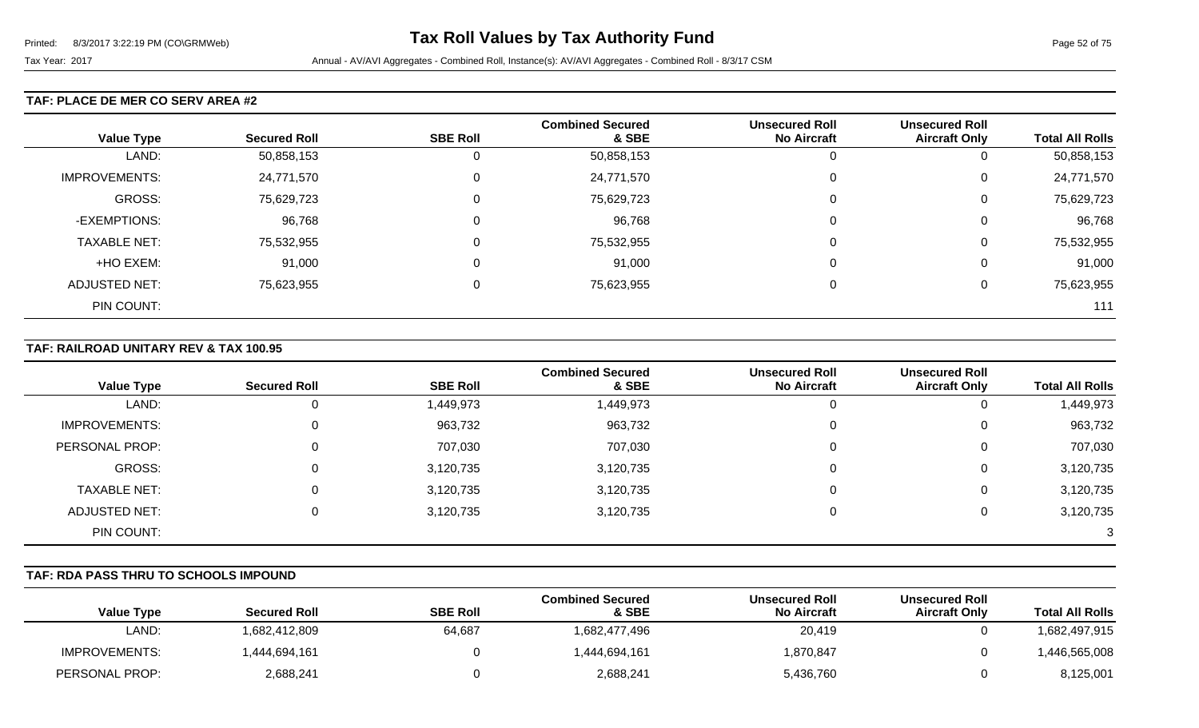Tax Roll Values by Tax Authority Fund

Tax Year: 2017 Annual - AV/AVI Aggregates - Combined Roll, Instance(s): AV/AVI Aggregates - Combined Roll - 8/3/17 CSM

### TAF: PLACE DE MER CO SERV AREA #2

| Value Type | Secured Roll | SBE Roll | Combined Secured & SBE | Unsecured Roll No Aircraft | Unsecured Roll Aircraft Only | Total All Rolls |
|---|---|---|---|---|---|---|
| LAND: | 50,858,153 | 0 | 50,858,153 | 0 | 0 | 50,858,153 |
| IMPROVEMENTS: | 24,771,570 | 0 | 24,771,570 | 0 | 0 | 24,771,570 |
| GROSS: | 75,629,723 | 0 | 75,629,723 | 0 | 0 | 75,629,723 |
| -EXEMPTIONS: | 96,768 | 0 | 96,768 | 0 | 0 | 96,768 |
| TAXABLE NET: | 75,532,955 | 0 | 75,532,955 | 0 | 0 | 75,532,955 |
| +HO EXEM: | 91,000 | 0 | 91,000 | 0 | 0 | 91,000 |
| ADJUSTED NET: | 75,623,955 | 0 | 75,623,955 | 0 | 0 | 75,623,955 |
| PIN COUNT: | | | | | | 111 |

### TAF: RAILROAD UNITARY REV & TAX 100.95

| Value Type | Secured Roll | SBE Roll | Combined Secured & SBE | Unsecured Roll No Aircraft | Unsecured Roll Aircraft Only | Total All Rolls |
|---|---|---|---|---|---|---|
| LAND: | 0 | 1,449,973 | 1,449,973 | 0 | 0 | 1,449,973 |
| IMPROVEMENTS: | 0 | 963,732 | 963,732 | 0 | 0 | 963,732 |
| PERSONAL PROP: | 0 | 707,030 | 707,030 | 0 | 0 | 707,030 |
| GROSS: | 0 | 3,120,735 | 3,120,735 | 0 | 0 | 3,120,735 |
| TAXABLE NET: | 0 | 3,120,735 | 3,120,735 | 0 | 0 | 3,120,735 |
| ADJUSTED NET: | 0 | 3,120,735 | 3,120,735 | 0 | 0 | 3,120,735 |
| PIN COUNT: | | | | | | 3 |

### TAF: RDA PASS THRU TO SCHOOLS IMPOUND

| Value Type | Secured Roll | SBE Roll | Combined Secured & SBE | Unsecured Roll No Aircraft | Unsecured Roll Aircraft Only | Total All Rolls |
|---|---|---|---|---|---|---|
| LAND: | 1,682,412,809 | 64,687 | 1,682,477,496 | 20,419 | 0 | 1,682,497,915 |
| IMPROVEMENTS: | 1,444,694,161 | 0 | 1,444,694,161 | 1,870,847 | 0 | 1,446,565,008 |
| PERSONAL PROP: | 2,688,241 | 0 | 2,688,241 | 5,436,760 | 0 | 8,125,001 |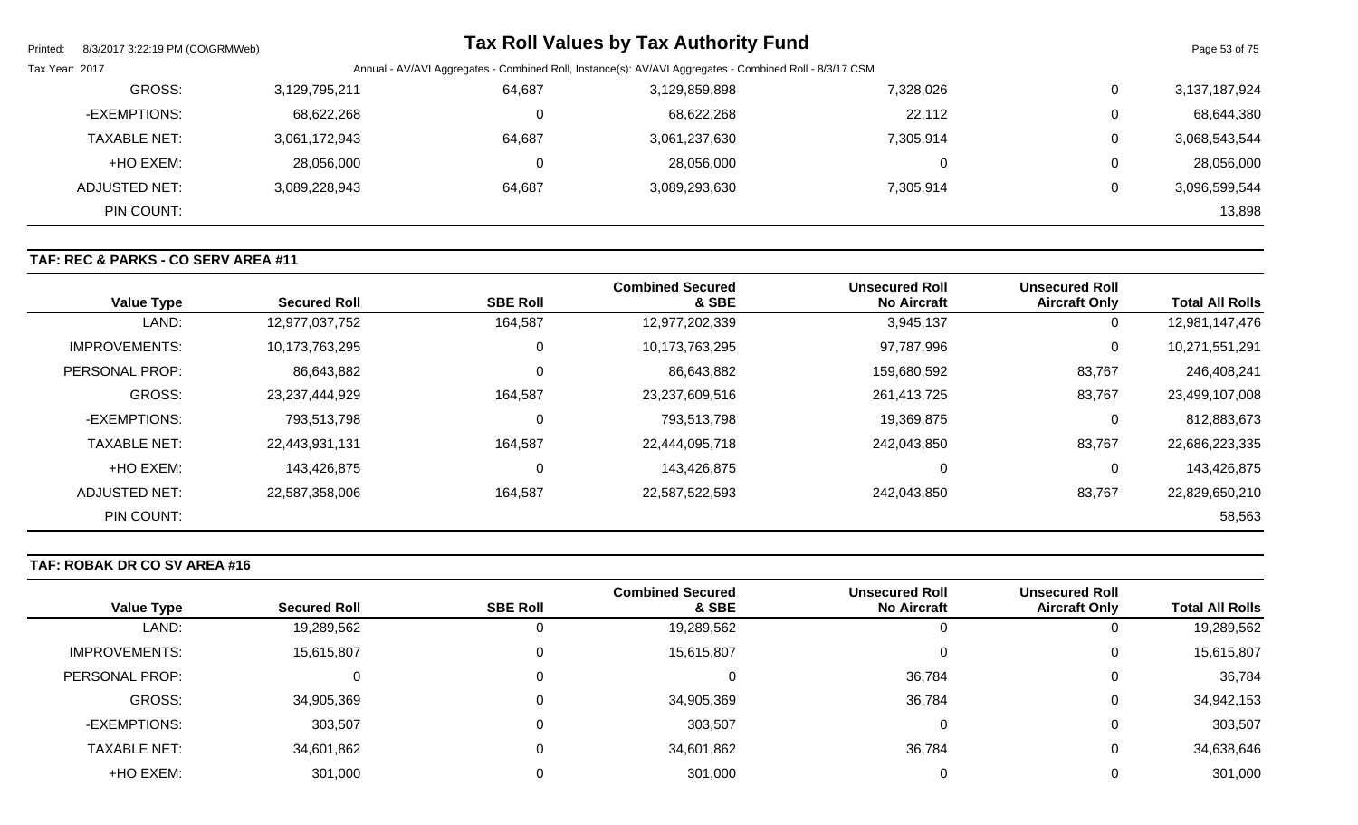| | | | | | | |
|---|---|---|---|---|---|---|
| GROSS: | 3,129,795,211 | 64,687 | 3,129,859,898 | 7,328,026 | 0 | 3,137,187,924 |
| -EXEMPTIONS: | 68,622,268 | 0 | 68,622,268 | 22,112 | 0 | 68,644,380 |
| TAXABLE NET: | 3,061,172,943 | 64,687 | 3,061,237,630 | 7,305,914 | 0 | 3,068,543,544 |
| +HO EXEM: | 28,056,000 | 0 | 28,056,000 | 0 | 0 | 28,056,000 |
| ADJUSTED NET: | 3,089,228,943 | 64,687 | 3,089,293,630 | 7,305,914 | 0 | 3,096,599,544 |
| PIN COUNT: | | | | | | 13,898 |

**TAF: REC & PARKS - CO SERV AREA #11**

| Value Type | Secured Roll | SBE Roll | Combined Secured & SBE | Unsecured Roll No Aircraft | Unsecured Roll Aircraft Only | Total All Rolls |
|---|---|---|---|---|---|---|
| LAND: | 12,977,037,752 | 164,587 | 12,977,202,339 | 3,945,137 | 0 | 12,981,147,476 |
| IMPROVEMENTS: | 10,173,763,295 | 0 | 10,173,763,295 | 97,787,996 | 0 | 10,271,551,291 |
| PERSONAL PROP: | 86,643,882 | 0 | 86,643,882 | 159,680,592 | 83,767 | 246,408,241 |
| GROSS: | 23,237,444,929 | 164,587 | 23,237,609,516 | 261,413,725 | 83,767 | 23,499,107,008 |
| -EXEMPTIONS: | 793,513,798 | 0 | 793,513,798 | 19,369,875 | 0 | 812,883,673 |
| TAXABLE NET: | 22,443,931,131 | 164,587 | 22,444,095,718 | 242,043,850 | 83,767 | 22,686,223,335 |
| +HO EXEM: | 143,426,875 | 0 | 143,426,875 | 0 | 0 | 143,426,875 |
| ADJUSTED NET: | 22,587,358,006 | 164,587 | 22,587,522,593 | 242,043,850 | 83,767 | 22,829,650,210 |
| PIN COUNT: | | | | | | 58,563 |

**TAF: ROBAK DR CO SV AREA #16**

| Value Type | Secured Roll | SBE Roll | Combined Secured & SBE | Unsecured Roll No Aircraft | Unsecured Roll Aircraft Only | Total All Rolls |
|---|---|---|---|---|---|---|
| LAND: | 19,289,562 | 0 | 19,289,562 | 0 | 0 | 19,289,562 |
| IMPROVEMENTS: | 15,615,807 | 0 | 15,615,807 | 0 | 0 | 15,615,807 |
| PERSONAL PROP: | 0 | 0 | 0 | 36,784 | 0 | 36,784 |
| GROSS: | 34,905,369 | 0 | 34,905,369 | 36,784 | 0 | 34,942,153 |
| -EXEMPTIONS: | 303,507 | 0 | 303,507 | 0 | 0 | 303,507 |
| TAXABLE NET: | 34,601,862 | 0 | 34,601,862 | 36,784 | 0 | 34,638,646 |
| +HO EXEM: | 301,000 | 0 | 301,000 | 0 | 0 | 301,000 |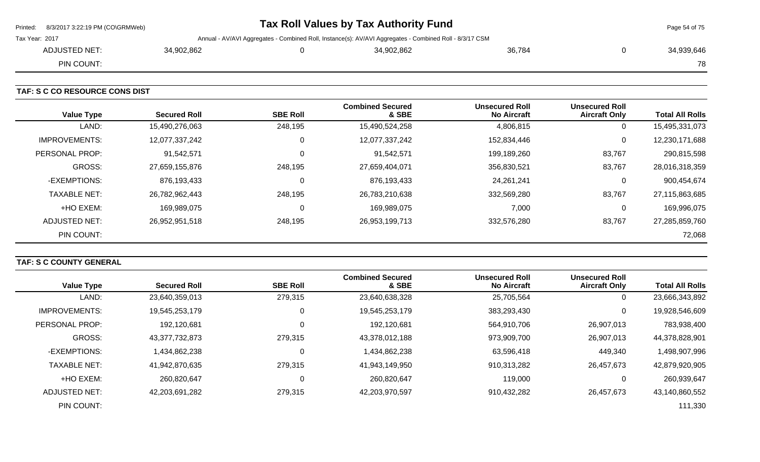| | | | | | | |
|---|---|---|---|---|---|---|
| ADJUSTED NET: | 34,902,862 | 0 | 34,902,862 | 36,784 | 0 | 34,939,646 |
| PIN COUNT: | | | | | | 78 |

### TAF: S C CO RESOURCE CONS DIST

| Value Type | Secured Roll | SBE Roll | Combined Secured & SBE | Unsecured Roll No Aircraft | Unsecured Roll Aircraft Only | Total All Rolls |
|---|---|---|---|---|---|---|
| LAND: | 15,490,276,063 | 248,195 | 15,490,524,258 | 4,806,815 | 0 | 15,495,331,073 |
| IMPROVEMENTS: | 12,077,337,242 | 0 | 12,077,337,242 | 152,834,446 | 0 | 12,230,171,688 |
| PERSONAL PROP: | 91,542,571 | 0 | 91,542,571 | 199,189,260 | 83,767 | 290,815,598 |
| GROSS: | 27,659,155,876 | 248,195 | 27,659,404,071 | 356,830,521 | 83,767 | 28,016,318,359 |
| -EXEMPTIONS: | 876,193,433 | 0 | 876,193,433 | 24,261,241 | 0 | 900,454,674 |
| TAXABLE NET: | 26,782,962,443 | 248,195 | 26,783,210,638 | 332,569,280 | 83,767 | 27,115,863,685 |
| +HO EXEM: | 169,989,075 | 0 | 169,989,075 | 7,000 | 0 | 169,996,075 |
| ADJUSTED NET: | 26,952,951,518 | 248,195 | 26,953,199,713 | 332,576,280 | 83,767 | 27,285,859,760 |
| PIN COUNT: | | | | | | 72,068 |

### TAF: S C COUNTY GENERAL

| Value Type | Secured Roll | SBE Roll | Combined Secured & SBE | Unsecured Roll No Aircraft | Unsecured Roll Aircraft Only | Total All Rolls |
|---|---|---|---|---|---|---|
| LAND: | 23,640,359,013 | 279,315 | 23,640,638,328 | 25,705,564 | 0 | 23,666,343,892 |
| IMPROVEMENTS: | 19,545,253,179 | 0 | 19,545,253,179 | 383,293,430 | 0 | 19,928,546,609 |
| PERSONAL PROP: | 192,120,681 | 0 | 192,120,681 | 564,910,706 | 26,907,013 | 783,938,400 |
| GROSS: | 43,377,732,873 | 279,315 | 43,378,012,188 | 973,909,700 | 26,907,013 | 44,378,828,901 |
| -EXEMPTIONS: | 1,434,862,238 | 0 | 1,434,862,238 | 63,596,418 | 449,340 | 1,498,907,996 |
| TAXABLE NET: | 41,942,870,635 | 279,315 | 41,943,149,950 | 910,313,282 | 26,457,673 | 42,879,920,905 |
| +HO EXEM: | 260,820,647 | 0 | 260,820,647 | 119,000 | 0 | 260,939,647 |
| ADJUSTED NET: | 42,203,691,282 | 279,315 | 42,203,970,597 | 910,432,282 | 26,457,673 | 43,140,860,552 |
| PIN COUNT: | | | | | | 111,330 |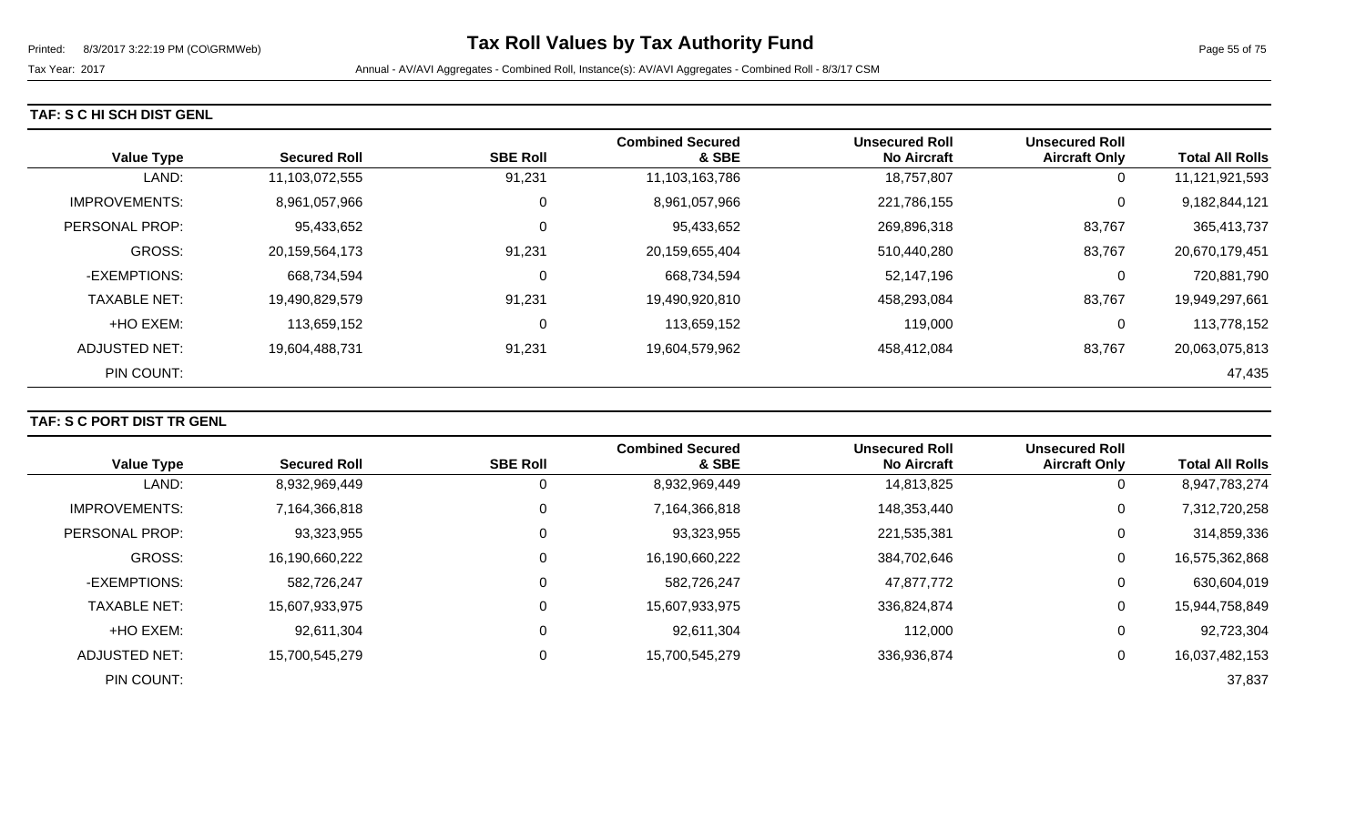### TAF: S C HI SCH DIST GENL

| Value Type | Secured Roll | SBE Roll | Combined Secured & SBE | Unsecured Roll No Aircraft | Unsecured Roll Aircraft Only | Total All Rolls |
|---|---|---|---|---|---|---|
| LAND: | 11,103,072,555 | 91,231 | 11,103,163,786 | 18,757,807 | 0 | 11,121,921,593 |
| IMPROVEMENTS: | 8,961,057,966 | 0 | 8,961,057,966 | 221,786,155 | 0 | 9,182,844,121 |
| PERSONAL PROP: | 95,433,652 | 0 | 95,433,652 | 269,896,318 | 83,767 | 365,413,737 |
| GROSS: | 20,159,564,173 | 91,231 | 20,159,655,404 | 510,440,280 | 83,767 | 20,670,179,451 |
| -EXEMPTIONS: | 668,734,594 | 0 | 668,734,594 | 52,147,196 | 0 | 720,881,790 |
| TAXABLE NET: | 19,490,829,579 | 91,231 | 19,490,920,810 | 458,293,084 | 83,767 | 19,949,297,661 |
| +HO EXEM: | 113,659,152 | 0 | 113,659,152 | 119,000 | 0 | 113,778,152 |
| ADJUSTED NET: | 19,604,488,731 | 91,231 | 19,604,579,962 | 458,412,084 | 83,767 | 20,063,075,813 |
| PIN COUNT: | | | | | | 47,435 |

### TAF: S C PORT DIST TR GENL

| Value Type | Secured Roll | SBE Roll | Combined Secured & SBE | Unsecured Roll No Aircraft | Unsecured Roll Aircraft Only | Total All Rolls |
|---|---|---|---|---|---|---|
| LAND: | 8,932,969,449 | 0 | 8,932,969,449 | 14,813,825 | 0 | 8,947,783,274 |
| IMPROVEMENTS: | 7,164,366,818 | 0 | 7,164,366,818 | 148,353,440 | 0 | 7,312,720,258 |
| PERSONAL PROP: | 93,323,955 | 0 | 93,323,955 | 221,535,381 | 0 | 314,859,336 |
| GROSS: | 16,190,660,222 | 0 | 16,190,660,222 | 384,702,646 | 0 | 16,575,362,868 |
| -EXEMPTIONS: | 582,726,247 | 0 | 582,726,247 | 47,877,772 | 0 | 630,604,019 |
| TAXABLE NET: | 15,607,933,975 | 0 | 15,607,933,975 | 336,824,874 | 0 | 15,944,758,849 |
| +HO EXEM: | 92,611,304 | 0 | 92,611,304 | 112,000 | 0 | 92,723,304 |
| ADJUSTED NET: | 15,700,545,279 | 0 | 15,700,545,279 | 336,936,874 | 0 | 16,037,482,153 |
| PIN COUNT: | | | | | | 37,837 |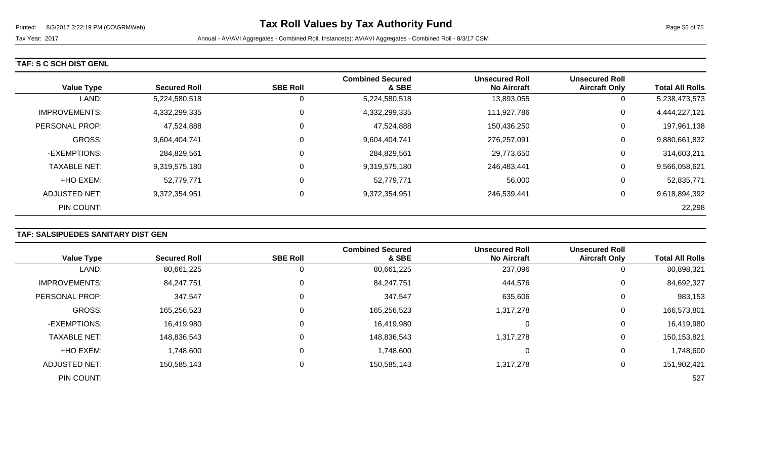### TAF: S C SCH DIST GENL

| Value Type | Secured Roll | SBE Roll | Combined Secured & SBE | Unsecured Roll No Aircraft | Unsecured Roll Aircraft Only | Total All Rolls |
|---|---|---|---|---|---|---|
| LAND: | 5,224,580,518 | 0 | 5,224,580,518 | 13,893,055 | 0 | 5,238,473,573 |
| IMPROVEMENTS: | 4,332,299,335 | 0 | 4,332,299,335 | 111,927,786 | 0 | 4,444,227,121 |
| PERSONAL PROP: | 47,524,888 | 0 | 47,524,888 | 150,436,250 | 0 | 197,961,138 |
| GROSS: | 9,604,404,741 | 0 | 9,604,404,741 | 276,257,091 | 0 | 9,880,661,832 |
| -EXEMPTIONS: | 284,829,561 | 0 | 284,829,561 | 29,773,650 | 0 | 314,603,211 |
| TAXABLE NET: | 9,319,575,180 | 0 | 9,319,575,180 | 246,483,441 | 0 | 9,566,058,621 |
| +HO EXEM: | 52,779,771 | 0 | 52,779,771 | 56,000 | 0 | 52,835,771 |
| ADJUSTED NET: | 9,372,354,951 | 0 | 9,372,354,951 | 246,539,441 | 0 | 9,618,894,392 |
| PIN COUNT: | | | | | | 22,298 |

### TAF: SALSIPUEDES SANITARY DIST GEN

| Value Type | Secured Roll | SBE Roll | Combined Secured & SBE | Unsecured Roll No Aircraft | Unsecured Roll Aircraft Only | Total All Rolls |
|---|---|---|---|---|---|---|
| LAND: | 80,661,225 | 0 | 80,661,225 | 237,096 | 0 | 80,898,321 |
| IMPROVEMENTS: | 84,247,751 | 0 | 84,247,751 | 444,576 | 0 | 84,692,327 |
| PERSONAL PROP: | 347,547 | 0 | 347,547 | 635,606 | 0 | 983,153 |
| GROSS: | 165,256,523 | 0 | 165,256,523 | 1,317,278 | 0 | 166,573,801 |
| -EXEMPTIONS: | 16,419,980 | 0 | 16,419,980 | 0 | 0 | 16,419,980 |
| TAXABLE NET: | 148,836,543 | 0 | 148,836,543 | 1,317,278 | 0 | 150,153,821 |
| +HO EXEM: | 1,748,600 | 0 | 1,748,600 | 0 | 0 | 1,748,600 |
| ADJUSTED NET: | 150,585,143 | 0 | 150,585,143 | 1,317,278 | 0 | 151,902,421 |
| PIN COUNT: | | | | | | 527 |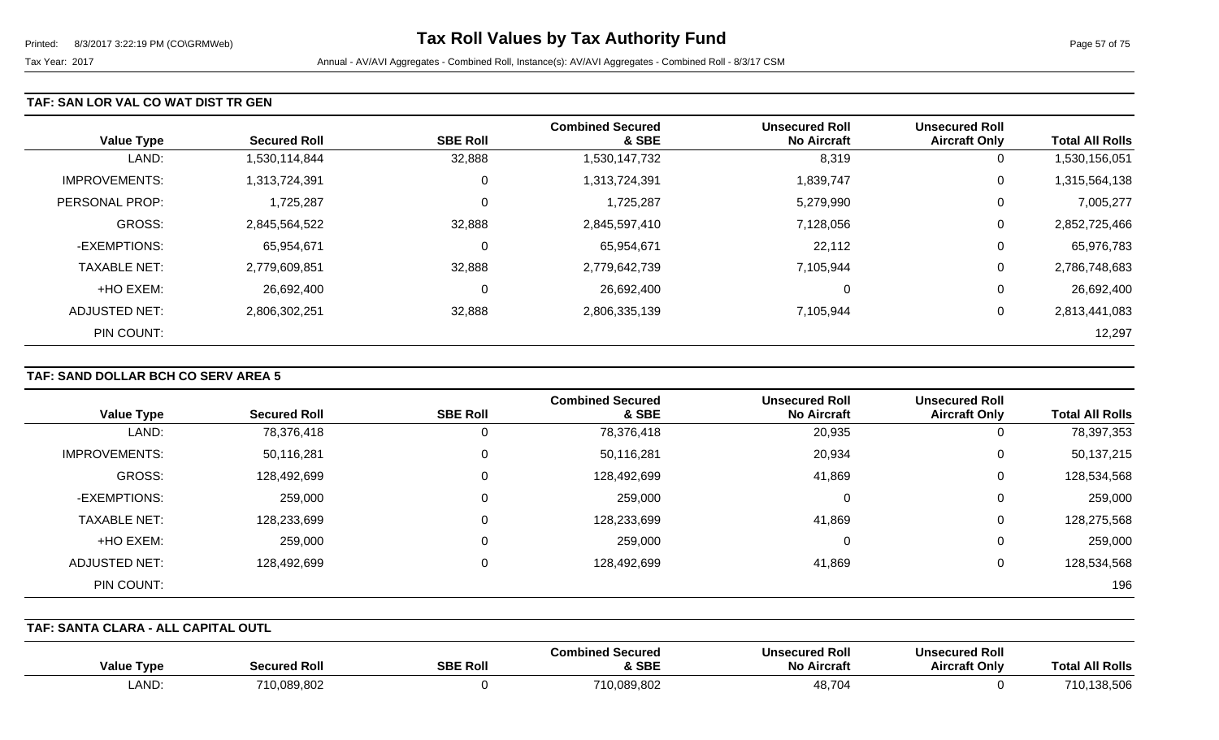## TAF: SAN LOR VAL CO WAT DIST TR GEN

| Value Type | Secured Roll | SBE Roll | Combined Secured & SBE | Unsecured Roll No Aircraft | Unsecured Roll Aircraft Only | Total All Rolls |
|---|---|---|---|---|---|---|
| LAND: | 1,530,114,844 | 32,888 | 1,530,147,732 | 8,319 | 0 | 1,530,156,051 |
| IMPROVEMENTS: | 1,313,724,391 | 0 | 1,313,724,391 | 1,839,747 | 0 | 1,315,564,138 |
| PERSONAL PROP: | 1,725,287 | 0 | 1,725,287 | 5,279,990 | 0 | 7,005,277 |
| GROSS: | 2,845,564,522 | 32,888 | 2,845,597,410 | 7,128,056 | 0 | 2,852,725,466 |
| -EXEMPTIONS: | 65,954,671 | 0 | 65,954,671 | 22,112 | 0 | 65,976,783 |
| TAXABLE NET: | 2,779,609,851 | 32,888 | 2,779,642,739 | 7,105,944 | 0 | 2,786,748,683 |
| +HO EXEM: | 26,692,400 | 0 | 26,692,400 | 0 | 0 | 26,692,400 |
| ADJUSTED NET: | 2,806,302,251 | 32,888 | 2,806,335,139 | 7,105,944 | 0 | 2,813,441,083 |
| PIN COUNT: | | | | | | 12,297 |

## TAF: SAND DOLLAR BCH CO SERV AREA 5

| Value Type | Secured Roll | SBE Roll | Combined Secured & SBE | Unsecured Roll No Aircraft | Unsecured Roll Aircraft Only | Total All Rolls |
|---|---|---|---|---|---|---|
| LAND: | 78,376,418 | 0 | 78,376,418 | 20,935 | 0 | 78,397,353 |
| IMPROVEMENTS: | 50,116,281 | 0 | 50,116,281 | 20,934 | 0 | 50,137,215 |
| GROSS: | 128,492,699 | 0 | 128,492,699 | 41,869 | 0 | 128,534,568 |
| -EXEMPTIONS: | 259,000 | 0 | 259,000 | 0 | 0 | 259,000 |
| TAXABLE NET: | 128,233,699 | 0 | 128,233,699 | 41,869 | 0 | 128,275,568 |
| +HO EXEM: | 259,000 | 0 | 259,000 | 0 | 0 | 259,000 |
| ADJUSTED NET: | 128,492,699 | 0 | 128,492,699 | 41,869 | 0 | 128,534,568 |
| PIN COUNT: | | | | | | 196 |

## TAF: SANTA CLARA - ALL CAPITAL OUTL

| Value Type | Secured Roll | SBE Roll | Combined Secured & SBE | Unsecured Roll No Aircraft | Unsecured Roll Aircraft Only | Total All Rolls |
|---|---|---|---|---|---|---|
| LAND: | 710,089,802 | 0 | 710,089,802 | 48,704 | 0 | 710,138,506 |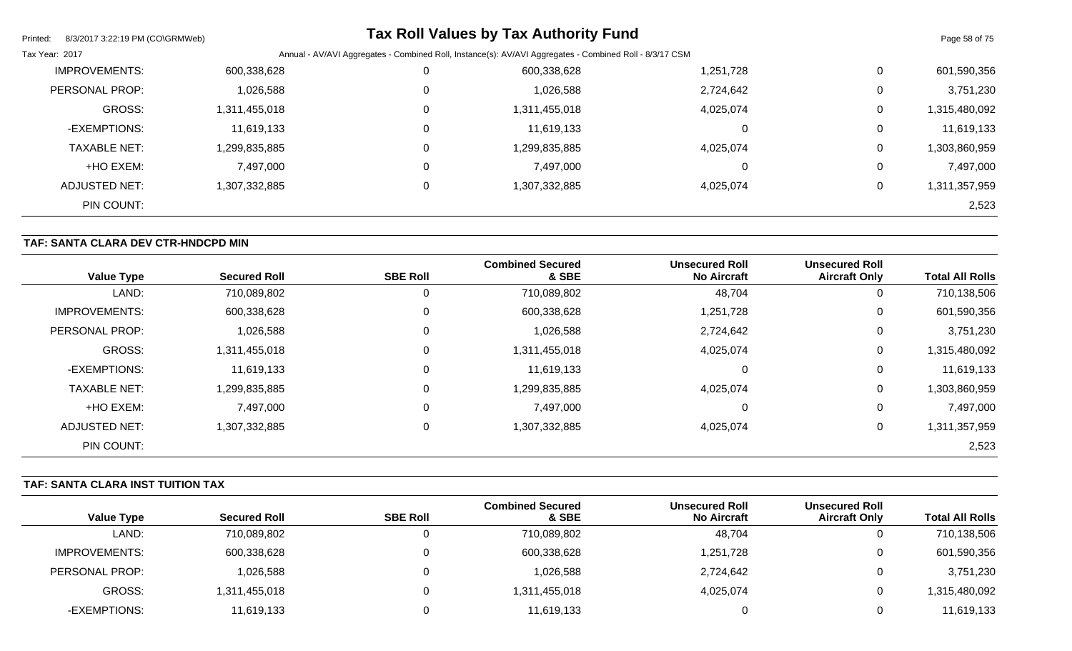| Value Type | Secured Roll | SBE Roll | Combined Secured & SBE | Unsecured Roll No Aircraft | Unsecured Roll Aircraft Only | Total All Rolls |
|---|---|---|---|---|---|---|
| IMPROVEMENTS: | 600,338,628 | 0 | 600,338,628 | 1,251,728 | 0 | 601,590,356 |
| PERSONAL PROP: | 1,026,588 | 0 | 1,026,588 | 2,724,642 | 0 | 3,751,230 |
| GROSS: | 1,311,455,018 | 0 | 1,311,455,018 | 4,025,074 | 0 | 1,315,480,092 |
| -EXEMPTIONS: | 11,619,133 | 0 | 11,619,133 | 0 | 0 | 11,619,133 |
| TAXABLE NET: | 1,299,835,885 | 0 | 1,299,835,885 | 4,025,074 | 0 | 1,303,860,959 |
| +HO EXEM: | 7,497,000 | 0 | 7,497,000 | 0 | 0 | 7,497,000 |
| ADJUSTED NET: | 1,307,332,885 | 0 | 1,307,332,885 | 4,025,074 | 0 | 1,311,357,959 |
| PIN COUNT: | | | | | | 2,523 |

### TAF: SANTA CLARA DEV CTR-HNDCPD MIN

| Value Type | Secured Roll | SBE Roll | Combined Secured & SBE | Unsecured Roll No Aircraft | Unsecured Roll Aircraft Only | Total All Rolls |
|---|---|---|---|---|---|---|
| LAND: | 710,089,802 | 0 | 710,089,802 | 48,704 | 0 | 710,138,506 |
| IMPROVEMENTS: | 600,338,628 | 0 | 600,338,628 | 1,251,728 | 0 | 601,590,356 |
| PERSONAL PROP: | 1,026,588 | 0 | 1,026,588 | 2,724,642 | 0 | 3,751,230 |
| GROSS: | 1,311,455,018 | 0 | 1,311,455,018 | 4,025,074 | 0 | 1,315,480,092 |
| -EXEMPTIONS: | 11,619,133 | 0 | 11,619,133 | 0 | 0 | 11,619,133 |
| TAXABLE NET: | 1,299,835,885 | 0 | 1,299,835,885 | 4,025,074 | 0 | 1,303,860,959 |
| +HO EXEM: | 7,497,000 | 0 | 7,497,000 | 0 | 0 | 7,497,000 |
| ADJUSTED NET: | 1,307,332,885 | 0 | 1,307,332,885 | 4,025,074 | 0 | 1,311,357,959 |
| PIN COUNT: | | | | | | 2,523 |

### TAF: SANTA CLARA INST TUITION TAX

| Value Type | Secured Roll | SBE Roll | Combined Secured & SBE | Unsecured Roll No Aircraft | Unsecured Roll Aircraft Only | Total All Rolls |
|---|---|---|---|---|---|---|
| LAND: | 710,089,802 | 0 | 710,089,802 | 48,704 | 0 | 710,138,506 |
| IMPROVEMENTS: | 600,338,628 | 0 | 600,338,628 | 1,251,728 | 0 | 601,590,356 |
| PERSONAL PROP: | 1,026,588 | 0 | 1,026,588 | 2,724,642 | 0 | 3,751,230 |
| GROSS: | 1,311,455,018 | 0 | 1,311,455,018 | 4,025,074 | 0 | 1,315,480,092 |
| -EXEMPTIONS: | 11,619,133 | 0 | 11,619,133 | 0 | 0 | 11,619,133 |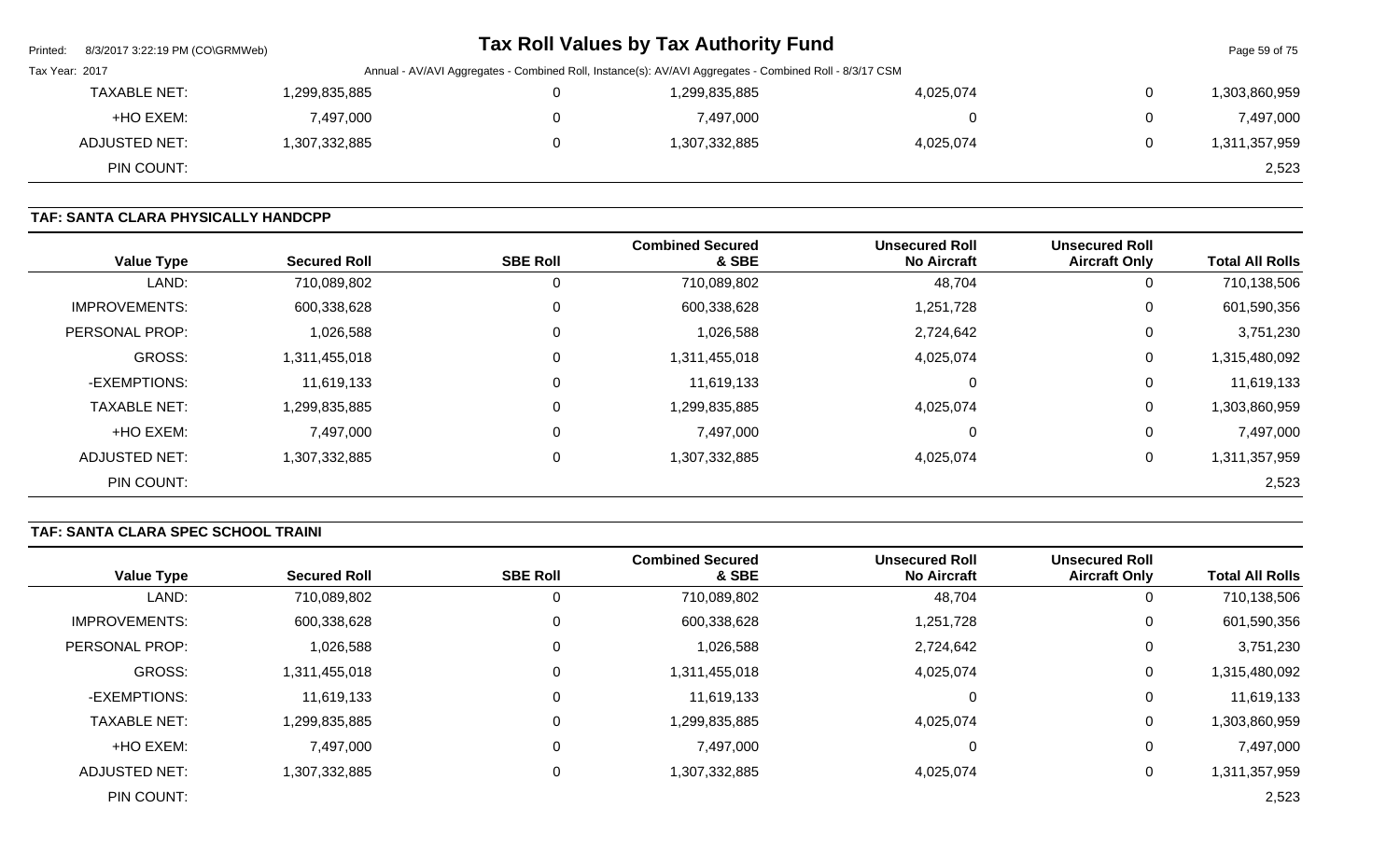| Value Type | Secured Roll | SBE Roll | Combined Secured & SBE | Unsecured Roll No Aircraft | Unsecured Roll Aircraft Only | Total All Rolls |
|---|---|---|---|---|---|---|
| TAXABLE NET: | 1,299,835,885 | 0 | 1,299,835,885 | 4,025,074 | 0 | 1,303,860,959 |
| +HO EXEM: | 7,497,000 | 0 | 7,497,000 | 0 | 0 | 7,497,000 |
| ADJUSTED NET: | 1,307,332,885 | 0 | 1,307,332,885 | 4,025,074 | 0 | 1,311,357,959 |
| PIN COUNT: | | | | | | 2,523 |

## TAF: SANTA CLARA PHYSICALLY HANDCPP

| Value Type | Secured Roll | SBE Roll | Combined Secured & SBE | Unsecured Roll No Aircraft | Unsecured Roll Aircraft Only | Total All Rolls |
|---|---|---|---|---|---|---|
| LAND: | 710,089,802 | 0 | 710,089,802 | 48,704 | 0 | 710,138,506 |
| IMPROVEMENTS: | 600,338,628 | 0 | 600,338,628 | 1,251,728 | 0 | 601,590,356 |
| PERSONAL PROP: | 1,026,588 | 0 | 1,026,588 | 2,724,642 | 0 | 3,751,230 |
| GROSS: | 1,311,455,018 | 0 | 1,311,455,018 | 4,025,074 | 0 | 1,315,480,092 |
| -EXEMPTIONS: | 11,619,133 | 0 | 11,619,133 | 0 | 0 | 11,619,133 |
| TAXABLE NET: | 1,299,835,885 | 0 | 1,299,835,885 | 4,025,074 | 0 | 1,303,860,959 |
| +HO EXEM: | 7,497,000 | 0 | 7,497,000 | 0 | 0 | 7,497,000 |
| ADJUSTED NET: | 1,307,332,885 | 0 | 1,307,332,885 | 4,025,074 | 0 | 1,311,357,959 |
| PIN COUNT: | | | | | | 2,523 |

## TAF: SANTA CLARA SPEC SCHOOL TRAINI

| Value Type | Secured Roll | SBE Roll | Combined Secured & SBE | Unsecured Roll No Aircraft | Unsecured Roll Aircraft Only | Total All Rolls |
|---|---|---|---|---|---|---|
| LAND: | 710,089,802 | 0 | 710,089,802 | 48,704 | 0 | 710,138,506 |
| IMPROVEMENTS: | 600,338,628 | 0 | 600,338,628 | 1,251,728 | 0 | 601,590,356 |
| PERSONAL PROP: | 1,026,588 | 0 | 1,026,588 | 2,724,642 | 0 | 3,751,230 |
| GROSS: | 1,311,455,018 | 0 | 1,311,455,018 | 4,025,074 | 0 | 1,315,480,092 |
| -EXEMPTIONS: | 11,619,133 | 0 | 11,619,133 | 0 | 0 | 11,619,133 |
| TAXABLE NET: | 1,299,835,885 | 0 | 1,299,835,885 | 4,025,074 | 0 | 1,303,860,959 |
| +HO EXEM: | 7,497,000 | 0 | 7,497,000 | 0 | 0 | 7,497,000 |
| ADJUSTED NET: | 1,307,332,885 | 0 | 1,307,332,885 | 4,025,074 | 0 | 1,311,357,959 |
| PIN COUNT: | | | | | | 2,523 |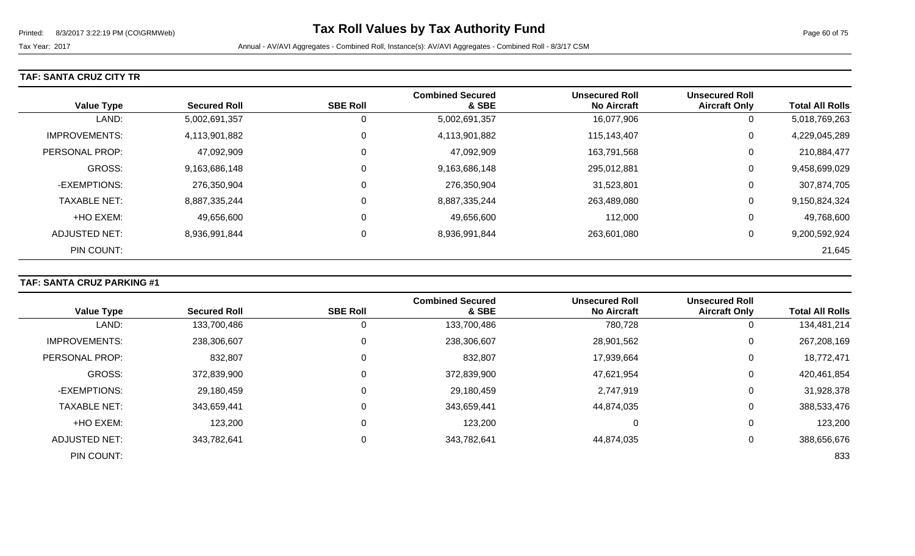# Tax Roll Values by Tax Authority Fund

Tax Year: 2017 Annual - AV/AVI Aggregates - Combined Roll, Instance(s): AV/AVI Aggregates - Combined Roll - 8/3/17 CSM

### TAF: SANTA CRUZ CITY TR

| Value Type | Secured Roll | SBE Roll | Combined Secured & SBE | Unsecured Roll No Aircraft | Unsecured Roll Aircraft Only | Total All Rolls |
|---|---|---|---|---|---|---|
| LAND: | 5,002,691,357 | 0 | 5,002,691,357 | 16,077,906 | 0 | 5,018,769,263 |
| IMPROVEMENTS: | 4,113,901,882 | 0 | 4,113,901,882 | 115,143,407 | 0 | 4,229,045,289 |
| PERSONAL PROP: | 47,092,909 | 0 | 47,092,909 | 163,791,568 | 0 | 210,884,477 |
| GROSS: | 9,163,686,148 | 0 | 9,163,686,148 | 295,012,881 | 0 | 9,458,699,029 |
| -EXEMPTIONS: | 276,350,904 | 0 | 276,350,904 | 31,523,801 | 0 | 307,874,705 |
| TAXABLE NET: | 8,887,335,244 | 0 | 8,887,335,244 | 263,489,080 | 0 | 9,150,824,324 |
| +HO EXEM: | 49,656,600 | 0 | 49,656,600 | 112,000 | 0 | 49,768,600 |
| ADJUSTED NET: | 8,936,991,844 | 0 | 8,936,991,844 | 263,601,080 | 0 | 9,200,592,924 |
| PIN COUNT: | | | | | | 21,645 |

### TAF: SANTA CRUZ PARKING #1

| Value Type | Secured Roll | SBE Roll | Combined Secured & SBE | Unsecured Roll No Aircraft | Unsecured Roll Aircraft Only | Total All Rolls |
|---|---|---|---|---|---|---|
| LAND: | 133,700,486 | 0 | 133,700,486 | 780,728 | 0 | 134,481,214 |
| IMPROVEMENTS: | 238,306,607 | 0 | 238,306,607 | 28,901,562 | 0 | 267,208,169 |
| PERSONAL PROP: | 832,807 | 0 | 832,807 | 17,939,664 | 0 | 18,772,471 |
| GROSS: | 372,839,900 | 0 | 372,839,900 | 47,621,954 | 0 | 420,461,854 |
| -EXEMPTIONS: | 29,180,459 | 0 | 29,180,459 | 2,747,919 | 0 | 31,928,378 |
| TAXABLE NET: | 343,659,441 | 0 | 343,659,441 | 44,874,035 | 0 | 388,533,476 |
| +HO EXEM: | 123,200 | 0 | 123,200 | 0 | 0 | 123,200 |
| ADJUSTED NET: | 343,782,641 | 0 | 343,782,641 | 44,874,035 | 0 | 388,656,676 |
| PIN COUNT: | | | | | | 833 |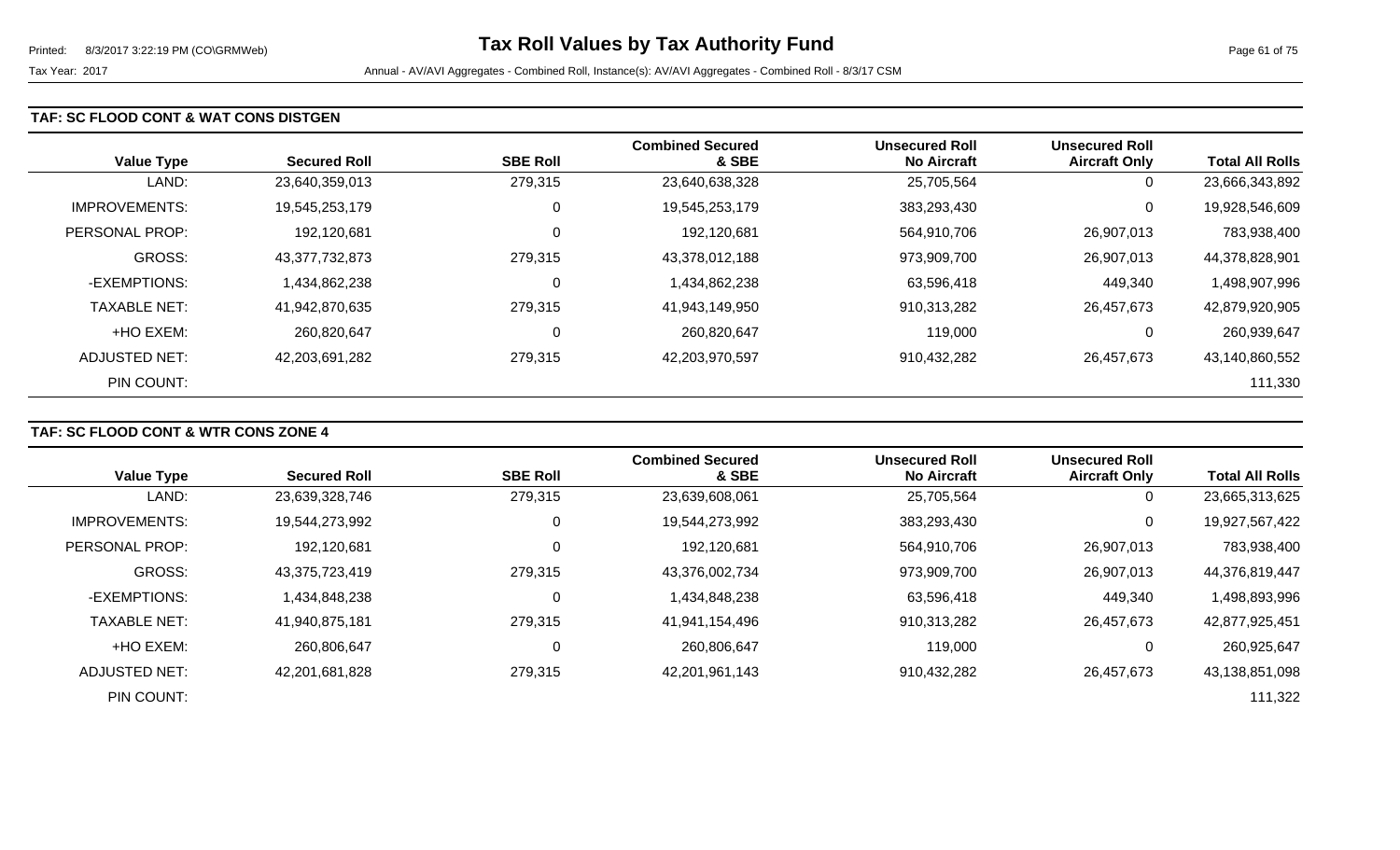### TAF: SC FLOOD CONT & WAT CONS DISTGEN

| Value Type | Secured Roll | SBE Roll | Combined Secured & SBE | Unsecured Roll No Aircraft | Unsecured Roll Aircraft Only | Total All Rolls |
|---|---|---|---|---|---|---|
| LAND: | 23,640,359,013 | 279,315 | 23,640,638,328 | 25,705,564 | 0 | 23,666,343,892 |
| IMPROVEMENTS: | 19,545,253,179 | 0 | 19,545,253,179 | 383,293,430 | 0 | 19,928,546,609 |
| PERSONAL PROP: | 192,120,681 | 0 | 192,120,681 | 564,910,706 | 26,907,013 | 783,938,400 |
| GROSS: | 43,377,732,873 | 279,315 | 43,378,012,188 | 973,909,700 | 26,907,013 | 44,378,828,901 |
| -EXEMPTIONS: | 1,434,862,238 | 0 | 1,434,862,238 | 63,596,418 | 449,340 | 1,498,907,996 |
| TAXABLE NET: | 41,942,870,635 | 279,315 | 41,943,149,950 | 910,313,282 | 26,457,673 | 42,879,920,905 |
| +HO EXEM: | 260,820,647 | 0 | 260,820,647 | 119,000 | 0 | 260,939,647 |
| ADJUSTED NET: | 42,203,691,282 | 279,315 | 42,203,970,597 | 910,432,282 | 26,457,673 | 43,140,860,552 |
| PIN COUNT: | | | | | | 111,330 |

### TAF: SC FLOOD CONT & WTR CONS ZONE 4

| Value Type | Secured Roll | SBE Roll | Combined Secured & SBE | Unsecured Roll No Aircraft | Unsecured Roll Aircraft Only | Total All Rolls |
|---|---|---|---|---|---|---|
| LAND: | 23,639,328,746 | 279,315 | 23,639,608,061 | 25,705,564 | 0 | 23,665,313,625 |
| IMPROVEMENTS: | 19,544,273,992 | 0 | 19,544,273,992 | 383,293,430 | 0 | 19,927,567,422 |
| PERSONAL PROP: | 192,120,681 | 0 | 192,120,681 | 564,910,706 | 26,907,013 | 783,938,400 |
| GROSS: | 43,375,723,419 | 279,315 | 43,376,002,734 | 973,909,700 | 26,907,013 | 44,376,819,447 |
| -EXEMPTIONS: | 1,434,848,238 | 0 | 1,434,848,238 | 63,596,418 | 449,340 | 1,498,893,996 |
| TAXABLE NET: | 41,940,875,181 | 279,315 | 41,941,154,496 | 910,313,282 | 26,457,673 | 42,877,925,451 |
| +HO EXEM: | 260,806,647 | 0 | 260,806,647 | 119,000 | 0 | 260,925,647 |
| ADJUSTED NET: | 42,201,681,828 | 279,315 | 42,201,961,143 | 910,432,282 | 26,457,673 | 43,138,851,098 |
| PIN COUNT: | | | | | | 111,322 |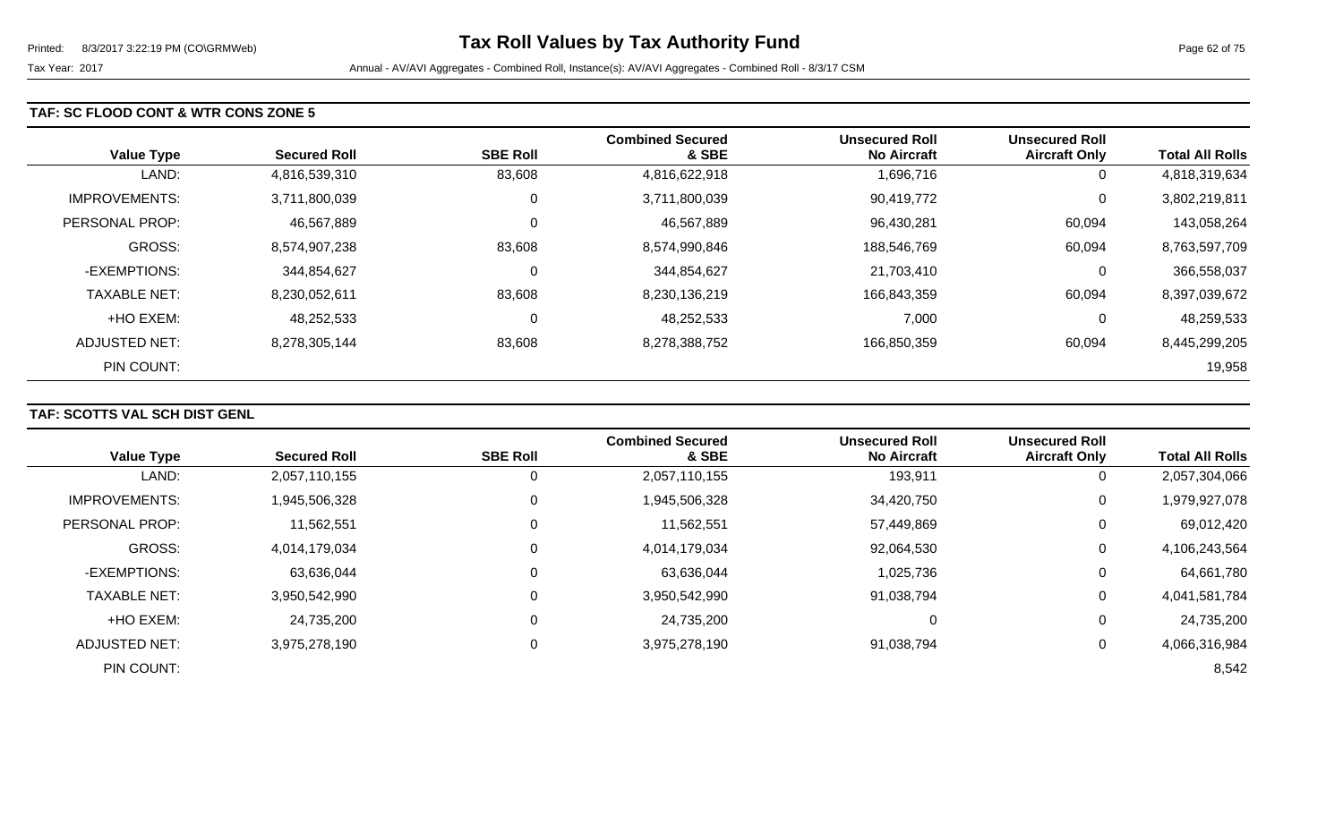# Tax Roll Values by Tax Authority Fund

Printed: 8/3/2017 3:22:19 PM (CO\GRMWeb)

Tax Year: 2017 — Annual - AV/AVI Aggregates - Combined Roll, Instance(s): AV/AVI Aggregates - Combined Roll - 8/3/17 CSM

## TAF: SC FLOOD CONT & WTR CONS ZONE 5

| Value Type | Secured Roll | SBE Roll | Combined Secured & SBE | Unsecured Roll No Aircraft | Unsecured Roll Aircraft Only | Total All Rolls |
|---|---|---|---|---|---|---|
| LAND: | 4,816,539,310 | 83,608 | 4,816,622,918 | 1,696,716 | 0 | 4,818,319,634 |
| IMPROVEMENTS: | 3,711,800,039 | 0 | 3,711,800,039 | 90,419,772 | 0 | 3,802,219,811 |
| PERSONAL PROP: | 46,567,889 | 0 | 46,567,889 | 96,430,281 | 60,094 | 143,058,264 |
| GROSS: | 8,574,907,238 | 83,608 | 8,574,990,846 | 188,546,769 | 60,094 | 8,763,597,709 |
| -EXEMPTIONS: | 344,854,627 | 0 | 344,854,627 | 21,703,410 | 0 | 366,558,037 |
| TAXABLE NET: | 8,230,052,611 | 83,608 | 8,230,136,219 | 166,843,359 | 60,094 | 8,397,039,672 |
| +HO EXEM: | 48,252,533 | 0 | 48,252,533 | 7,000 | 0 | 48,259,533 |
| ADJUSTED NET: | 8,278,305,144 | 83,608 | 8,278,388,752 | 166,850,359 | 60,094 | 8,445,299,205 |
| PIN COUNT: | | | | | | 19,958 |

## TAF: SCOTTS VAL SCH DIST GENL

| Value Type | Secured Roll | SBE Roll | Combined Secured & SBE | Unsecured Roll No Aircraft | Unsecured Roll Aircraft Only | Total All Rolls |
|---|---|---|---|---|---|---|
| LAND: | 2,057,110,155 | 0 | 2,057,110,155 | 193,911 | 0 | 2,057,304,066 |
| IMPROVEMENTS: | 1,945,506,328 | 0 | 1,945,506,328 | 34,420,750 | 0 | 1,979,927,078 |
| PERSONAL PROP: | 11,562,551 | 0 | 11,562,551 | 57,449,869 | 0 | 69,012,420 |
| GROSS: | 4,014,179,034 | 0 | 4,014,179,034 | 92,064,530 | 0 | 4,106,243,564 |
| -EXEMPTIONS: | 63,636,044 | 0 | 63,636,044 | 1,025,736 | 0 | 64,661,780 |
| TAXABLE NET: | 3,950,542,990 | 0 | 3,950,542,990 | 91,038,794 | 0 | 4,041,581,784 |
| +HO EXEM: | 24,735,200 | 0 | 24,735,200 | 0 | 0 | 24,735,200 |
| ADJUSTED NET: | 3,975,278,190 | 0 | 3,975,278,190 | 91,038,794 | 0 | 4,066,316,984 |
| PIN COUNT: | | | | | | 8,542 |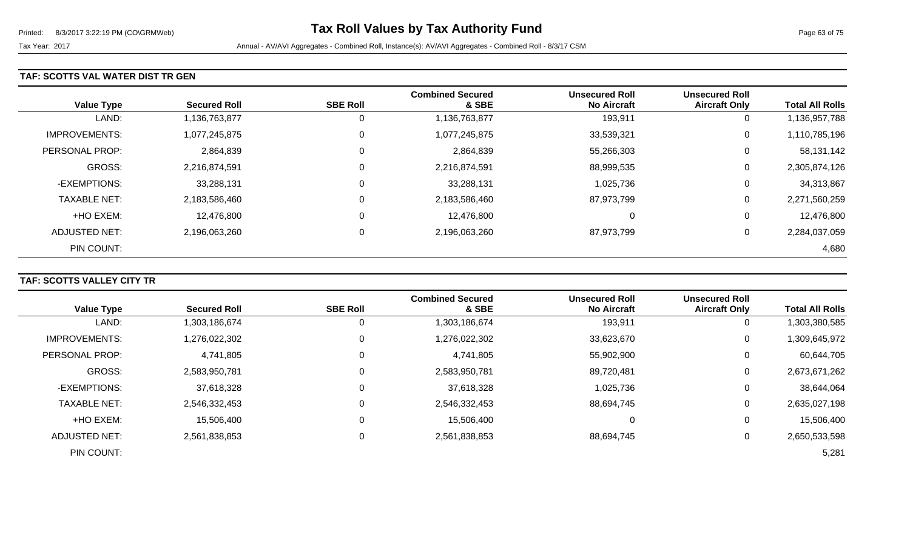# Tax Roll Values by Tax Authority Fund

Tax Year: 2017

Annual - AV/AVI Aggregates - Combined Roll, Instance(s): AV/AVI Aggregates - Combined Roll - 8/3/17 CSM

## TAF: SCOTTS VAL WATER DIST TR GEN

| Value Type | Secured Roll | SBE Roll | Combined Secured & SBE | Unsecured Roll No Aircraft | Unsecured Roll Aircraft Only | Total All Rolls |
|---|---|---|---|---|---|---|
| LAND: | 1,136,763,877 | 0 | 1,136,763,877 | 193,911 | 0 | 1,136,957,788 |
| IMPROVEMENTS: | 1,077,245,875 | 0 | 1,077,245,875 | 33,539,321 | 0 | 1,110,785,196 |
| PERSONAL PROP: | 2,864,839 | 0 | 2,864,839 | 55,266,303 | 0 | 58,131,142 |
| GROSS: | 2,216,874,591 | 0 | 2,216,874,591 | 88,999,535 | 0 | 2,305,874,126 |
| -EXEMPTIONS: | 33,288,131 | 0 | 33,288,131 | 1,025,736 | 0 | 34,313,867 |
| TAXABLE NET: | 2,183,586,460 | 0 | 2,183,586,460 | 87,973,799 | 0 | 2,271,560,259 |
| +HO EXEM: | 12,476,800 | 0 | 12,476,800 | 0 | 0 | 12,476,800 |
| ADJUSTED NET: | 2,196,063,260 | 0 | 2,196,063,260 | 87,973,799 | 0 | 2,284,037,059 |
| PIN COUNT: | | | | | | 4,680 |

## TAF: SCOTTS VALLEY CITY TR

| Value Type | Secured Roll | SBE Roll | Combined Secured & SBE | Unsecured Roll No Aircraft | Unsecured Roll Aircraft Only | Total All Rolls |
|---|---|---|---|---|---|---|
| LAND: | 1,303,186,674 | 0 | 1,303,186,674 | 193,911 | 0 | 1,303,380,585 |
| IMPROVEMENTS: | 1,276,022,302 | 0 | 1,276,022,302 | 33,623,670 | 0 | 1,309,645,972 |
| PERSONAL PROP: | 4,741,805 | 0 | 4,741,805 | 55,902,900 | 0 | 60,644,705 |
| GROSS: | 2,583,950,781 | 0 | 2,583,950,781 | 89,720,481 | 0 | 2,673,671,262 |
| -EXEMPTIONS: | 37,618,328 | 0 | 37,618,328 | 1,025,736 | 0 | 38,644,064 |
| TAXABLE NET: | 2,546,332,453 | 0 | 2,546,332,453 | 88,694,745 | 0 | 2,635,027,198 |
| +HO EXEM: | 15,506,400 | 0 | 15,506,400 | 0 | 0 | 15,506,400 |
| ADJUSTED NET: | 2,561,838,853 | 0 | 2,561,838,853 | 88,694,745 | 0 | 2,650,533,598 |
| PIN COUNT: | | | | | | 5,281 |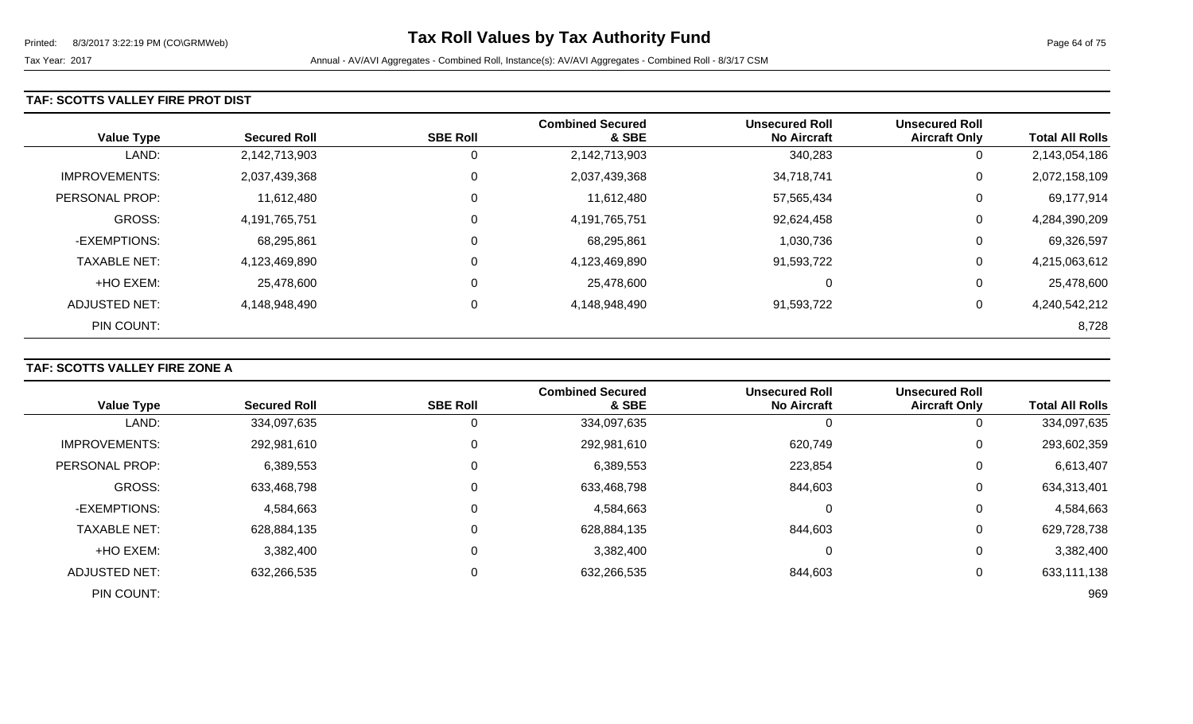# Tax Roll Values by Tax Authority Fund

Tax Year: 2017

Annual - AV/AVI Aggregates - Combined Roll, Instance(s): AV/AVI Aggregates - Combined Roll - 8/3/17 CSM

## TAF: SCOTTS VALLEY FIRE PROT DIST

| Value Type | Secured Roll | SBE Roll | Combined Secured & SBE | Unsecured Roll No Aircraft | Unsecured Roll Aircraft Only | Total All Rolls |
|---|---|---|---|---|---|---|
| LAND: | 2,142,713,903 | 0 | 2,142,713,903 | 340,283 | 0 | 2,143,054,186 |
| IMPROVEMENTS: | 2,037,439,368 | 0 | 2,037,439,368 | 34,718,741 | 0 | 2,072,158,109 |
| PERSONAL PROP: | 11,612,480 | 0 | 11,612,480 | 57,565,434 | 0 | 69,177,914 |
| GROSS: | 4,191,765,751 | 0 | 4,191,765,751 | 92,624,458 | 0 | 4,284,390,209 |
| -EXEMPTIONS: | 68,295,861 | 0 | 68,295,861 | 1,030,736 | 0 | 69,326,597 |
| TAXABLE NET: | 4,123,469,890 | 0 | 4,123,469,890 | 91,593,722 | 0 | 4,215,063,612 |
| +HO EXEM: | 25,478,600 | 0 | 25,478,600 | 0 | 0 | 25,478,600 |
| ADJUSTED NET: | 4,148,948,490 | 0 | 4,148,948,490 | 91,593,722 | 0 | 4,240,542,212 |
| PIN COUNT: | | | | | | 8,728 |

## TAF: SCOTTS VALLEY FIRE ZONE A

| Value Type | Secured Roll | SBE Roll | Combined Secured & SBE | Unsecured Roll No Aircraft | Unsecured Roll Aircraft Only | Total All Rolls |
|---|---|---|---|---|---|---|
| LAND: | 334,097,635 | 0 | 334,097,635 | 0 | 0 | 334,097,635 |
| IMPROVEMENTS: | 292,981,610 | 0 | 292,981,610 | 620,749 | 0 | 293,602,359 |
| PERSONAL PROP: | 6,389,553 | 0 | 6,389,553 | 223,854 | 0 | 6,613,407 |
| GROSS: | 633,468,798 | 0 | 633,468,798 | 844,603 | 0 | 634,313,401 |
| -EXEMPTIONS: | 4,584,663 | 0 | 4,584,663 | 0 | 0 | 4,584,663 |
| TAXABLE NET: | 628,884,135 | 0 | 628,884,135 | 844,603 | 0 | 629,728,738 |
| +HO EXEM: | 3,382,400 | 0 | 3,382,400 | 0 | 0 | 3,382,400 |
| ADJUSTED NET: | 632,266,535 | 0 | 632,266,535 | 844,603 | 0 | 633,111,138 |
| PIN COUNT: | | | | | | 969 |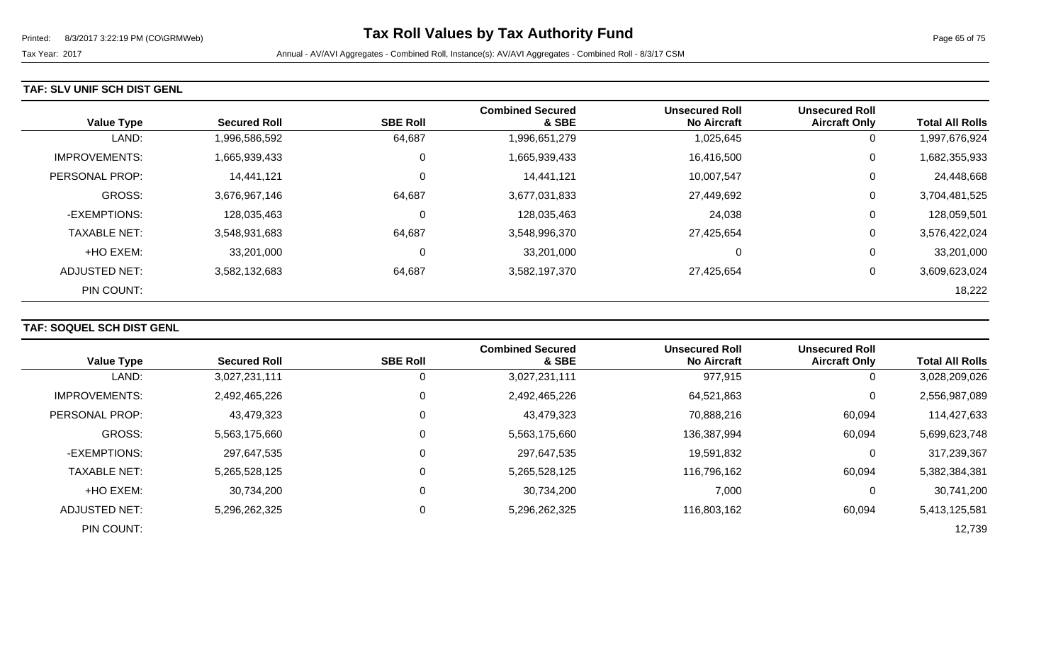# Tax Roll Values by Tax Authority Fund

Tax Year: 2017

Annual - AV/AVI Aggregates - Combined Roll, Instance(s): AV/AVI Aggregates - Combined Roll - 8/3/17 CSM

## TAF: SLV UNIF SCH DIST GENL

| Value Type | Secured Roll | SBE Roll | Combined Secured & SBE | Unsecured Roll No Aircraft | Unsecured Roll Aircraft Only | Total All Rolls |
|---|---|---|---|---|---|---|
| LAND: | 1,996,586,592 | 64,687 | 1,996,651,279 | 1,025,645 | 0 | 1,997,676,924 |
| IMPROVEMENTS: | 1,665,939,433 | 0 | 1,665,939,433 | 16,416,500 | 0 | 1,682,355,933 |
| PERSONAL PROP: | 14,441,121 | 0 | 14,441,121 | 10,007,547 | 0 | 24,448,668 |
| GROSS: | 3,676,967,146 | 64,687 | 3,677,031,833 | 27,449,692 | 0 | 3,704,481,525 |
| -EXEMPTIONS: | 128,035,463 | 0 | 128,035,463 | 24,038 | 0 | 128,059,501 |
| TAXABLE NET: | 3,548,931,683 | 64,687 | 3,548,996,370 | 27,425,654 | 0 | 3,576,422,024 |
| +HO EXEM: | 33,201,000 | 0 | 33,201,000 | 0 | 0 | 33,201,000 |
| ADJUSTED NET: | 3,582,132,683 | 64,687 | 3,582,197,370 | 27,425,654 | 0 | 3,609,623,024 |
| PIN COUNT: | | | | | | 18,222 |

## TAF: SOQUEL SCH DIST GENL

| Value Type | Secured Roll | SBE Roll | Combined Secured & SBE | Unsecured Roll No Aircraft | Unsecured Roll Aircraft Only | Total All Rolls |
|---|---|---|---|---|---|---|
| LAND: | 3,027,231,111 | 0 | 3,027,231,111 | 977,915 | 0 | 3,028,209,026 |
| IMPROVEMENTS: | 2,492,465,226 | 0 | 2,492,465,226 | 64,521,863 | 0 | 2,556,987,089 |
| PERSONAL PROP: | 43,479,323 | 0 | 43,479,323 | 70,888,216 | 60,094 | 114,427,633 |
| GROSS: | 5,563,175,660 | 0 | 5,563,175,660 | 136,387,994 | 60,094 | 5,699,623,748 |
| -EXEMPTIONS: | 297,647,535 | 0 | 297,647,535 | 19,591,832 | 0 | 317,239,367 |
| TAXABLE NET: | 5,265,528,125 | 0 | 5,265,528,125 | 116,796,162 | 60,094 | 5,382,384,381 |
| +HO EXEM: | 30,734,200 | 0 | 30,734,200 | 7,000 | 0 | 30,741,200 |
| ADJUSTED NET: | 5,296,262,325 | 0 | 5,296,262,325 | 116,803,162 | 60,094 | 5,413,125,581 |
| PIN COUNT: | | | | | | 12,739 |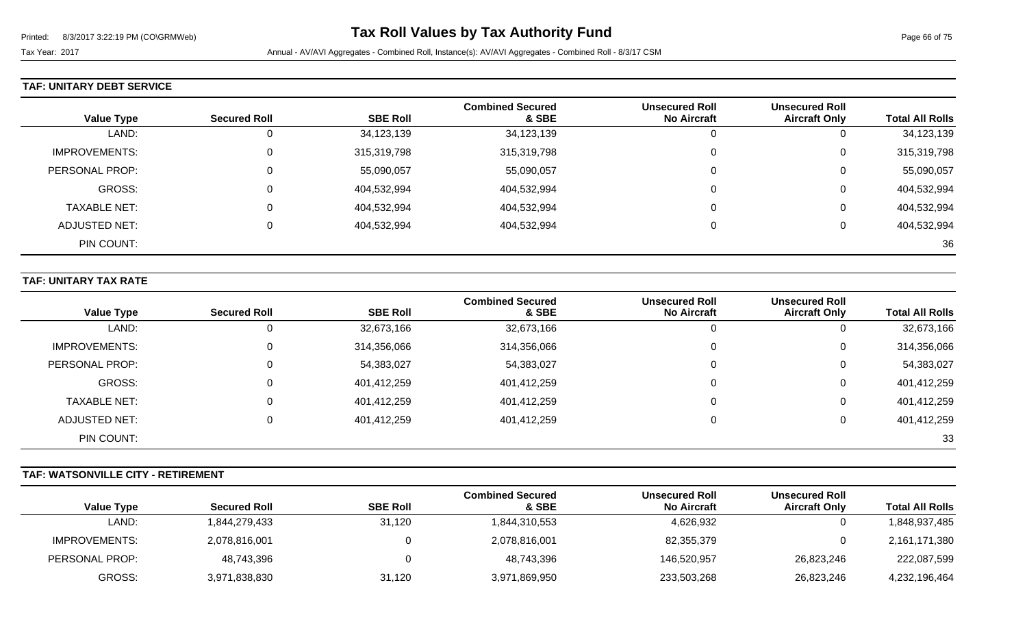Tax Roll Values by Tax Authority Fund

Tax Year: 2017 — Annual - AV/AVI Aggregates - Combined Roll, Instance(s): AV/AVI Aggregates - Combined Roll - 8/3/17 CSM

### TAF: UNITARY DEBT SERVICE

| Value Type | Secured Roll | SBE Roll | Combined Secured & SBE | Unsecured Roll No Aircraft | Unsecured Roll Aircraft Only | Total All Rolls |
|---|---|---|---|---|---|---|
| LAND: | 0 | 34,123,139 | 34,123,139 | 0 | 0 | 34,123,139 |
| IMPROVEMENTS: | 0 | 315,319,798 | 315,319,798 | 0 | 0 | 315,319,798 |
| PERSONAL PROP: | 0 | 55,090,057 | 55,090,057 | 0 | 0 | 55,090,057 |
| GROSS: | 0 | 404,532,994 | 404,532,994 | 0 | 0 | 404,532,994 |
| TAXABLE NET: | 0 | 404,532,994 | 404,532,994 | 0 | 0 | 404,532,994 |
| ADJUSTED NET: | 0 | 404,532,994 | 404,532,994 | 0 | 0 | 404,532,994 |
| PIN COUNT: | | | | | | 36 |

### TAF: UNITARY TAX RATE

| Value Type | Secured Roll | SBE Roll | Combined Secured & SBE | Unsecured Roll No Aircraft | Unsecured Roll Aircraft Only | Total All Rolls |
|---|---|---|---|---|---|---|
| LAND: | 0 | 32,673,166 | 32,673,166 | 0 | 0 | 32,673,166 |
| IMPROVEMENTS: | 0 | 314,356,066 | 314,356,066 | 0 | 0 | 314,356,066 |
| PERSONAL PROP: | 0 | 54,383,027 | 54,383,027 | 0 | 0 | 54,383,027 |
| GROSS: | 0 | 401,412,259 | 401,412,259 | 0 | 0 | 401,412,259 |
| TAXABLE NET: | 0 | 401,412,259 | 401,412,259 | 0 | 0 | 401,412,259 |
| ADJUSTED NET: | 0 | 401,412,259 | 401,412,259 | 0 | 0 | 401,412,259 |
| PIN COUNT: | | | | | | 33 |

### TAF: WATSONVILLE CITY - RETIREMENT

| Value Type | Secured Roll | SBE Roll | Combined Secured & SBE | Unsecured Roll No Aircraft | Unsecured Roll Aircraft Only | Total All Rolls |
|---|---|---|---|---|---|---|
| LAND: | 1,844,279,433 | 31,120 | 1,844,310,553 | 4,626,932 | 0 | 1,848,937,485 |
| IMPROVEMENTS: | 2,078,816,001 | 0 | 2,078,816,001 | 82,355,379 | 0 | 2,161,171,380 |
| PERSONAL PROP: | 48,743,396 | 0 | 48,743,396 | 146,520,957 | 26,823,246 | 222,087,599 |
| GROSS: | 3,971,838,830 | 31,120 | 3,971,869,950 | 233,503,268 | 26,823,246 | 4,232,196,464 |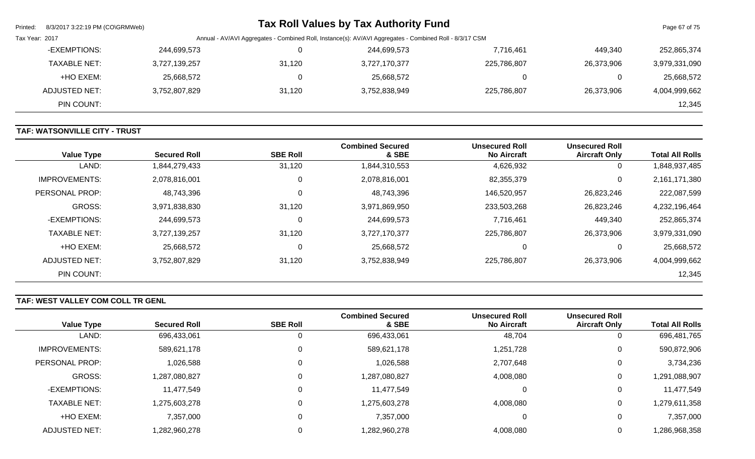| Value Type | Secured Roll | SBE Roll | Combined Secured & SBE | Unsecured Roll No Aircraft | Unsecured Roll Aircraft Only | Total All Rolls |
|---|---|---|---|---|---|---|
| -EXEMPTIONS: | 244,699,573 | 0 | 244,699,573 | 7,716,461 | 449,340 | 252,865,374 |
| TAXABLE NET: | 3,727,139,257 | 31,120 | 3,727,170,377 | 225,786,807 | 26,373,906 | 3,979,331,090 |
| +HO EXEM: | 25,668,572 | 0 | 25,668,572 | 0 | 0 | 25,668,572 |
| ADJUSTED NET: | 3,752,807,829 | 31,120 | 3,752,838,949 | 225,786,807 | 26,373,906 | 4,004,999,662 |
| PIN COUNT: | | | | | | 12,345 |

## TAF: WATSONVILLE CITY - TRUST

| Value Type | Secured Roll | SBE Roll | Combined Secured & SBE | Unsecured Roll No Aircraft | Unsecured Roll Aircraft Only | Total All Rolls |
|---|---|---|---|---|---|---|
| LAND: | 1,844,279,433 | 31,120 | 1,844,310,553 | 4,626,932 | 0 | 1,848,937,485 |
| IMPROVEMENTS: | 2,078,816,001 | 0 | 2,078,816,001 | 82,355,379 | 0 | 2,161,171,380 |
| PERSONAL PROP: | 48,743,396 | 0 | 48,743,396 | 146,520,957 | 26,823,246 | 222,087,599 |
| GROSS: | 3,971,838,830 | 31,120 | 3,971,869,950 | 233,503,268 | 26,823,246 | 4,232,196,464 |
| -EXEMPTIONS: | 244,699,573 | 0 | 244,699,573 | 7,716,461 | 449,340 | 252,865,374 |
| TAXABLE NET: | 3,727,139,257 | 31,120 | 3,727,170,377 | 225,786,807 | 26,373,906 | 3,979,331,090 |
| +HO EXEM: | 25,668,572 | 0 | 25,668,572 | 0 | 0 | 25,668,572 |
| ADJUSTED NET: | 3,752,807,829 | 31,120 | 3,752,838,949 | 225,786,807 | 26,373,906 | 4,004,999,662 |
| PIN COUNT: | | | | | | 12,345 |

## TAF: WEST VALLEY COM COLL TR GENL

| Value Type | Secured Roll | SBE Roll | Combined Secured & SBE | Unsecured Roll No Aircraft | Unsecured Roll Aircraft Only | Total All Rolls |
|---|---|---|---|---|---|---|
| LAND: | 696,433,061 | 0 | 696,433,061 | 48,704 | 0 | 696,481,765 |
| IMPROVEMENTS: | 589,621,178 | 0 | 589,621,178 | 1,251,728 | 0 | 590,872,906 |
| PERSONAL PROP: | 1,026,588 | 0 | 1,026,588 | 2,707,648 | 0 | 3,734,236 |
| GROSS: | 1,287,080,827 | 0 | 1,287,080,827 | 4,008,080 | 0 | 1,291,088,907 |
| -EXEMPTIONS: | 11,477,549 | 0 | 11,477,549 | 0 | 0 | 11,477,549 |
| TAXABLE NET: | 1,275,603,278 | 0 | 1,275,603,278 | 4,008,080 | 0 | 1,279,611,358 |
| +HO EXEM: | 7,357,000 | 0 | 7,357,000 | 0 | 0 | 7,357,000 |
| ADJUSTED NET: | 1,282,960,278 | 0 | 1,282,960,278 | 4,008,080 | 0 | 1,286,968,358 |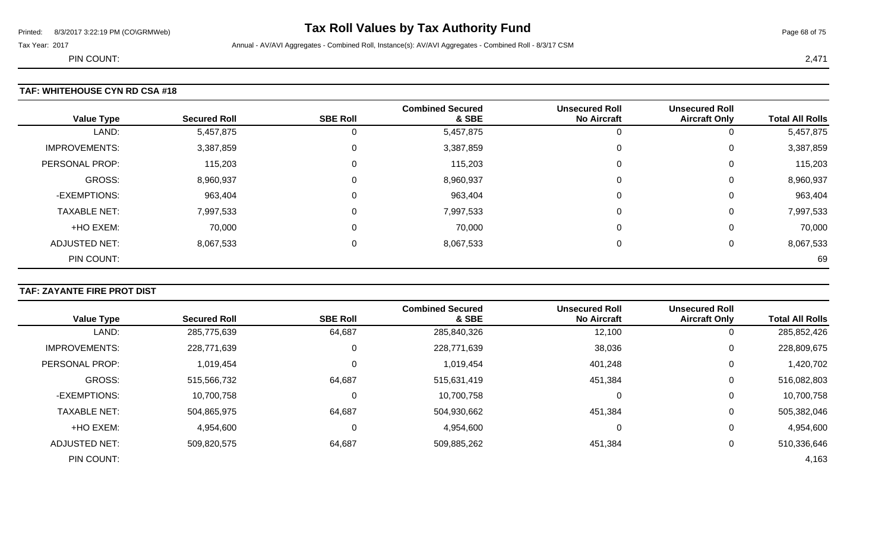PIN COUNT: 2,471

**TAF: WHITEHOUSE CYN RD CSA #18**

| Value Type | Secured Roll | SBE Roll | Combined Secured & SBE | Unsecured Roll No Aircraft | Unsecured Roll Aircraft Only | Total All Rolls |
|---|---|---|---|---|---|---|
| LAND: | 5,457,875 | 0 | 5,457,875 | 0 | 0 | 5,457,875 |
| IMPROVEMENTS: | 3,387,859 | 0 | 3,387,859 | 0 | 0 | 3,387,859 |
| PERSONAL PROP: | 115,203 | 0 | 115,203 | 0 | 0 | 115,203 |
| GROSS: | 8,960,937 | 0 | 8,960,937 | 0 | 0 | 8,960,937 |
| -EXEMPTIONS: | 963,404 | 0 | 963,404 | 0 | 0 | 963,404 |
| TAXABLE NET: | 7,997,533 | 0 | 7,997,533 | 0 | 0 | 7,997,533 |
| +HO EXEM: | 70,000 | 0 | 70,000 | 0 | 0 | 70,000 |
| ADJUSTED NET: | 8,067,533 | 0 | 8,067,533 | 0 | 0 | 8,067,533 |
| PIN COUNT: | | | | | | 69 |

**TAF: ZAYANTE FIRE PROT DIST**

| Value Type | Secured Roll | SBE Roll | Combined Secured & SBE | Unsecured Roll No Aircraft | Unsecured Roll Aircraft Only | Total All Rolls |
|---|---|---|---|---|---|---|
| LAND: | 285,775,639 | 64,687 | 285,840,326 | 12,100 | 0 | 285,852,426 |
| IMPROVEMENTS: | 228,771,639 | 0 | 228,771,639 | 38,036 | 0 | 228,809,675 |
| PERSONAL PROP: | 1,019,454 | 0 | 1,019,454 | 401,248 | 0 | 1,420,702 |
| GROSS: | 515,566,732 | 64,687 | 515,631,419 | 451,384 | 0 | 516,082,803 |
| -EXEMPTIONS: | 10,700,758 | 0 | 10,700,758 | 0 | 0 | 10,700,758 |
| TAXABLE NET: | 504,865,975 | 64,687 | 504,930,662 | 451,384 | 0 | 505,382,046 |
| +HO EXEM: | 4,954,600 | 0 | 4,954,600 | 0 | 0 | 4,954,600 |
| ADJUSTED NET: | 509,820,575 | 64,687 | 509,885,262 | 451,384 | 0 | 510,336,646 |
| PIN COUNT: | | | | | | 4,163 |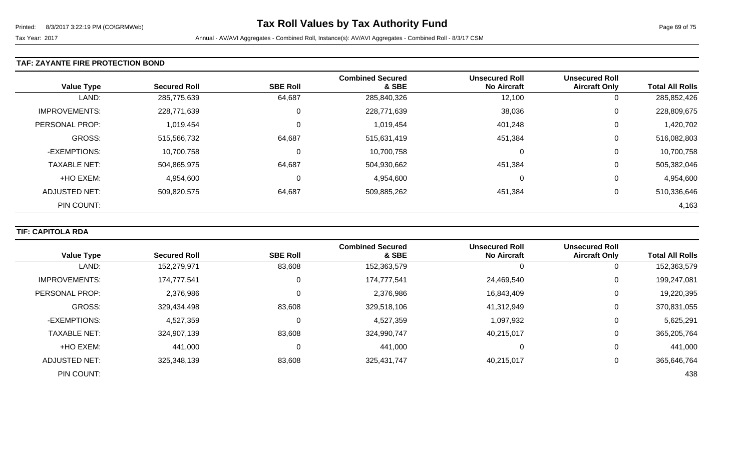#### TAF: ZAYANTE FIRE PROTECTION BOND

| Value Type | Secured Roll | SBE Roll | Combined Secured & SBE | Unsecured Roll No Aircraft | Unsecured Roll Aircraft Only | Total All Rolls |
|---|---|---|---|---|---|---|
| LAND: | 285,775,639 | 64,687 | 285,840,326 | 12,100 | 0 | 285,852,426 |
| IMPROVEMENTS: | 228,771,639 | 0 | 228,771,639 | 38,036 | 0 | 228,809,675 |
| PERSONAL PROP: | 1,019,454 | 0 | 1,019,454 | 401,248 | 0 | 1,420,702 |
| GROSS: | 515,566,732 | 64,687 | 515,631,419 | 451,384 | 0 | 516,082,803 |
| -EXEMPTIONS: | 10,700,758 | 0 | 10,700,758 | 0 | 0 | 10,700,758 |
| TAXABLE NET: | 504,865,975 | 64,687 | 504,930,662 | 451,384 | 0 | 505,382,046 |
| +HO EXEM: | 4,954,600 | 0 | 4,954,600 | 0 | 0 | 4,954,600 |
| ADJUSTED NET: | 509,820,575 | 64,687 | 509,885,262 | 451,384 | 0 | 510,336,646 |
| PIN COUNT: | | | | | | 4,163 |

#### TIF: CAPITOLA RDA

| Value Type | Secured Roll | SBE Roll | Combined Secured & SBE | Unsecured Roll No Aircraft | Unsecured Roll Aircraft Only | Total All Rolls |
|---|---|---|---|---|---|---|
| LAND: | 152,279,971 | 83,608 | 152,363,579 | 0 | 0 | 152,363,579 |
| IMPROVEMENTS: | 174,777,541 | 0 | 174,777,541 | 24,469,540 | 0 | 199,247,081 |
| PERSONAL PROP: | 2,376,986 | 0 | 2,376,986 | 16,843,409 | 0 | 19,220,395 |
| GROSS: | 329,434,498 | 83,608 | 329,518,106 | 41,312,949 | 0 | 370,831,055 |
| -EXEMPTIONS: | 4,527,359 | 0 | 4,527,359 | 1,097,932 | 0 | 5,625,291 |
| TAXABLE NET: | 324,907,139 | 83,608 | 324,990,747 | 40,215,017 | 0 | 365,205,764 |
| +HO EXEM: | 441,000 | 0 | 441,000 | 0 | 0 | 441,000 |
| ADJUSTED NET: | 325,348,139 | 83,608 | 325,431,747 | 40,215,017 | 0 | 365,646,764 |
| PIN COUNT: | | | | | | 438 |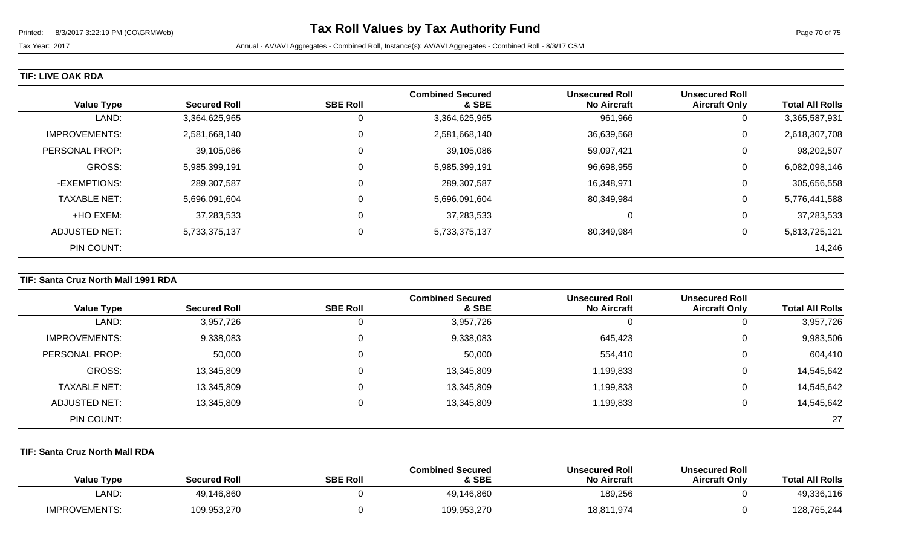### TIF: LIVE OAK RDA

| Value Type | Secured Roll | SBE Roll | Combined Secured & SBE | Unsecured Roll No Aircraft | Unsecured Roll Aircraft Only | Total All Rolls |
|---|---|---|---|---|---|---|
| LAND: | 3,364,625,965 | 0 | 3,364,625,965 | 961,966 | 0 | 3,365,587,931 |
| IMPROVEMENTS: | 2,581,668,140 | 0 | 2,581,668,140 | 36,639,568 | 0 | 2,618,307,708 |
| PERSONAL PROP: | 39,105,086 | 0 | 39,105,086 | 59,097,421 | 0 | 98,202,507 |
| GROSS: | 5,985,399,191 | 0 | 5,985,399,191 | 96,698,955 | 0 | 6,082,098,146 |
| -EXEMPTIONS: | 289,307,587 | 0 | 289,307,587 | 16,348,971 | 0 | 305,656,558 |
| TAXABLE NET: | 5,696,091,604 | 0 | 5,696,091,604 | 80,349,984 | 0 | 5,776,441,588 |
| +HO EXEM: | 37,283,533 | 0 | 37,283,533 | 0 | 0 | 37,283,533 |
| ADJUSTED NET: | 5,733,375,137 | 0 | 5,733,375,137 | 80,349,984 | 0 | 5,813,725,121 |
| PIN COUNT: | | | | | | 14,246 |

### TIF: Santa Cruz North Mall 1991 RDA

| Value Type | Secured Roll | SBE Roll | Combined Secured & SBE | Unsecured Roll No Aircraft | Unsecured Roll Aircraft Only | Total All Rolls |
|---|---|---|---|---|---|---|
| LAND: | 3,957,726 | 0 | 3,957,726 | 0 | 0 | 3,957,726 |
| IMPROVEMENTS: | 9,338,083 | 0 | 9,338,083 | 645,423 | 0 | 9,983,506 |
| PERSONAL PROP: | 50,000 | 0 | 50,000 | 554,410 | 0 | 604,410 |
| GROSS: | 13,345,809 | 0 | 13,345,809 | 1,199,833 | 0 | 14,545,642 |
| TAXABLE NET: | 13,345,809 | 0 | 13,345,809 | 1,199,833 | 0 | 14,545,642 |
| ADJUSTED NET: | 13,345,809 | 0 | 13,345,809 | 1,199,833 | 0 | 14,545,642 |
| PIN COUNT: | | | | | | 27 |

### TIF: Santa Cruz North Mall RDA

| Value Type | Secured Roll | SBE Roll | Combined Secured & SBE | Unsecured Roll No Aircraft | Unsecured Roll Aircraft Only | Total All Rolls |
|---|---|---|---|---|---|---|
| LAND: | 49,146,860 | 0 | 49,146,860 | 189,256 | 0 | 49,336,116 |
| IMPROVEMENTS: | 109,953,270 | 0 | 109,953,270 | 18,811,974 | 0 | 128,765,244 |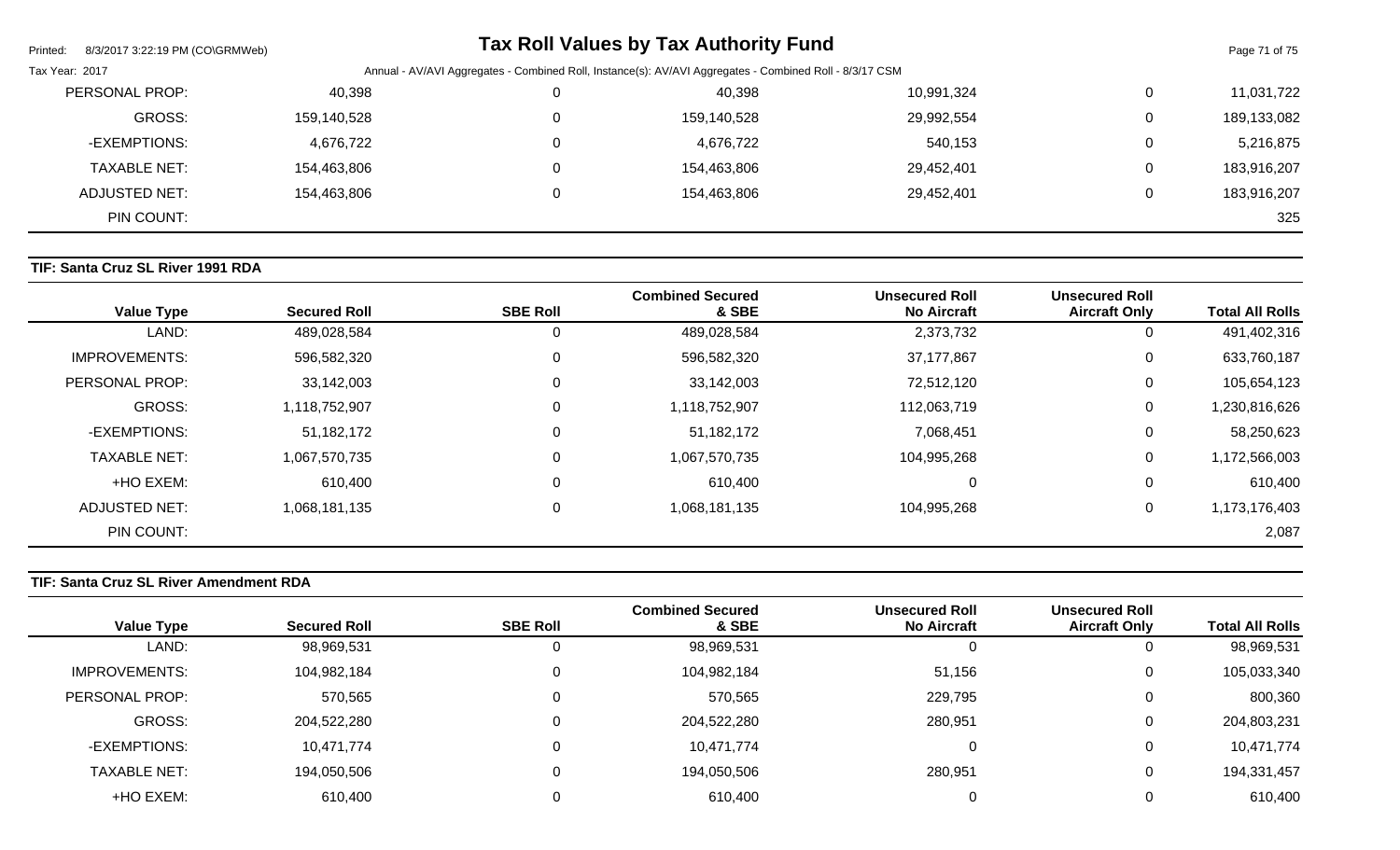# Tax Roll Values by Tax Authority Fund

Tax Year: 2017

Annual - AV/AVI Aggregates - Combined Roll, Instance(s): AV/AVI Aggregates - Combined Roll - 8/3/17 CSM

| | | | | | | |
|---|---|---|---|---|---|---|
| PERSONAL PROP: | 40,398 | 0 | 40,398 | 10,991,324 | 0 | 11,031,722 |
| GROSS: | 159,140,528 | 0 | 159,140,528 | 29,992,554 | 0 | 189,133,082 |
| -EXEMPTIONS: | 4,676,722 | 0 | 4,676,722 | 540,153 | 0 | 5,216,875 |
| TAXABLE NET: | 154,463,806 | 0 | 154,463,806 | 29,452,401 | 0 | 183,916,207 |
| ADJUSTED NET: | 154,463,806 | 0 | 154,463,806 | 29,452,401 | 0 | 183,916,207 |
| PIN COUNT: | | | | | | 325 |

## TIF: Santa Cruz SL River 1991 RDA

| Value Type | Secured Roll | SBE Roll | Combined Secured & SBE | Unsecured Roll No Aircraft | Unsecured Roll Aircraft Only | Total All Rolls |
|---|---|---|---|---|---|---|
| LAND: | 489,028,584 | 0 | 489,028,584 | 2,373,732 | 0 | 491,402,316 |
| IMPROVEMENTS: | 596,582,320 | 0 | 596,582,320 | 37,177,867 | 0 | 633,760,187 |
| PERSONAL PROP: | 33,142,003 | 0 | 33,142,003 | 72,512,120 | 0 | 105,654,123 |
| GROSS: | 1,118,752,907 | 0 | 1,118,752,907 | 112,063,719 | 0 | 1,230,816,626 |
| -EXEMPTIONS: | 51,182,172 | 0 | 51,182,172 | 7,068,451 | 0 | 58,250,623 |
| TAXABLE NET: | 1,067,570,735 | 0 | 1,067,570,735 | 104,995,268 | 0 | 1,172,566,003 |
| +HO EXEM: | 610,400 | 0 | 610,400 | 0 | 0 | 610,400 |
| ADJUSTED NET: | 1,068,181,135 | 0 | 1,068,181,135 | 104,995,268 | 0 | 1,173,176,403 |
| PIN COUNT: | | | | | | 2,087 |

## TIF: Santa Cruz SL River Amendment RDA

| Value Type | Secured Roll | SBE Roll | Combined Secured & SBE | Unsecured Roll No Aircraft | Unsecured Roll Aircraft Only | Total All Rolls |
|---|---|---|---|---|---|---|
| LAND: | 98,969,531 | 0 | 98,969,531 | 0 | 0 | 98,969,531 |
| IMPROVEMENTS: | 104,982,184 | 0 | 104,982,184 | 51,156 | 0 | 105,033,340 |
| PERSONAL PROP: | 570,565 | 0 | 570,565 | 229,795 | 0 | 800,360 |
| GROSS: | 204,522,280 | 0 | 204,522,280 | 280,951 | 0 | 204,803,231 |
| -EXEMPTIONS: | 10,471,774 | 0 | 10,471,774 | 0 | 0 | 10,471,774 |
| TAXABLE NET: | 194,050,506 | 0 | 194,050,506 | 280,951 | 0 | 194,331,457 |
| +HO EXEM: | 610,400 | 0 | 610,400 | 0 | 0 | 610,400 |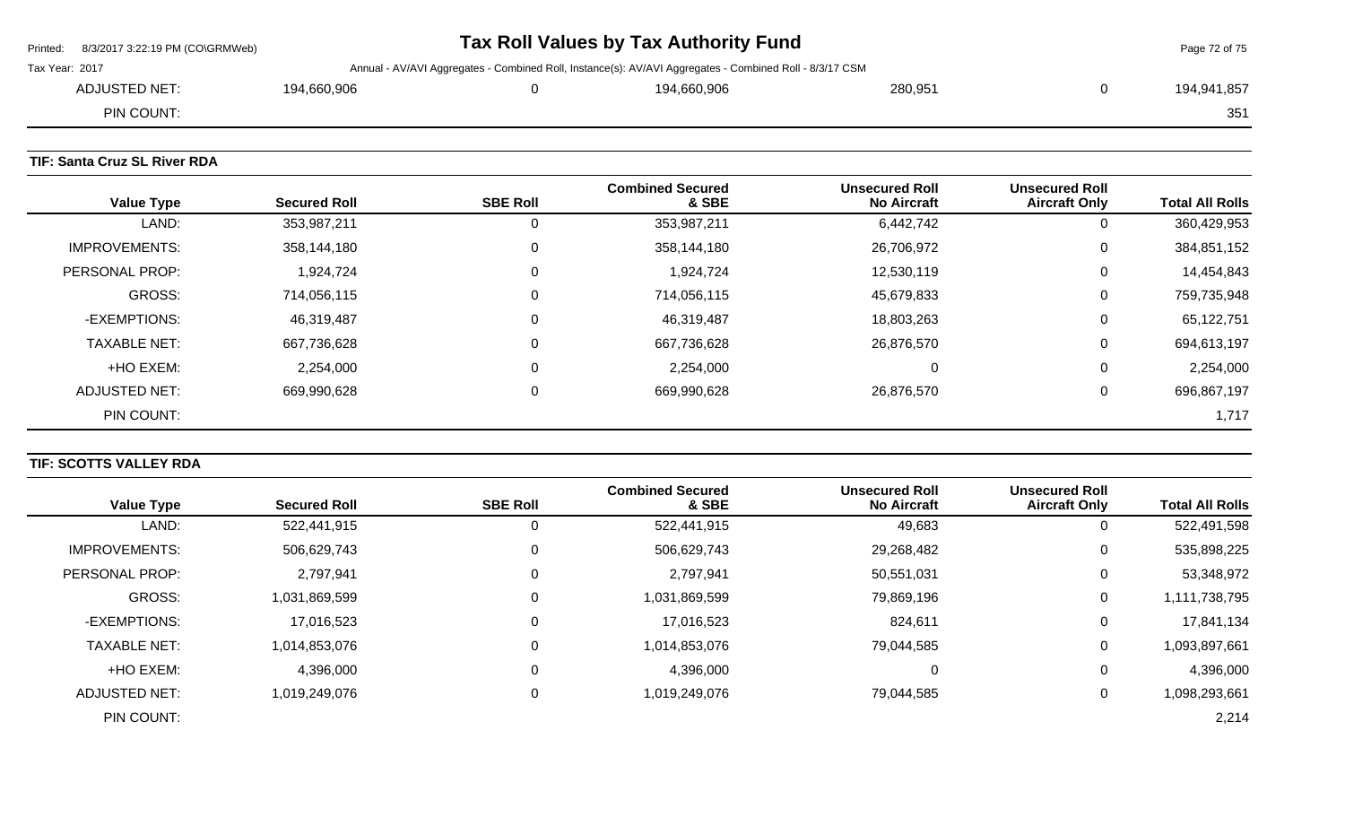| ADJUSTED NET: | 194,660,906 | 0 | 194,660,906 | 280,951 | 0 | 194,941,857 |
|---|---|---|---|---|---|---|
| PIN COUNT: | | | | | | 351 |

**TIF: Santa Cruz SL River RDA**

| Value Type | Secured Roll | SBE Roll | Combined Secured & SBE | Unsecured Roll No Aircraft | Unsecured Roll Aircraft Only | Total All Rolls |
|---|---|---|---|---|---|---|
| LAND: | 353,987,211 | 0 | 353,987,211 | 6,442,742 | 0 | 360,429,953 |
| IMPROVEMENTS: | 358,144,180 | 0 | 358,144,180 | 26,706,972 | 0 | 384,851,152 |
| PERSONAL PROP: | 1,924,724 | 0 | 1,924,724 | 12,530,119 | 0 | 14,454,843 |
| GROSS: | 714,056,115 | 0 | 714,056,115 | 45,679,833 | 0 | 759,735,948 |
| -EXEMPTIONS: | 46,319,487 | 0 | 46,319,487 | 18,803,263 | 0 | 65,122,751 |
| TAXABLE NET: | 667,736,628 | 0 | 667,736,628 | 26,876,570 | 0 | 694,613,197 |
| +HO EXEM: | 2,254,000 | 0 | 2,254,000 | 0 | 0 | 2,254,000 |
| ADJUSTED NET: | 669,990,628 | 0 | 669,990,628 | 26,876,570 | 0 | 696,867,197 |
| PIN COUNT: | | | | | | 1,717 |

**TIF: SCOTTS VALLEY RDA**

| Value Type | Secured Roll | SBE Roll | Combined Secured & SBE | Unsecured Roll No Aircraft | Unsecured Roll Aircraft Only | Total All Rolls |
|---|---|---|---|---|---|---|
| LAND: | 522,441,915 | 0 | 522,441,915 | 49,683 | 0 | 522,491,598 |
| IMPROVEMENTS: | 506,629,743 | 0 | 506,629,743 | 29,268,482 | 0 | 535,898,225 |
| PERSONAL PROP: | 2,797,941 | 0 | 2,797,941 | 50,551,031 | 0 | 53,348,972 |
| GROSS: | 1,031,869,599 | 0 | 1,031,869,599 | 79,869,196 | 0 | 1,111,738,795 |
| -EXEMPTIONS: | 17,016,523 | 0 | 17,016,523 | 824,611 | 0 | 17,841,134 |
| TAXABLE NET: | 1,014,853,076 | 0 | 1,014,853,076 | 79,044,585 | 0 | 1,093,897,661 |
| +HO EXEM: | 4,396,000 | 0 | 4,396,000 | 0 | 0 | 4,396,000 |
| ADJUSTED NET: | 1,019,249,076 | 0 | 1,019,249,076 | 79,044,585 | 0 | 1,098,293,661 |
| PIN COUNT: | | | | | | 2,214 |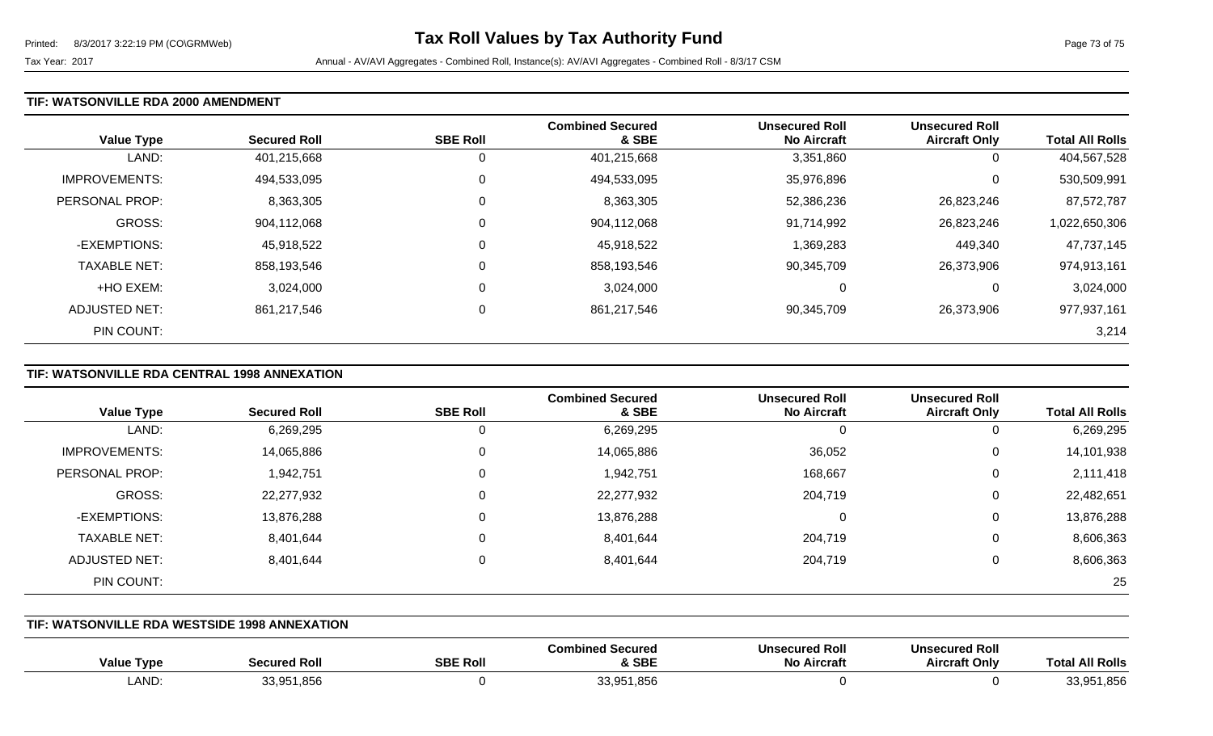### TIF: WATSONVILLE RDA 2000 AMENDMENT

| Value Type | Secured Roll | SBE Roll | Combined Secured & SBE | Unsecured Roll No Aircraft | Unsecured Roll Aircraft Only | Total All Rolls |
|---|---|---|---|---|---|---|
| LAND: | 401,215,668 | 0 | 401,215,668 | 3,351,860 | 0 | 404,567,528 |
| IMPROVEMENTS: | 494,533,095 | 0 | 494,533,095 | 35,976,896 | 0 | 530,509,991 |
| PERSONAL PROP: | 8,363,305 | 0 | 8,363,305 | 52,386,236 | 26,823,246 | 87,572,787 |
| GROSS: | 904,112,068 | 0 | 904,112,068 | 91,714,992 | 26,823,246 | 1,022,650,306 |
| -EXEMPTIONS: | 45,918,522 | 0 | 45,918,522 | 1,369,283 | 449,340 | 47,737,145 |
| TAXABLE NET: | 858,193,546 | 0 | 858,193,546 | 90,345,709 | 26,373,906 | 974,913,161 |
| +HO EXEM: | 3,024,000 | 0 | 3,024,000 | 0 | 0 | 3,024,000 |
| ADJUSTED NET: | 861,217,546 | 0 | 861,217,546 | 90,345,709 | 26,373,906 | 977,937,161 |
| PIN COUNT: | | | | | | 3,214 |

### TIF: WATSONVILLE RDA CENTRAL 1998 ANNEXATION

| Value Type | Secured Roll | SBE Roll | Combined Secured & SBE | Unsecured Roll No Aircraft | Unsecured Roll Aircraft Only | Total All Rolls |
|---|---|---|---|---|---|---|
| LAND: | 6,269,295 | 0 | 6,269,295 | 0 | 0 | 6,269,295 |
| IMPROVEMENTS: | 14,065,886 | 0 | 14,065,886 | 36,052 | 0 | 14,101,938 |
| PERSONAL PROP: | 1,942,751 | 0 | 1,942,751 | 168,667 | 0 | 2,111,418 |
| GROSS: | 22,277,932 | 0 | 22,277,932 | 204,719 | 0 | 22,482,651 |
| -EXEMPTIONS: | 13,876,288 | 0 | 13,876,288 | 0 | 0 | 13,876,288 |
| TAXABLE NET: | 8,401,644 | 0 | 8,401,644 | 204,719 | 0 | 8,606,363 |
| ADJUSTED NET: | 8,401,644 | 0 | 8,401,644 | 204,719 | 0 | 8,606,363 |
| PIN COUNT: | | | | | | 25 |

### TIF: WATSONVILLE RDA WESTSIDE 1998 ANNEXATION

| Value Type | Secured Roll | SBE Roll | Combined Secured & SBE | Unsecured Roll No Aircraft | Unsecured Roll Aircraft Only | Total All Rolls |
|---|---|---|---|---|---|---|
| LAND: | 33,951,856 | 0 | 33,951,856 | 0 | 0 | 33,951,856 |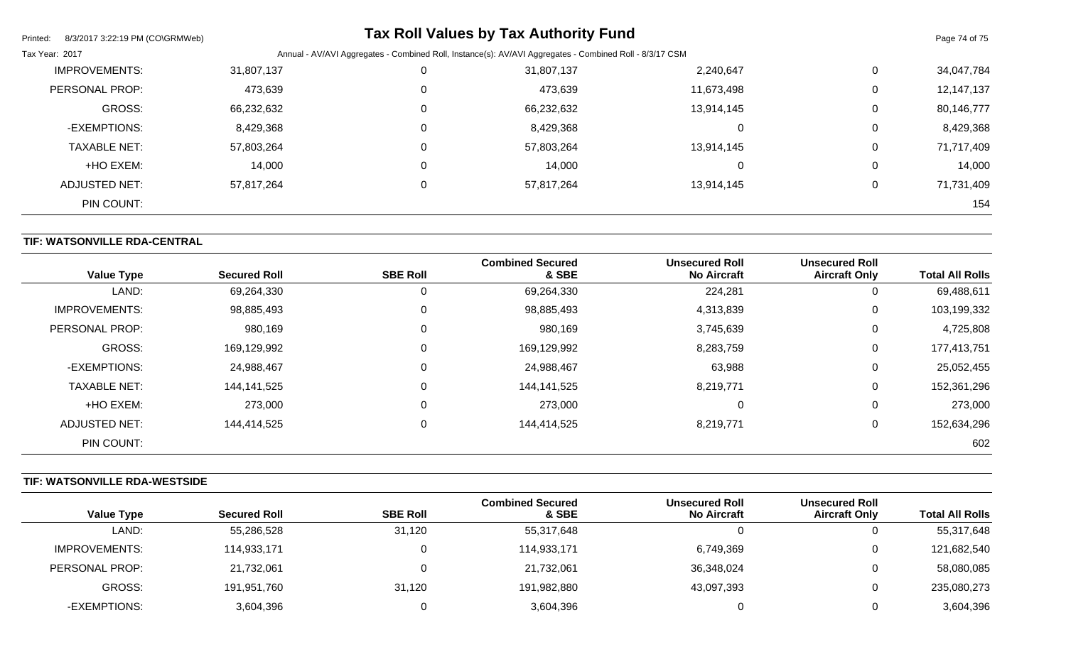| Value Type | Secured Roll | SBE Roll | Combined Secured & SBE | Unsecured Roll No Aircraft | Unsecured Roll Aircraft Only | Total All Rolls |
|---|---|---|---|---|---|---|
| IMPROVEMENTS: | 31,807,137 | 0 | 31,807,137 | 2,240,647 | 0 | 34,047,784 |
| PERSONAL PROP: | 473,639 | 0 | 473,639 | 11,673,498 | 0 | 12,147,137 |
| GROSS: | 66,232,632 | 0 | 66,232,632 | 13,914,145 | 0 | 80,146,777 |
| -EXEMPTIONS: | 8,429,368 | 0 | 8,429,368 | 0 | 0 | 8,429,368 |
| TAXABLE NET: | 57,803,264 | 0 | 57,803,264 | 13,914,145 | 0 | 71,717,409 |
| +HO EXEM: | 14,000 | 0 | 14,000 | 0 | 0 | 14,000 |
| ADJUSTED NET: | 57,817,264 | 0 | 57,817,264 | 13,914,145 | 0 | 71,731,409 |
| PIN COUNT: | | | | | | 154 |

## TIF: WATSONVILLE RDA-CENTRAL

| Value Type | Secured Roll | SBE Roll | Combined Secured & SBE | Unsecured Roll No Aircraft | Unsecured Roll Aircraft Only | Total All Rolls |
|---|---|---|---|---|---|---|
| LAND: | 69,264,330 | 0 | 69,264,330 | 224,281 | 0 | 69,488,611 |
| IMPROVEMENTS: | 98,885,493 | 0 | 98,885,493 | 4,313,839 | 0 | 103,199,332 |
| PERSONAL PROP: | 980,169 | 0 | 980,169 | 3,745,639 | 0 | 4,725,808 |
| GROSS: | 169,129,992 | 0 | 169,129,992 | 8,283,759 | 0 | 177,413,751 |
| -EXEMPTIONS: | 24,988,467 | 0 | 24,988,467 | 63,988 | 0 | 25,052,455 |
| TAXABLE NET: | 144,141,525 | 0 | 144,141,525 | 8,219,771 | 0 | 152,361,296 |
| +HO EXEM: | 273,000 | 0 | 273,000 | 0 | 0 | 273,000 |
| ADJUSTED NET: | 144,414,525 | 0 | 144,414,525 | 8,219,771 | 0 | 152,634,296 |
| PIN COUNT: | | | | | | 602 |

## TIF: WATSONVILLE RDA-WESTSIDE

| Value Type | Secured Roll | SBE Roll | Combined Secured & SBE | Unsecured Roll No Aircraft | Unsecured Roll Aircraft Only | Total All Rolls |
|---|---|---|---|---|---|---|
| LAND: | 55,286,528 | 31,120 | 55,317,648 | 0 | 0 | 55,317,648 |
| IMPROVEMENTS: | 114,933,171 | 0 | 114,933,171 | 6,749,369 | 0 | 121,682,540 |
| PERSONAL PROP: | 21,732,061 | 0 | 21,732,061 | 36,348,024 | 0 | 58,080,085 |
| GROSS: | 191,951,760 | 31,120 | 191,982,880 | 43,097,393 | 0 | 235,080,273 |
| -EXEMPTIONS: | 3,604,396 | 0 | 3,604,396 | 0 | 0 | 3,604,396 |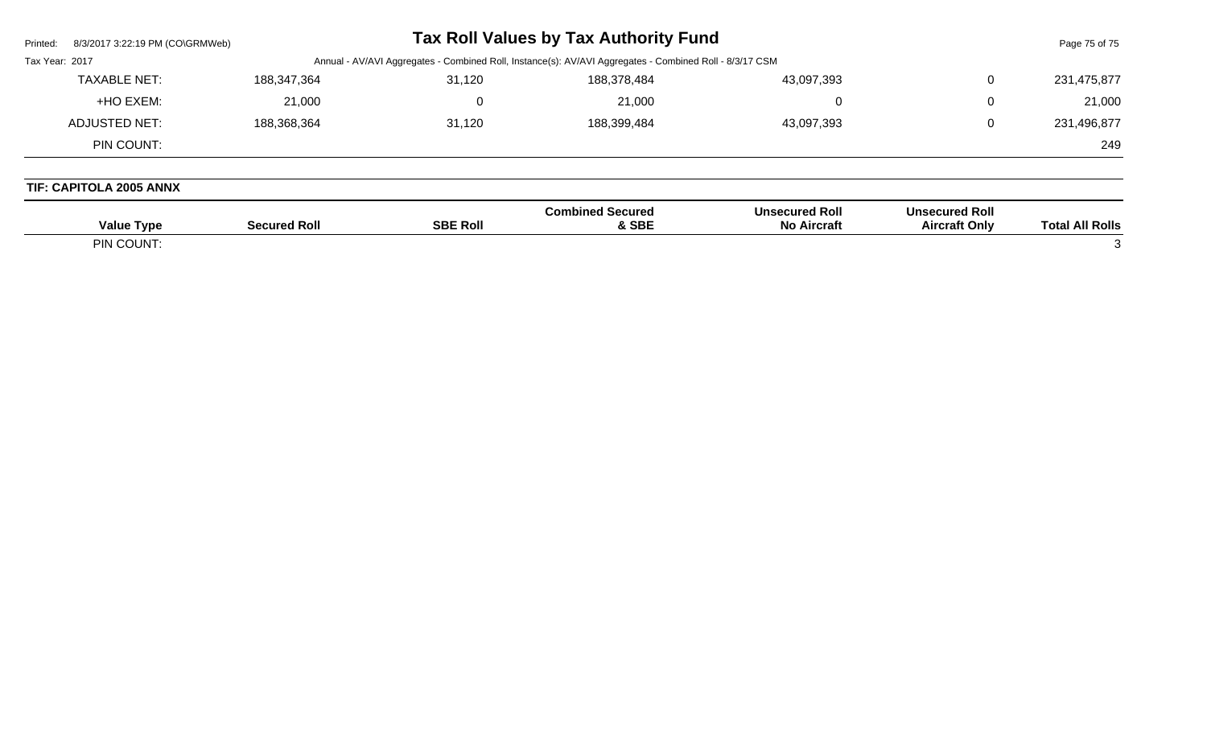| | | | | | | |
|---|---|---|---|---|---|---|
| TAXABLE NET: | 188,347,364 | 31,120 | 188,378,484 | 43,097,393 | 0 | 231,475,877 |
| +HO EXEM: | 21,000 | 0 | 21,000 | 0 | 0 | 21,000 |
| ADJUSTED NET: | 188,368,364 | 31,120 | 188,399,484 | 43,097,393 | 0 | 231,496,877 |
| PIN COUNT: | | | | | | 249 |

## TIF: CAPITOLA 2005 ANNX

| Value Type | Secured Roll | SBE Roll | Combined Secured & SBE | Unsecured Roll No Aircraft | Unsecured Roll Aircraft Only | Total All Rolls |
|---|---|---|---|---|---|---|
| PIN COUNT: | | | | | | 3 |